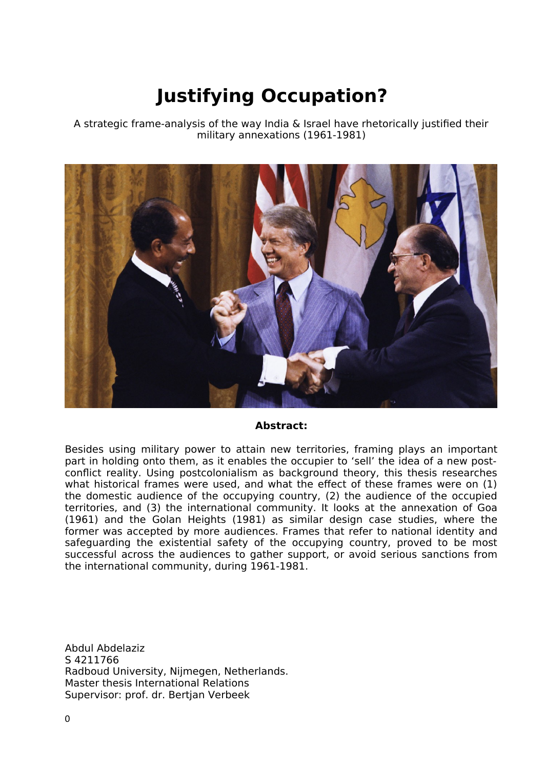# Justifying Occupation?

A strategic frame-analysis of the way India & Israel have rhetorically justified their military annexations (1961-1981)

**Abstract:**

Besides using military power to attain new territories, framing plays an important part in holding onto them, as it enables the occupier to 'sell' the idea of a new post-conflict reality. Using postcolonialism as background theory, this thesis researches what historical frames were used, and what the effect of these frames were on (1) the domestic audience of the occupying country, (2) the audience of the occupied territories, and (3) the international community. It looks at the annexation of Goa (1961) and the Golan Heights (1981) as similar design case studies, where the former was accepted by more audiences. Frames that refer to national identity and safeguarding the existential safety of the occupying country, proved to be most successful across the audiences to gather support, or avoid serious sanctions from the international community, during 1961-1981.

Abdul Abdelaziz
S 4211766
Radboud University, Nijmegen, Netherlands.
Master thesis International Relations
Supervisor: prof. dr. Bertjan Verbeek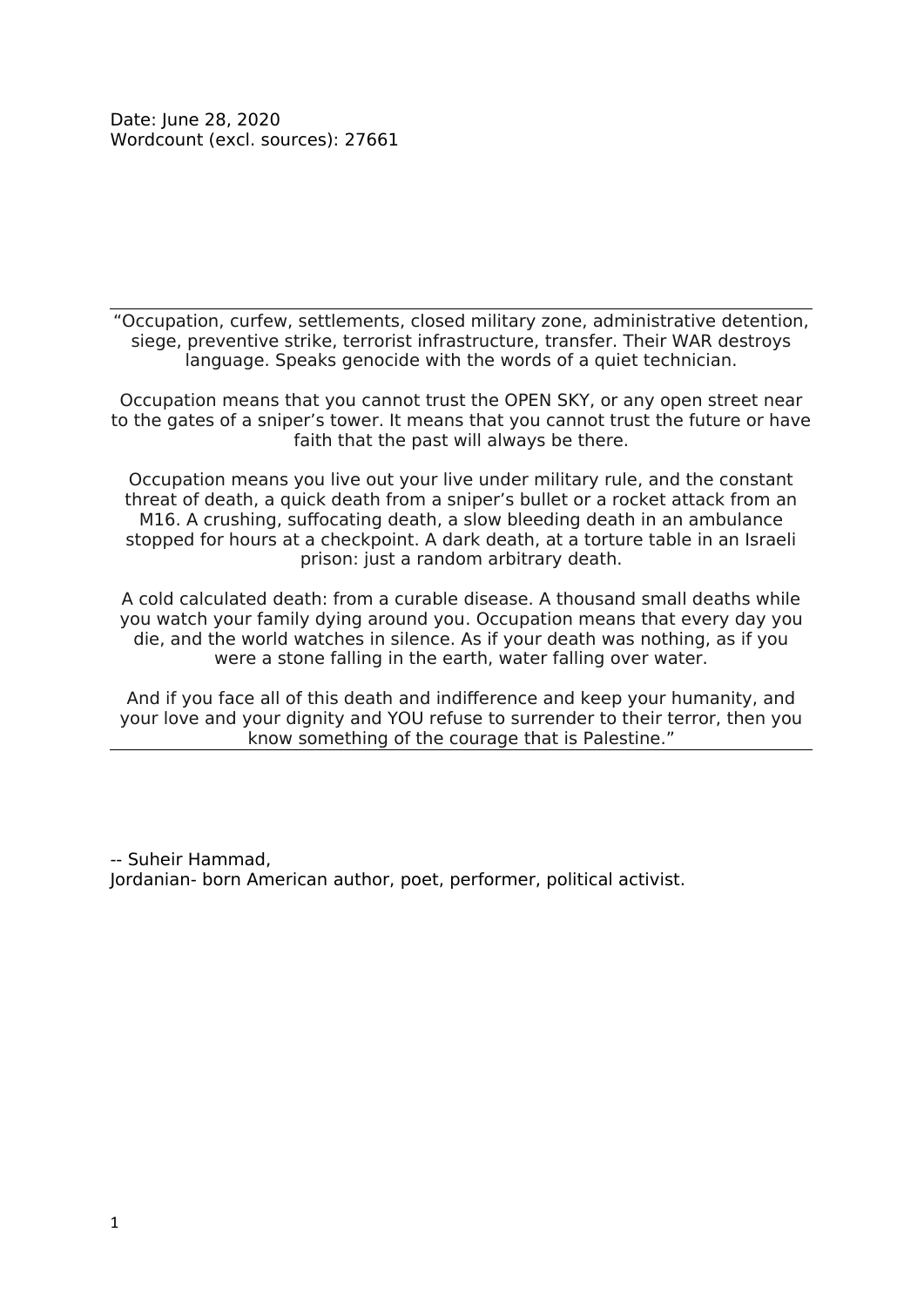Date: June 28, 2020
Wordcount (excl. sources): 27661

---

"Occupation, curfew, settlements, closed military zone, administrative detention, siege, preventive strike, terrorist infrastructure, transfer. Their WAR destroys language. Speaks genocide with the words of a quiet technician.

Occupation means that you cannot trust the OPEN SKY, or any open street near to the gates of a sniper's tower. It means that you cannot trust the future or have faith that the past will always be there.

Occupation means you live out your live under military rule, and the constant threat of death, a quick death from a sniper's bullet or a rocket attack from an M16. A crushing, suffocating death, a slow bleeding death in an ambulance stopped for hours at a checkpoint. A dark death, at a torture table in an Israeli prison: just a random arbitrary death.

A cold calculated death: from a curable disease. A thousand small deaths while you watch your family dying around you. Occupation means that every day you die, and the world watches in silence. As if your death was nothing, as if you were a stone falling in the earth, water falling over water.

And if you face all of this death and indifference and keep your humanity, and your love and your dignity and YOU refuse to surrender to their terror, then you know something of the courage that is Palestine."

---

-- Suheir Hammad,
Jordanian- born American author, poet, performer, political activist.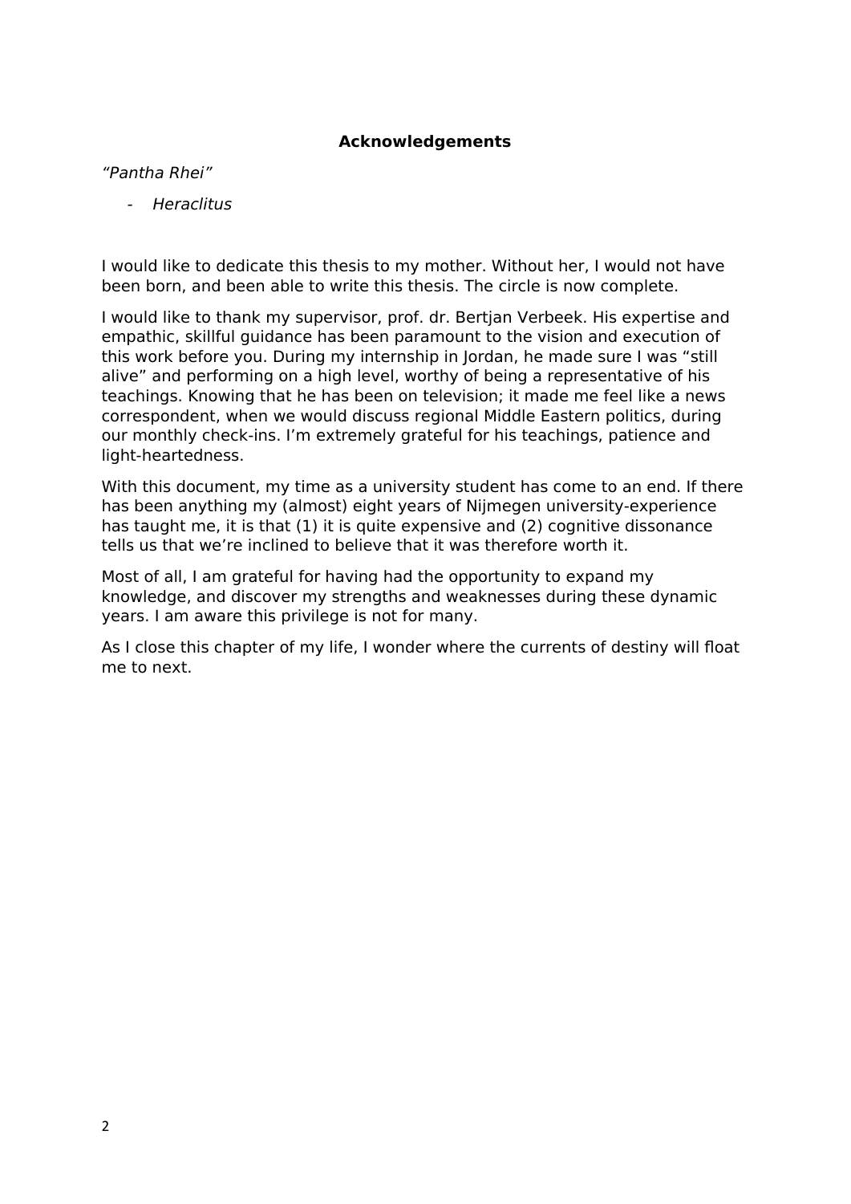## Acknowledgements

*"Pantha Rhei"*

- *Heraclitus*

I would like to dedicate this thesis to my mother. Without her, I would not have been born, and been able to write this thesis. The circle is now complete.

I would like to thank my supervisor, prof. dr. Bertjan Verbeek. His expertise and empathic, skillful guidance has been paramount to the vision and execution of this work before you. During my internship in Jordan, he made sure I was "still alive" and performing on a high level, worthy of being a representative of his teachings. Knowing that he has been on television; it made me feel like a news correspondent, when we would discuss regional Middle Eastern politics, during our monthly check-ins. I'm extremely grateful for his teachings, patience and light-heartedness.

With this document, my time as a university student has come to an end. If there has been anything my (almost) eight years of Nijmegen university-experience has taught me, it is that (1) it is quite expensive and (2) cognitive dissonance tells us that we're inclined to believe that it was therefore worth it.

Most of all, I am grateful for having had the opportunity to expand my knowledge, and discover my strengths and weaknesses during these dynamic years. I am aware this privilege is not for many.

As I close this chapter of my life, I wonder where the currents of destiny will float me to next.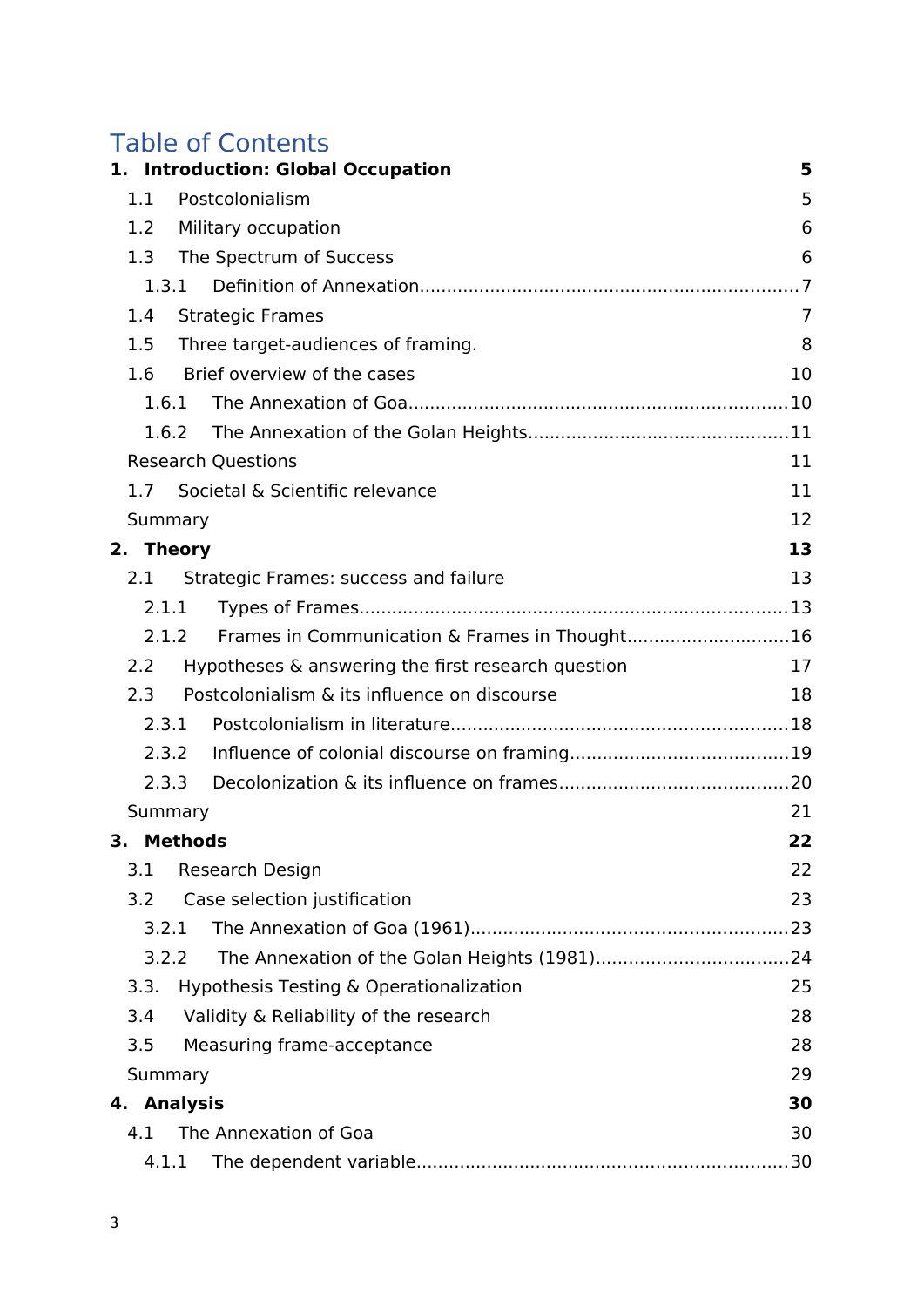# Table of Contents

**1. Introduction: Global Occupation** **5**

1.1 Postcolonialism 5

1.2 Military occupation 6

1.3 The Spectrum of Success 6

1.3.1 Definition of Annexation 7

1.4 Strategic Frames 7

1.5 Three target-audiences of framing. 8

1.6 Brief overview of the cases 10

1.6.1 The Annexation of Goa 10

1.6.2 The Annexation of the Golan Heights 11

Research Questions 11

1.7 Societal & Scientific relevance 11

Summary 12

**2. Theory** **13**

2.1 Strategic Frames: success and failure 13

2.1.1 Types of Frames 13

2.1.2 Frames in Communication & Frames in Thought 16

2.2 Hypotheses & answering the first research question 17

2.3 Postcolonialism & its influence on discourse 18

2.3.1 Postcolonialism in literature 18

2.3.2 Influence of colonial discourse on framing 19

2.3.3 Decolonization & its influence on frames 20

Summary 21

**3. Methods** **22**

3.1 Research Design 22

3.2 Case selection justification 23

3.2.1 The Annexation of Goa (1961) 23

3.2.2 The Annexation of the Golan Heights (1981) 24

3.3. Hypothesis Testing & Operationalization 25

3.4 Validity & Reliability of the research 28

3.5 Measuring frame-acceptance 28

Summary 29

**4. Analysis** **30**

4.1 The Annexation of Goa 30

4.1.1 The dependent variable 30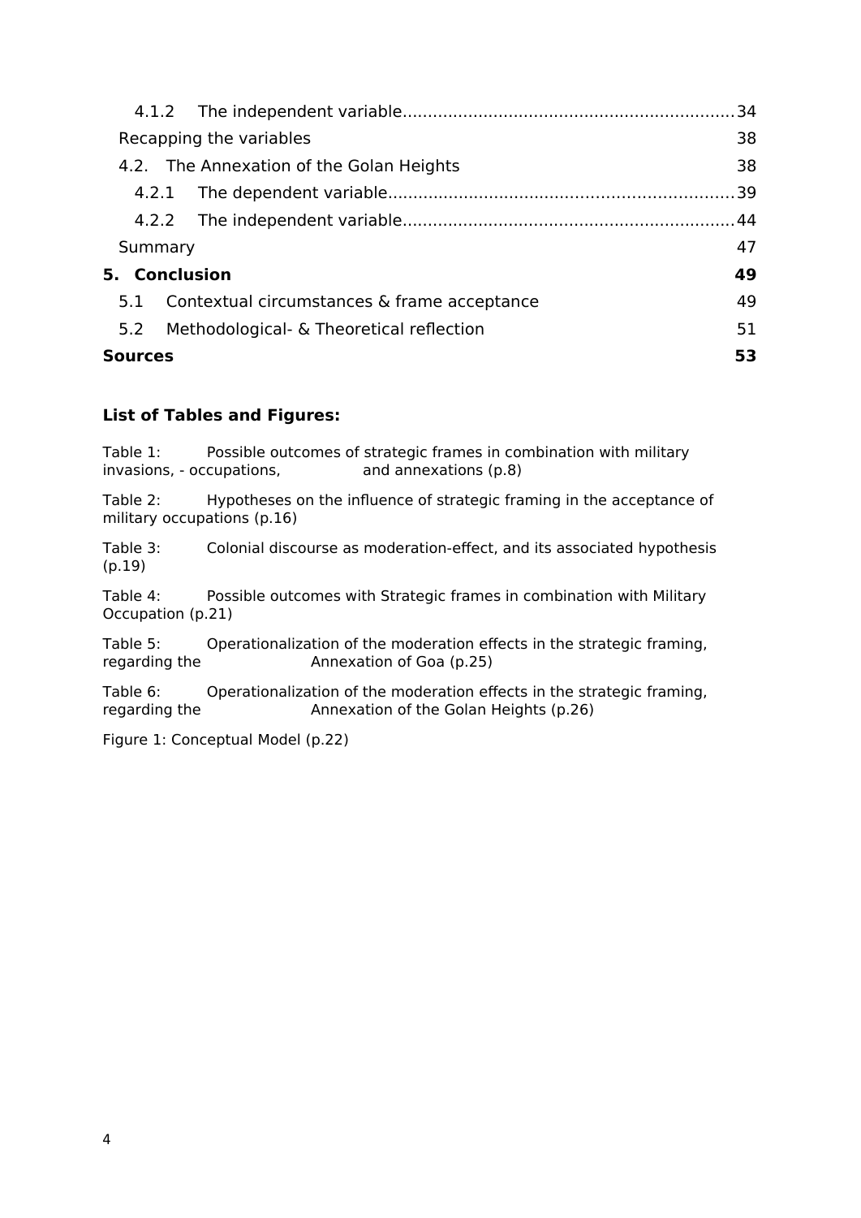4.1.2 The independent variable ... 34

Recapping the variables 38

4.2. The Annexation of the Golan Heights 38

4.2.1 The dependent variable ... 39

4.2.2 The independent variable ... 44

Summary 47

**5. Conclusion 49**

5.1 Contextual circumstances & frame acceptance 49

5.2 Methodological- & Theoretical reflection 51

**Sources 53**

**List of Tables and Figures:**

Table 1: Possible outcomes of strategic frames in combination with military invasions, - occupations, and annexations (p.8)

Table 2: Hypotheses on the influence of strategic framing in the acceptance of military occupations (p.16)

Table 3: Colonial discourse as moderation-effect, and its associated hypothesis (p.19)

Table 4: Possible outcomes with Strategic frames in combination with Military Occupation (p.21)

Table 5: Operationalization of the moderation effects in the strategic framing, regarding the Annexation of Goa (p.25)

Table 6: Operationalization of the moderation effects in the strategic framing, regarding the Annexation of the Golan Heights (p.26)

Figure 1: Conceptual Model (p.22)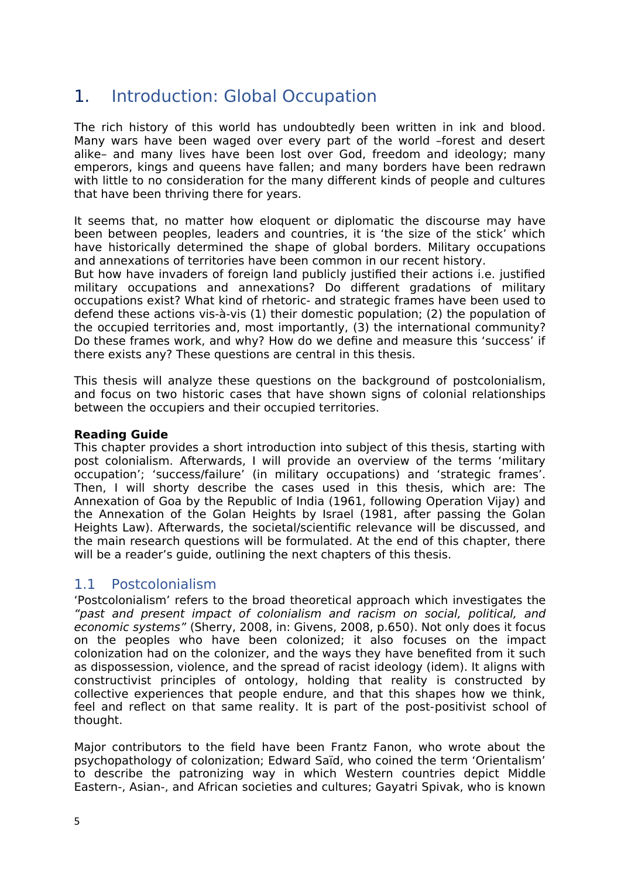# 1. Introduction: Global Occupation

The rich history of this world has undoubtedly been written in ink and blood. Many wars have been waged over every part of the world –forest and desert alike– and many lives have been lost over God, freedom and ideology; many emperors, kings and queens have fallen; and many borders have been redrawn with little to no consideration for the many different kinds of people and cultures that have been thriving there for years.

It seems that, no matter how eloquent or diplomatic the discourse may have been between peoples, leaders and countries, it is 'the size of the stick' which have historically determined the shape of global borders. Military occupations and annexations of territories have been common in our recent history.
But how have invaders of foreign land publicly justified their actions i.e. justified military occupations and annexations? Do different gradations of military occupations exist? What kind of rhetoric- and strategic frames have been used to defend these actions vis-à-vis (1) their domestic population; (2) the population of the occupied territories and, most importantly, (3) the international community? Do these frames work, and why? How do we define and measure this 'success' if there exists any? These questions are central in this thesis.

This thesis will analyze these questions on the background of postcolonialism, and focus on two historic cases that have shown signs of colonial relationships between the occupiers and their occupied territories.

**Reading Guide**
This chapter provides a short introduction into subject of this thesis, starting with post colonialism. Afterwards, I will provide an overview of the terms 'military occupation'; 'success/failure' (in military occupations) and 'strategic frames'. Then, I will shorty describe the cases used in this thesis, which are: The Annexation of Goa by the Republic of India (1961, following Operation Vijay) and the Annexation of the Golan Heights by Israel (1981, after passing the Golan Heights Law). Afterwards, the societal/scientific relevance will be discussed, and the main research questions will be formulated. At the end of this chapter, there will be a reader's guide, outlining the next chapters of this thesis.

## 1.1 Postcolonialism

'Postcolonialism' refers to the broad theoretical approach which investigates the *"past and present impact of colonialism and racism on social, political, and economic systems"* (Sherry, 2008, in: Givens, 2008, p.650). Not only does it focus on the peoples who have been colonized; it also focuses on the impact colonization had on the colonizer, and the ways they have benefited from it such as dispossession, violence, and the spread of racist ideology (idem). It aligns with constructivist principles of ontology, holding that reality is constructed by collective experiences that people endure, and that this shapes how we think, feel and reflect on that same reality. It is part of the post-positivist school of thought.

Major contributors to the field have been Frantz Fanon, who wrote about the psychopathology of colonization; Edward Saïd, who coined the term 'Orientalism' to describe the patronizing way in which Western countries depict Middle Eastern-, Asian-, and African societies and cultures; Gayatri Spivak, who is known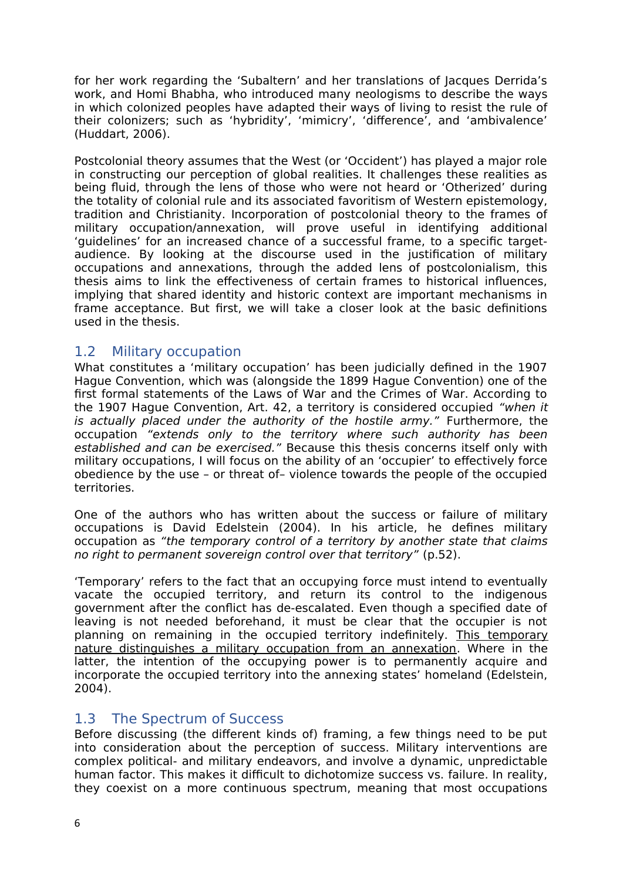for her work regarding the 'Subaltern' and her translations of Jacques Derrida's work, and Homi Bhabha, who introduced many neologisms to describe the ways in which colonized peoples have adapted their ways of living to resist the rule of their colonizers; such as 'hybridity', 'mimicry', 'difference', and 'ambivalence' (Huddart, 2006).

Postcolonial theory assumes that the West (or 'Occident') has played a major role in constructing our perception of global realities. It challenges these realities as being fluid, through the lens of those who were not heard or 'Otherized' during the totality of colonial rule and its associated favoritism of Western epistemology, tradition and Christianity. Incorporation of postcolonial theory to the frames of military occupation/annexation, will prove useful in identifying additional 'guidelines' for an increased chance of a successful frame, to a specific target-audience. By looking at the discourse used in the justification of military occupations and annexations, through the added lens of postcolonialism, this thesis aims to link the effectiveness of certain frames to historical influences, implying that shared identity and historic context are important mechanisms in frame acceptance. But first, we will take a closer look at the basic definitions used in the thesis.

## 1.2 Military occupation

What constitutes a 'military occupation' has been judicially defined in the 1907 Hague Convention, which was (alongside the 1899 Hague Convention) one of the first formal statements of the Laws of War and the Crimes of War. According to the 1907 Hague Convention, Art. 42, a territory is considered occupied *"when it is actually placed under the authority of the hostile army."* Furthermore, the occupation *"extends only to the territory where such authority has been established and can be exercised."* Because this thesis concerns itself only with military occupations, I will focus on the ability of an 'occupier' to effectively force obedience by the use – or threat of– violence towards the people of the occupied territories.

One of the authors who has written about the success or failure of military occupations is David Edelstein (2004). In his article, he defines military occupation as *"the temporary control of a territory by another state that claims no right to permanent sovereign control over that territory"* (p.52).

'Temporary' refers to the fact that an occupying force must intend to eventually vacate the occupied territory, and return its control to the indigenous government after the conflict has de-escalated. Even though a specified date of leaving is not needed beforehand, it must be clear that the occupier is not planning on remaining in the occupied territory indefinitely. <u>This temporary nature distinguishes a military occupation from an annexation</u>. Where in the latter, the intention of the occupying power is to permanently acquire and incorporate the occupied territory into the annexing states' homeland (Edelstein, 2004).

## 1.3 The Spectrum of Success

Before discussing (the different kinds of) framing, a few things need to be put into consideration about the perception of success. Military interventions are complex political- and military endeavors, and involve a dynamic, unpredictable human factor. This makes it difficult to dichotomize success vs. failure. In reality, they coexist on a more continuous spectrum, meaning that most occupations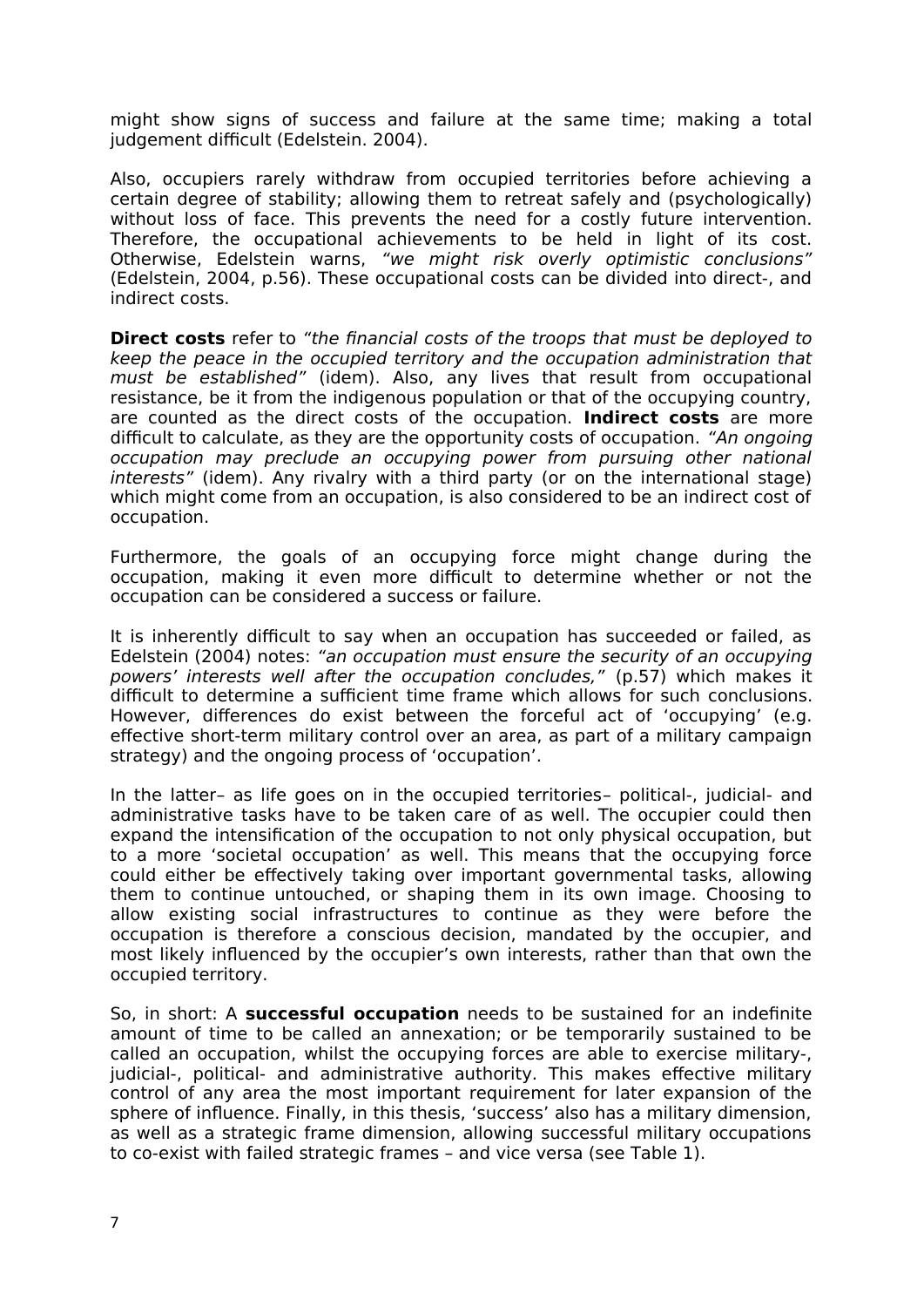might show signs of success and failure at the same time; making a total judgement difficult (Edelstein. 2004).

Also, occupiers rarely withdraw from occupied territories before achieving a certain degree of stability; allowing them to retreat safely and (psychologically) without loss of face. This prevents the need for a costly future intervention. Therefore, the occupational achievements to be held in light of its cost. Otherwise, Edelstein warns, *"we might risk overly optimistic conclusions"* (Edelstein, 2004, p.56). These occupational costs can be divided into direct-, and indirect costs.

**Direct costs** refer to *"the financial costs of the troops that must be deployed to keep the peace in the occupied territory and the occupation administration that must be established"* (idem). Also, any lives that result from occupational resistance, be it from the indigenous population or that of the occupying country, are counted as the direct costs of the occupation. **Indirect costs** are more difficult to calculate, as they are the opportunity costs of occupation. *"An ongoing occupation may preclude an occupying power from pursuing other national interests"* (idem). Any rivalry with a third party (or on the international stage) which might come from an occupation, is also considered to be an indirect cost of occupation.

Furthermore, the goals of an occupying force might change during the occupation, making it even more difficult to determine whether or not the occupation can be considered a success or failure.

It is inherently difficult to say when an occupation has succeeded or failed, as Edelstein (2004) notes: *"an occupation must ensure the security of an occupying powers' interests well after the occupation concludes,"* (p.57) which makes it difficult to determine a sufficient time frame which allows for such conclusions. However, differences do exist between the forceful act of 'occupying' (e.g. effective short-term military control over an area, as part of a military campaign strategy) and the ongoing process of 'occupation'.

In the latter– as life goes on in the occupied territories– political-, judicial- and administrative tasks have to be taken care of as well. The occupier could then expand the intensification of the occupation to not only physical occupation, but to a more 'societal occupation' as well. This means that the occupying force could either be effectively taking over important governmental tasks, allowing them to continue untouched, or shaping them in its own image. Choosing to allow existing social infrastructures to continue as they were before the occupation is therefore a conscious decision, mandated by the occupier, and most likely influenced by the occupier's own interests, rather than that own the occupied territory.

So, in short: A **successful occupation** needs to be sustained for an indefinite amount of time to be called an annexation; or be temporarily sustained to be called an occupation, whilst the occupying forces are able to exercise military-, judicial-, political- and administrative authority. This makes effective military control of any area the most important requirement for later expansion of the sphere of influence. Finally, in this thesis, 'success' also has a military dimension, as well as a strategic frame dimension, allowing successful military occupations to co-exist with failed strategic frames – and vice versa (see Table 1).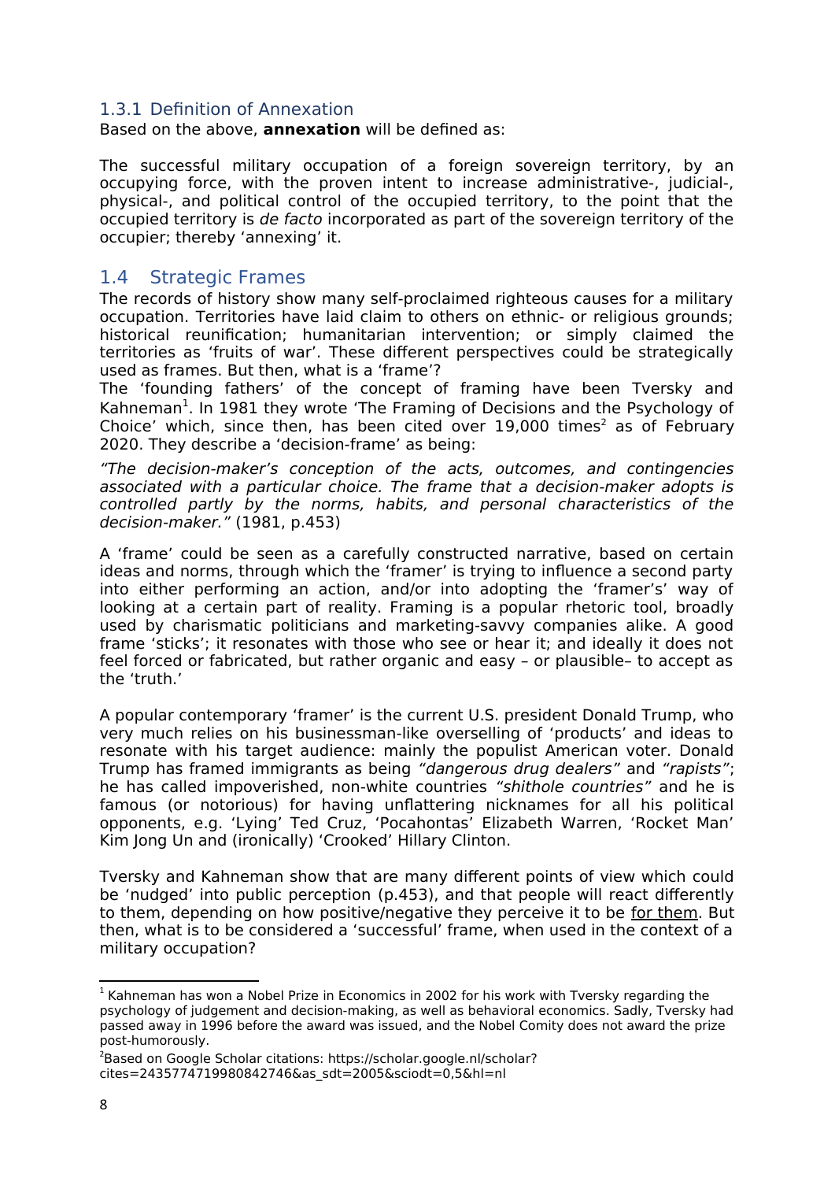### 1.3.1 Definition of Annexation

Based on the above, **annexation** will be defined as:

The successful military occupation of a foreign sovereign territory, by an occupying force, with the proven intent to increase administrative-, judicial-, physical-, and political control of the occupied territory, to the point that the occupied territory is *de facto* incorporated as part of the sovereign territory of the occupier; thereby 'annexing' it.

## 1.4 Strategic Frames

The records of history show many self-proclaimed righteous causes for a military occupation. Territories have laid claim to others on ethnic- or religious grounds; historical reunification; humanitarian intervention; or simply claimed the territories as 'fruits of war'. These different perspectives could be strategically used as frames. But then, what is a 'frame'?

The 'founding fathers' of the concept of framing have been Tversky and Kahneman[1]. In 1981 they wrote 'The Framing of Decisions and the Psychology of Choice' which, since then, has been cited over 19,000 times[2] as of February 2020. They describe a 'decision-frame' as being:

*"The decision-maker's conception of the acts, outcomes, and contingencies associated with a particular choice. The frame that a decision-maker adopts is controlled partly by the norms, habits, and personal characteristics of the decision-maker."* (1981, p.453)

A 'frame' could be seen as a carefully constructed narrative, based on certain ideas and norms, through which the 'framer' is trying to influence a second party into either performing an action, and/or into adopting the 'framer's' way of looking at a certain part of reality. Framing is a popular rhetoric tool, broadly used by charismatic politicians and marketing-savvy companies alike. A good frame 'sticks'; it resonates with those who see or hear it; and ideally it does not feel forced or fabricated, but rather organic and easy – or plausible– to accept as the 'truth.'

A popular contemporary 'framer' is the current U.S. president Donald Trump, who very much relies on his businessman-like overselling of 'products' and ideas to resonate with his target audience: mainly the populist American voter. Donald Trump has framed immigrants as being *"dangerous drug dealers"* and *"rapists"*; he has called impoverished, non-white countries *"shithole countries"* and he is famous (or notorious) for having unflattering nicknames for all his political opponents, e.g. 'Lying' Ted Cruz, 'Pocahontas' Elizabeth Warren, 'Rocket Man' Kim Jong Un and (ironically) 'Crooked' Hillary Clinton.

Tversky and Kahneman show that are many different points of view which could be 'nudged' into public perception (p.453), and that people will react differently to them, depending on how positive/negative they perceive it to be <u>for them</u>. But then, what is to be considered a 'successful' frame, when used in the context of a military occupation?

---

[1] Kahneman has won a Nobel Prize in Economics in 2002 for his work with Tversky regarding the psychology of judgement and decision-making, as well as behavioral economics. Sadly, Tversky had passed away in 1996 before the award was issued, and the Nobel Comity does not award the prize post-humorously.

[2] Based on Google Scholar citations: https://scholar.google.nl/scholar?cites=2435774719980842746&as_sdt=2005&sciodt=0,5&hl=nl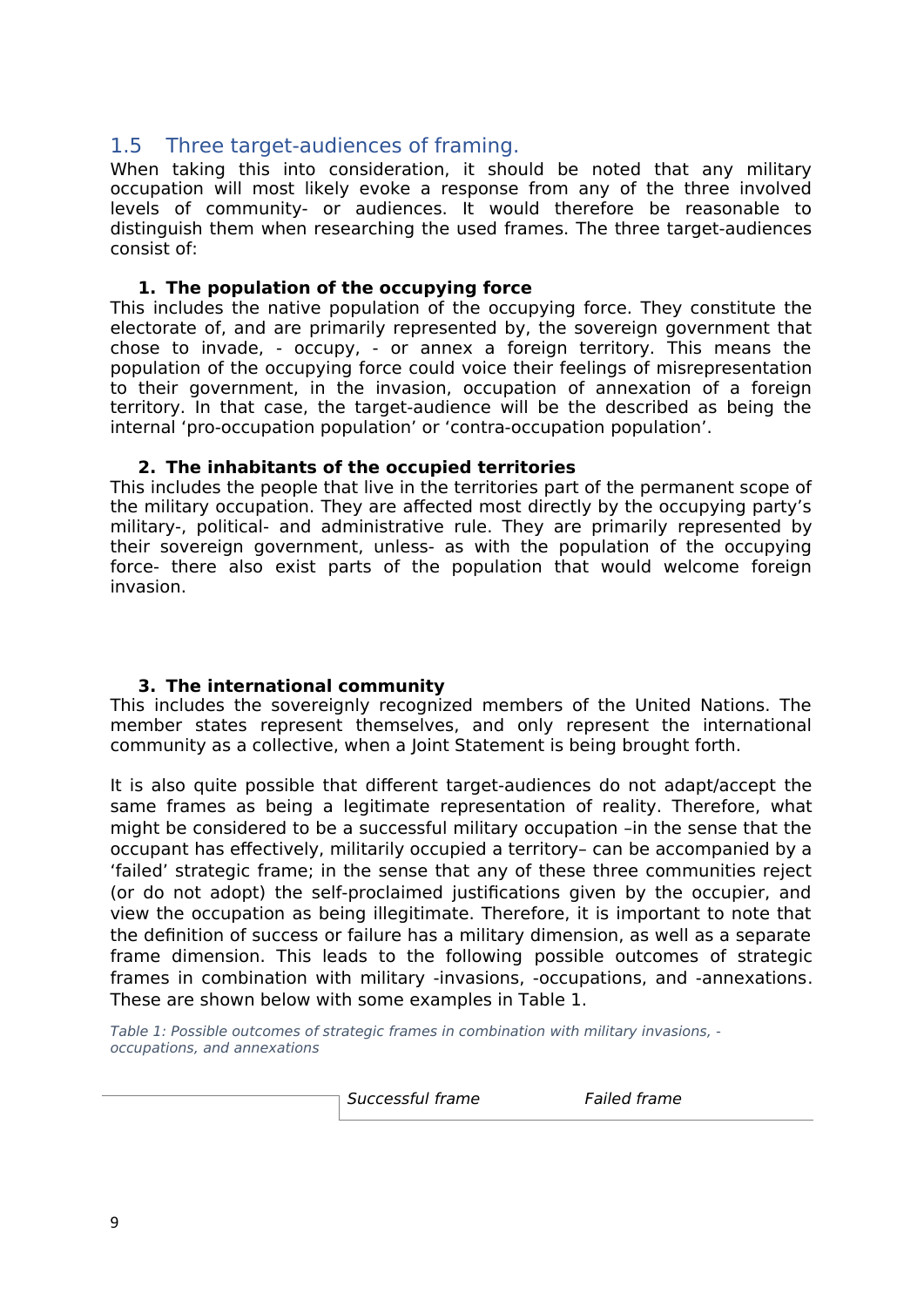## 1.5 Three target-audiences of framing.

When taking this into consideration, it should be noted that any military occupation will most likely evoke a response from any of the three involved levels of community- or audiences. It would therefore be reasonable to distinguish them when researching the used frames. The three target-audiences consist of:

**1. The population of the occupying force**

This includes the native population of the occupying force. They constitute the electorate of, and are primarily represented by, the sovereign government that chose to invade, - occupy, - or annex a foreign territory. This means the population of the occupying force could voice their feelings of misrepresentation to their government, in the invasion, occupation of annexation of a foreign territory. In that case, the target-audience will be the described as being the internal 'pro-occupation population' or 'contra-occupation population'.

**2. The inhabitants of the occupied territories**

This includes the people that live in the territories part of the permanent scope of the military occupation. They are affected most directly by the occupying party's military-, political- and administrative rule. They are primarily represented by their sovereign government, unless- as with the population of the occupying force- there also exist parts of the population that would welcome foreign invasion.

**3. The international community**

This includes the sovereignly recognized members of the United Nations. The member states represent themselves, and only represent the international community as a collective, when a Joint Statement is being brought forth.

It is also quite possible that different target-audiences do not adapt/accept the same frames as being a legitimate representation of reality. Therefore, what might be considered to be a successful military occupation –in the sense that the occupant has effectively, militarily occupied a territory– can be accompanied by a 'failed' strategic frame; in the sense that any of these three communities reject (or do not adopt) the self-proclaimed justifications given by the occupier, and view the occupation as being illegitimate. Therefore, it is important to note that the definition of success or failure has a military dimension, as well as a separate frame dimension. This leads to the following possible outcomes of strategic frames in combination with military -invasions, -occupations, and -annexations. These are shown below with some examples in Table 1.

*Table 1: Possible outcomes of strategic frames in combination with military invasions, -occupations, and annexations*

| | *Successful frame* | *Failed frame* |
|---|---|---|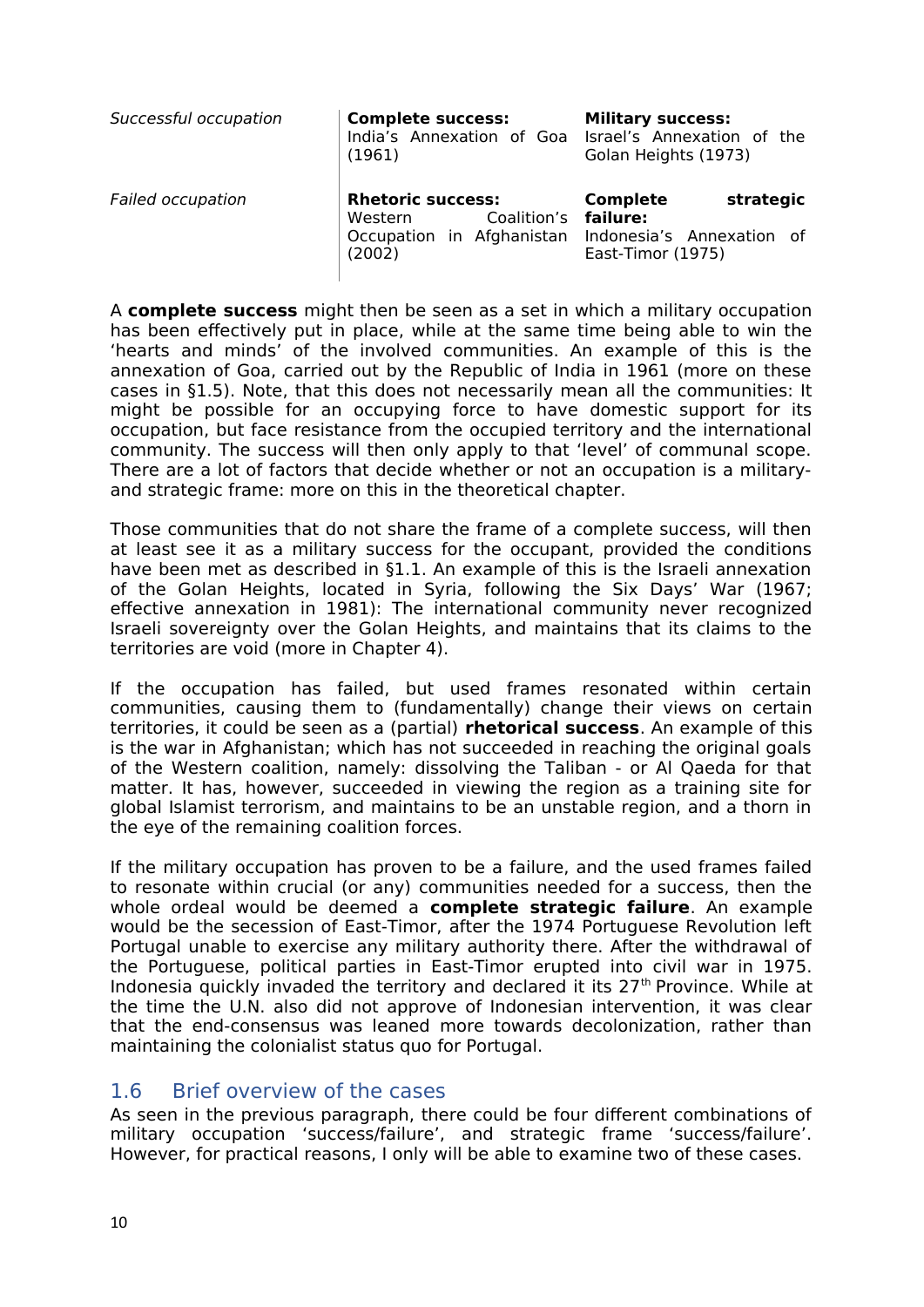| | | |
|---|---|---|
| *Successful occupation* | **Complete success:** India's Annexation of Goa (1961) | **Military success:** Israel's Annexation of the Golan Heights (1973) |
| *Failed occupation* | **Rhetoric success:** Western Coalition's Occupation in Afghanistan (2002) | **Complete strategic failure:** Indonesia's Annexation of East-Timor (1975) |

A **complete success** might then be seen as a set in which a military occupation has been effectively put in place, while at the same time being able to win the 'hearts and minds' of the involved communities. An example of this is the annexation of Goa, carried out by the Republic of India in 1961 (more on these cases in §1.5). Note, that this does not necessarily mean all the communities: It might be possible for an occupying force to have domestic support for its occupation, but face resistance from the occupied territory and the international community. The success will then only apply to that 'level' of communal scope. There are a lot of factors that decide whether or not an occupation is a military- and strategic frame: more on this in the theoretical chapter.

Those communities that do not share the frame of a complete success, will then at least see it as a military success for the occupant, provided the conditions have been met as described in §1.1. An example of this is the Israeli annexation of the Golan Heights, located in Syria, following the Six Days' War (1967; effective annexation in 1981): The international community never recognized Israeli sovereignty over the Golan Heights, and maintains that its claims to the territories are void (more in Chapter 4).

If the occupation has failed, but used frames resonated within certain communities, causing them to (fundamentally) change their views on certain territories, it could be seen as a (partial) **rhetorical success**. An example of this is the war in Afghanistan; which has not succeeded in reaching the original goals of the Western coalition, namely: dissolving the Taliban - or Al Qaeda for that matter. It has, however, succeeded in viewing the region as a training site for global Islamist terrorism, and maintains to be an unstable region, and a thorn in the eye of the remaining coalition forces.

If the military occupation has proven to be a failure, and the used frames failed to resonate within crucial (or any) communities needed for a success, then the whole ordeal would be deemed a **complete strategic failure**. An example would be the secession of East-Timor, after the 1974 Portuguese Revolution left Portugal unable to exercise any military authority there. After the withdrawal of the Portuguese, political parties in East-Timor erupted into civil war in 1975. Indonesia quickly invaded the territory and declared it its 27th Province. While at the time the U.N. also did not approve of Indonesian intervention, it was clear that the end-consensus was leaned more towards decolonization, rather than maintaining the colonialist status quo for Portugal.

## 1.6 Brief overview of the cases

As seen in the previous paragraph, there could be four different combinations of military occupation 'success/failure', and strategic frame 'success/failure'. However, for practical reasons, I only will be able to examine two of these cases.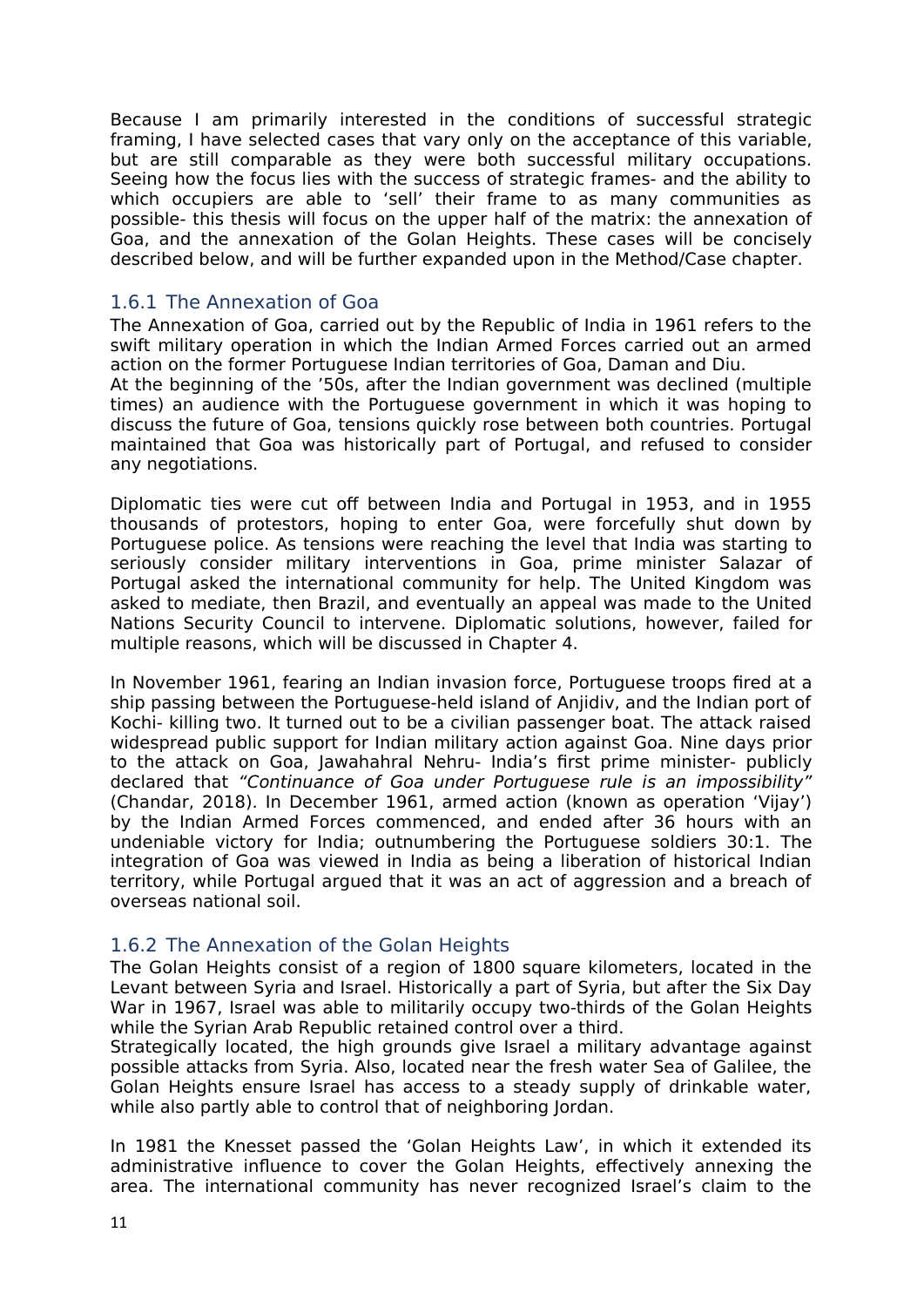Because I am primarily interested in the conditions of successful strategic framing, I have selected cases that vary only on the acceptance of this variable, but are still comparable as they were both successful military occupations. Seeing how the focus lies with the success of strategic frames- and the ability to which occupiers are able to 'sell' their frame to as many communities as possible- this thesis will focus on the upper half of the matrix: the annexation of Goa, and the annexation of the Golan Heights. These cases will be concisely described below, and will be further expanded upon in the Method/Case chapter.

### 1.6.1 The Annexation of Goa

The Annexation of Goa, carried out by the Republic of India in 1961 refers to the swift military operation in which the Indian Armed Forces carried out an armed action on the former Portuguese Indian territories of Goa, Daman and Diu.
At the beginning of the '50s, after the Indian government was declined (multiple times) an audience with the Portuguese government in which it was hoping to discuss the future of Goa, tensions quickly rose between both countries. Portugal maintained that Goa was historically part of Portugal, and refused to consider any negotiations.

Diplomatic ties were cut off between India and Portugal in 1953, and in 1955 thousands of protestors, hoping to enter Goa, were forcefully shut down by Portuguese police. As tensions were reaching the level that India was starting to seriously consider military interventions in Goa, prime minister Salazar of Portugal asked the international community for help. The United Kingdom was asked to mediate, then Brazil, and eventually an appeal was made to the United Nations Security Council to intervene. Diplomatic solutions, however, failed for multiple reasons, which will be discussed in Chapter 4.

In November 1961, fearing an Indian invasion force, Portuguese troops fired at a ship passing between the Portuguese-held island of Anjidiv, and the Indian port of Kochi- killing two. It turned out to be a civilian passenger boat. The attack raised widespread public support for Indian military action against Goa. Nine days prior to the attack on Goa, Jawahahral Nehru- India's first prime minister- publicly declared that *"Continuance of Goa under Portuguese rule is an impossibility"* (Chandar, 2018). In December 1961, armed action (known as operation 'Vijay') by the Indian Armed Forces commenced, and ended after 36 hours with an undeniable victory for India; outnumbering the Portuguese soldiers 30:1. The integration of Goa was viewed in India as being a liberation of historical Indian territory, while Portugal argued that it was an act of aggression and a breach of overseas national soil.

### 1.6.2 The Annexation of the Golan Heights

The Golan Heights consist of a region of 1800 square kilometers, located in the Levant between Syria and Israel. Historically a part of Syria, but after the Six Day War in 1967, Israel was able to militarily occupy two-thirds of the Golan Heights while the Syrian Arab Republic retained control over a third.
Strategically located, the high grounds give Israel a military advantage against possible attacks from Syria. Also, located near the fresh water Sea of Galilee, the Golan Heights ensure Israel has access to a steady supply of drinkable water, while also partly able to control that of neighboring Jordan.

In 1981 the Knesset passed the 'Golan Heights Law', in which it extended its administrative influence to cover the Golan Heights, effectively annexing the area. The international community has never recognized Israel's claim to the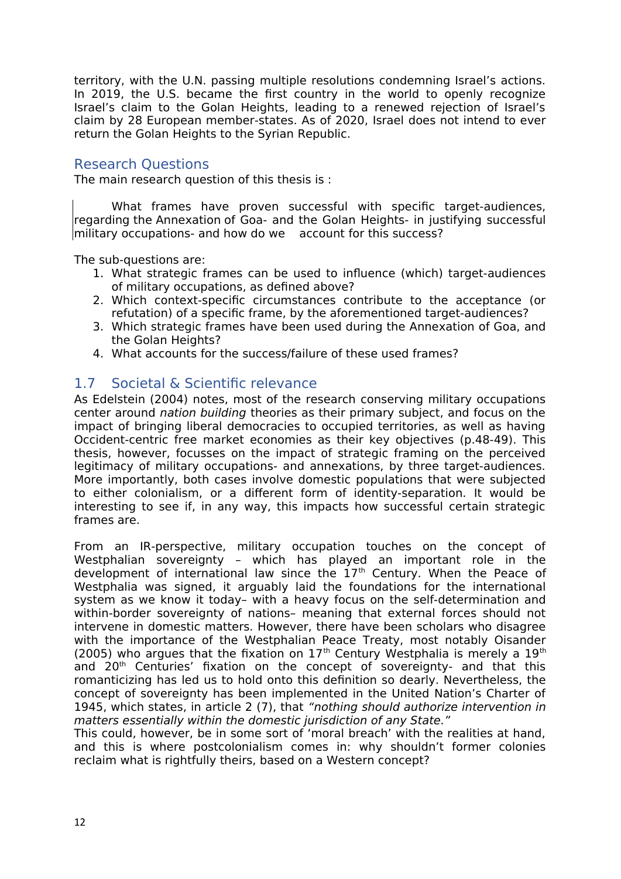territory, with the U.N. passing multiple resolutions condemning Israel's actions. In 2019, the U.S. became the first country in the world to openly recognize Israel's claim to the Golan Heights, leading to a renewed rejection of Israel's claim by 28 European member-states. As of 2020, Israel does not intend to ever return the Golan Heights to the Syrian Republic.

## Research Questions

The main research question of this thesis is :

> What frames have proven successful with specific target-audiences, regarding the Annexation of Goa- and the Golan Heights- in justifying successful military occupations- and how do we account for this success?

The sub-questions are:

1. What strategic frames can be used to influence (which) target-audiences of military occupations, as defined above?
2. Which context-specific circumstances contribute to the acceptance (or refutation) of a specific frame, by the aforementioned target-audiences?
3. Which strategic frames have been used during the Annexation of Goa, and the Golan Heights?
4. What accounts for the success/failure of these used frames?

## 1.7 Societal & Scientific relevance

As Edelstein (2004) notes, most of the research conserving military occupations center around *nation building* theories as their primary subject, and focus on the impact of bringing liberal democracies to occupied territories, as well as having Occident-centric free market economies as their key objectives (p.48-49). This thesis, however, focusses on the impact of strategic framing on the perceived legitimacy of military occupations- and annexations, by three target-audiences. More importantly, both cases involve domestic populations that were subjected to either colonialism, or a different form of identity-separation. It would be interesting to see if, in any way, this impacts how successful certain strategic frames are.

From an IR-perspective, military occupation touches on the concept of Westphalian sovereignty – which has played an important role in the development of international law since the 17th Century. When the Peace of Westphalia was signed, it arguably laid the foundations for the international system as we know it today– with a heavy focus on the self-determination and within-border sovereignty of nations– meaning that external forces should not intervene in domestic matters. However, there have been scholars who disagree with the importance of the Westphalian Peace Treaty, most notably Oisander (2005) who argues that the fixation on 17th Century Westphalia is merely a 19th and 20th Centuries' fixation on the concept of sovereignty- and that this romanticizing has led us to hold onto this definition so dearly. Nevertheless, the concept of sovereignty has been implemented in the United Nation's Charter of 1945, which states, in article 2 (7), that *"nothing should authorize intervention in matters essentially within the domestic jurisdiction of any State."*

This could, however, be in some sort of 'moral breach' with the realities at hand, and this is where postcolonialism comes in: why shouldn't former colonies reclaim what is rightfully theirs, based on a Western concept?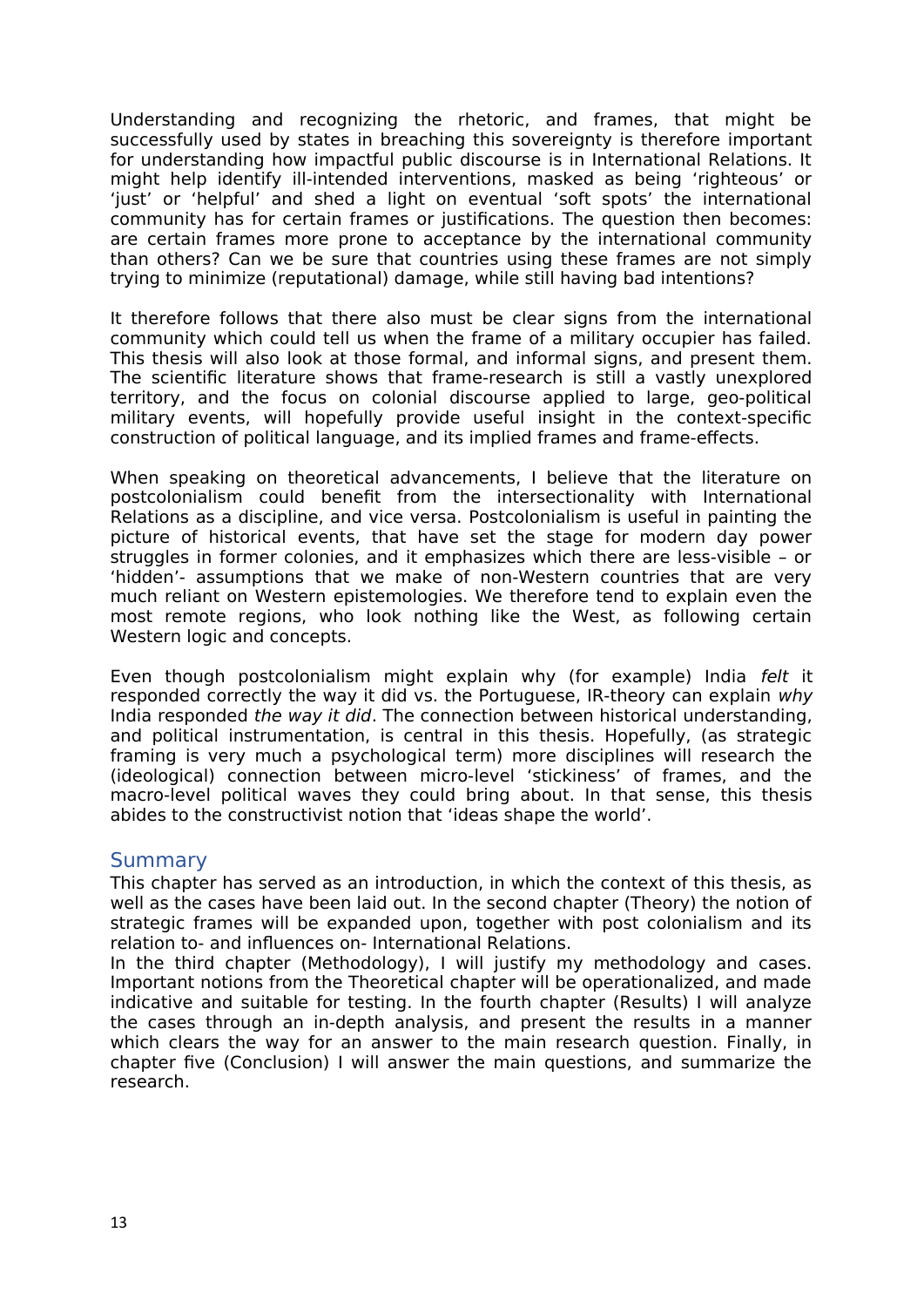Understanding and recognizing the rhetoric, and frames, that might be successfully used by states in breaching this sovereignty is therefore important for understanding how impactful public discourse is in International Relations. It might help identify ill-intended interventions, masked as being 'righteous' or 'just' or 'helpful' and shed a light on eventual 'soft spots' the international community has for certain frames or justifications. The question then becomes: are certain frames more prone to acceptance by the international community than others? Can we be sure that countries using these frames are not simply trying to minimize (reputational) damage, while still having bad intentions?

It therefore follows that there also must be clear signs from the international community which could tell us when the frame of a military occupier has failed. This thesis will also look at those formal, and informal signs, and present them. The scientific literature shows that frame-research is still a vastly unexplored territory, and the focus on colonial discourse applied to large, geo-political military events, will hopefully provide useful insight in the context-specific construction of political language, and its implied frames and frame-effects.

When speaking on theoretical advancements, I believe that the literature on postcolonialism could benefit from the intersectionality with International Relations as a discipline, and vice versa. Postcolonialism is useful in painting the picture of historical events, that have set the stage for modern day power struggles in former colonies, and it emphasizes which there are less-visible – or 'hidden'- assumptions that we make of non-Western countries that are very much reliant on Western epistemologies. We therefore tend to explain even the most remote regions, who look nothing like the West, as following certain Western logic and concepts.

Even though postcolonialism might explain why (for example) India *felt* it responded correctly the way it did vs. the Portuguese, IR-theory can explain *why* India responded *the way it did*. The connection between historical understanding, and political instrumentation, is central in this thesis. Hopefully, (as strategic framing is very much a psychological term) more disciplines will research the (ideological) connection between micro-level 'stickiness' of frames, and the macro-level political waves they could bring about. In that sense, this thesis abides to the constructivist notion that 'ideas shape the world'.

## Summary

This chapter has served as an introduction, in which the context of this thesis, as well as the cases have been laid out. In the second chapter (Theory) the notion of strategic frames will be expanded upon, together with post colonialism and its relation to- and influences on- International Relations.

In the third chapter (Methodology), I will justify my methodology and cases. Important notions from the Theoretical chapter will be operationalized, and made indicative and suitable for testing. In the fourth chapter (Results) I will analyze the cases through an in-depth analysis, and present the results in a manner which clears the way for an answer to the main research question. Finally, in chapter five (Conclusion) I will answer the main questions, and summarize the research.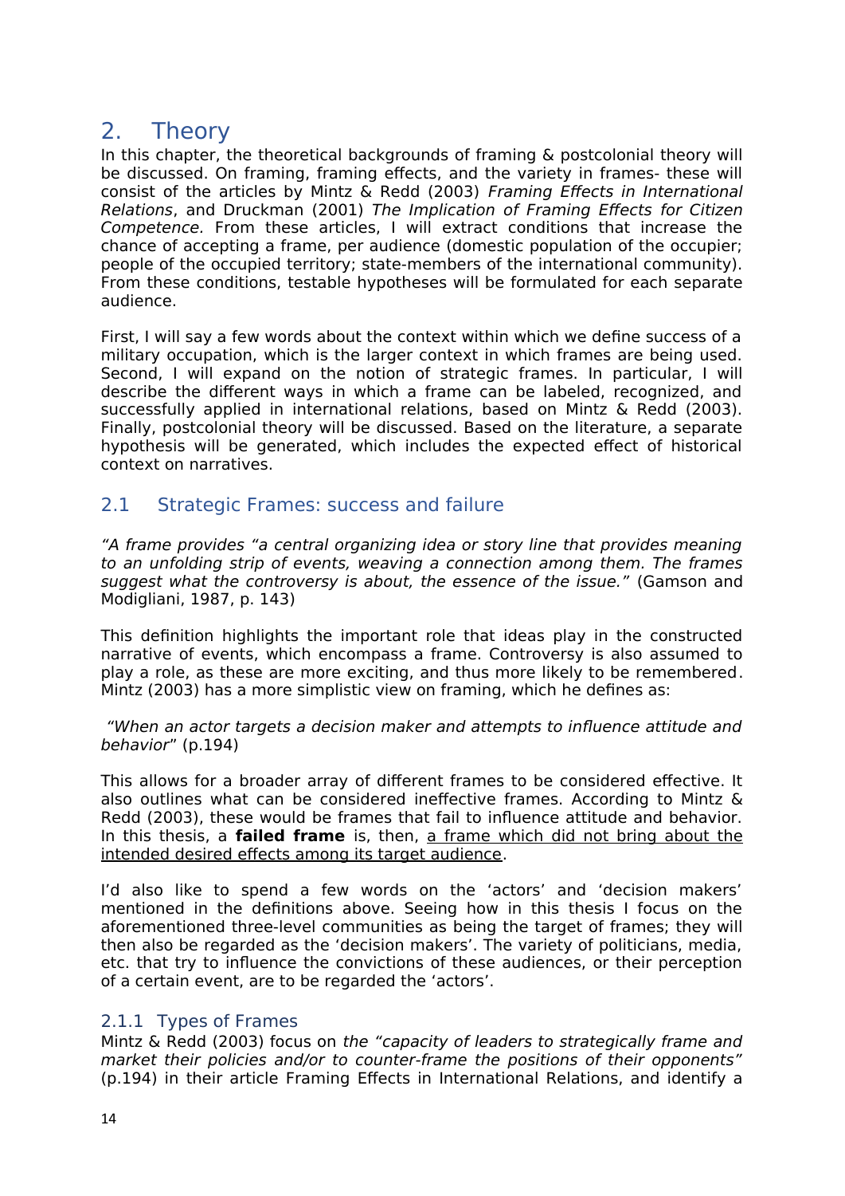# 2. Theory

In this chapter, the theoretical backgrounds of framing & postcolonial theory will be discussed. On framing, framing effects, and the variety in frames- these will consist of the articles by Mintz & Redd (2003) *Framing Effects in International Relations*, and Druckman (2001) *The Implication of Framing Effects for Citizen Competence*. From these articles, I will extract conditions that increase the chance of accepting a frame, per audience (domestic population of the occupier; people of the occupied territory; state-members of the international community). From these conditions, testable hypotheses will be formulated for each separate audience.

First, I will say a few words about the context within which we define success of a military occupation, which is the larger context in which frames are being used. Second, I will expand on the notion of strategic frames. In particular, I will describe the different ways in which a frame can be labeled, recognized, and successfully applied in international relations, based on Mintz & Redd (2003). Finally, postcolonial theory will be discussed. Based on the literature, a separate hypothesis will be generated, which includes the expected effect of historical context on narratives.

## 2.1 Strategic Frames: success and failure

*"A frame provides "a central organizing idea or story line that provides meaning to an unfolding strip of events, weaving a connection among them. The frames suggest what the controversy is about, the essence of the issue."* (Gamson and Modigliani, 1987, p. 143)

This definition highlights the important role that ideas play in the constructed narrative of events, which encompass a frame. Controversy is also assumed to play a role, as these are more exciting, and thus more likely to be remembered. Mintz (2003) has a more simplistic view on framing, which he defines as:

*"When an actor targets a decision maker and attempts to influence attitude and behavior*" (p.194)

This allows for a broader array of different frames to be considered effective. It also outlines what can be considered ineffective frames. According to Mintz & Redd (2003), these would be frames that fail to influence attitude and behavior. In this thesis, a **failed frame** is, then, <u>a frame which did not bring about the intended desired effects among its target audience</u>.

I'd also like to spend a few words on the 'actors' and 'decision makers' mentioned in the definitions above. Seeing how in this thesis I focus on the aforementioned three-level communities as being the target of frames; they will then also be regarded as the 'decision makers'. The variety of politicians, media, etc. that try to influence the convictions of these audiences, or their perception of a certain event, are to be regarded the 'actors'.

### 2.1.1 Types of Frames

Mintz & Redd (2003) focus on *the "capacity of leaders to strategically frame and market their policies and/or to counter-frame the positions of their opponents"* (p.194) in their article Framing Effects in International Relations, and identify a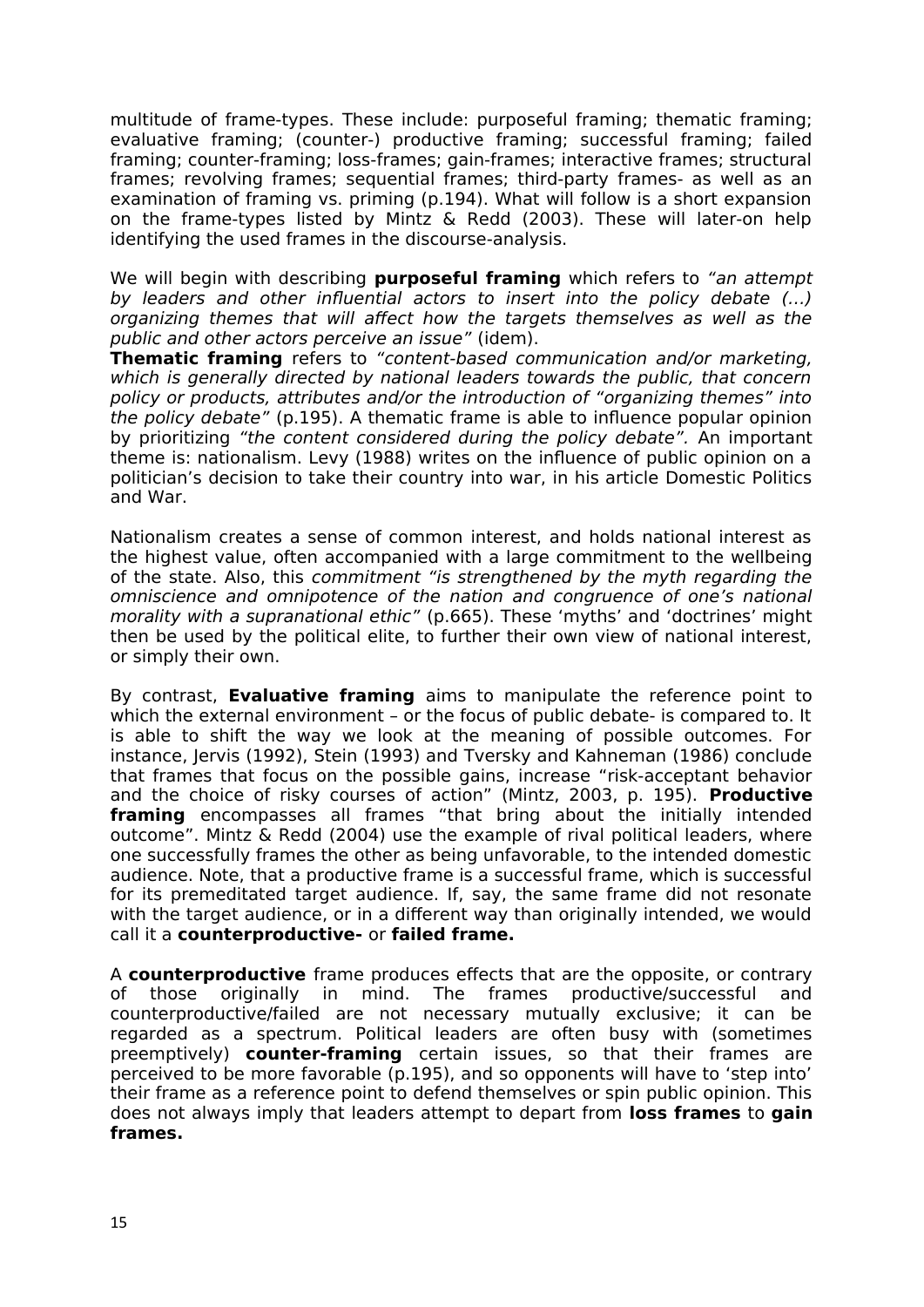multitude of frame-types. These include: purposeful framing; thematic framing; evaluative framing; (counter-) productive framing; successful framing; failed framing; counter-framing; loss-frames; gain-frames; interactive frames; structural frames; revolving frames; sequential frames; third-party frames- as well as an examination of framing vs. priming (p.194). What will follow is a short expansion on the frame-types listed by Mintz & Redd (2003). These will later-on help identifying the used frames in the discourse-analysis.

We will begin with describing **purposeful framing** which refers to *"an attempt by leaders and other influential actors to insert into the policy debate (...) organizing themes that will affect how the targets themselves as well as the public and other actors perceive an issue"* (idem).
**Thematic framing** refers to *"content-based communication and/or marketing, which is generally directed by national leaders towards the public, that concern policy or products, attributes and/or the introduction of "organizing themes" into the policy debate"* (p.195). A thematic frame is able to influence popular opinion by prioritizing *"the content considered during the policy debate".* An important theme is: nationalism. Levy (1988) writes on the influence of public opinion on a politician's decision to take their country into war, in his article Domestic Politics and War.

Nationalism creates a sense of common interest, and holds national interest as the highest value, often accompanied with a large commitment to the wellbeing of the state. Also, this *commitment "is strengthened by the myth regarding the omniscience and omnipotence of the nation and congruence of one's national morality with a supranational ethic"* (p.665). These 'myths' and 'doctrines' might then be used by the political elite, to further their own view of national interest, or simply their own.

By contrast, **Evaluative framing** aims to manipulate the reference point to which the external environment – or the focus of public debate- is compared to. It is able to shift the way we look at the meaning of possible outcomes. For instance, Jervis (1992), Stein (1993) and Tversky and Kahneman (1986) conclude that frames that focus on the possible gains, increase "risk-acceptant behavior and the choice of risky courses of action" (Mintz, 2003, p. 195). **Productive framing** encompasses all frames "that bring about the initially intended outcome". Mintz & Redd (2004) use the example of rival political leaders, where one successfully frames the other as being unfavorable, to the intended domestic audience. Note, that a productive frame is a successful frame, which is successful for its premeditated target audience. If, say, the same frame did not resonate with the target audience, or in a different way than originally intended, we would call it a **counterproductive-** or **failed frame.**

A **counterproductive** frame produces effects that are the opposite, or contrary of those originally in mind. The frames productive/successful and counterproductive/failed are not necessary mutually exclusive; it can be regarded as a spectrum. Political leaders are often busy with (sometimes preemptively) **counter-framing** certain issues, so that their frames are perceived to be more favorable (p.195), and so opponents will have to 'step into' their frame as a reference point to defend themselves or spin public opinion. This does not always imply that leaders attempt to depart from **loss frames** to **gain frames.**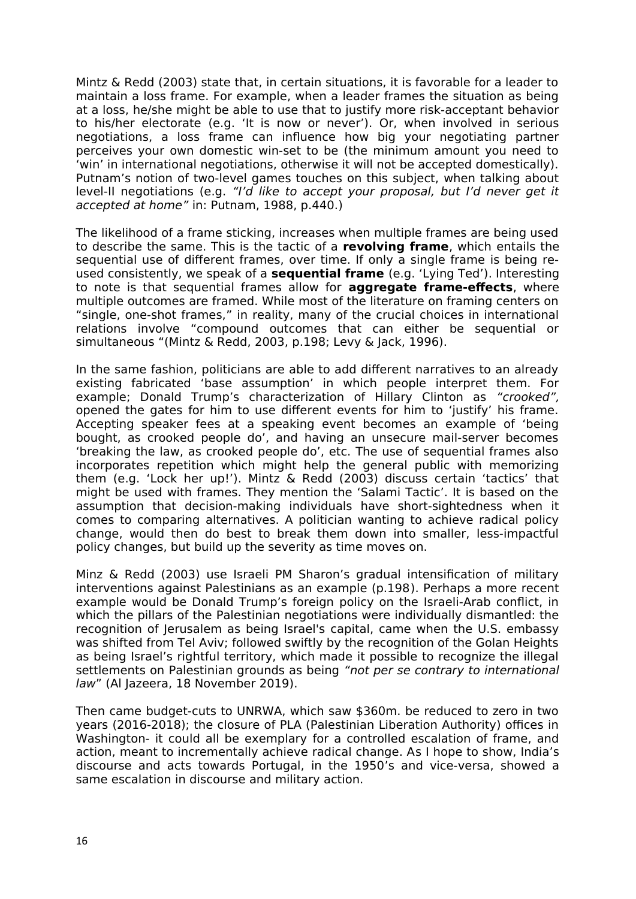Mintz & Redd (2003) state that, in certain situations, it is favorable for a leader to maintain a loss frame. For example, when a leader frames the situation as being at a loss, he/she might be able to use that to justify more risk-acceptant behavior to his/her electorate (e.g. 'It is now or never'). Or, when involved in serious negotiations, a loss frame can influence how big your negotiating partner perceives your own domestic win-set to be (the minimum amount you need to 'win' in international negotiations, otherwise it will not be accepted domestically). Putnam's notion of two-level games touches on this subject, when talking about level-II negotiations (e.g. *"I'd like to accept your proposal, but I'd never get it accepted at home"* in: Putnam, 1988, p.440.)

The likelihood of a frame sticking, increases when multiple frames are being used to describe the same. This is the tactic of a **revolving frame**, which entails the sequential use of different frames, over time. If only a single frame is being re-used consistently, we speak of a **sequential frame** (e.g. 'Lying Ted'). Interesting to note is that sequential frames allow for **aggregate frame-effects**, where multiple outcomes are framed. While most of the literature on framing centers on "single, one-shot frames," in reality, many of the crucial choices in international relations involve "compound outcomes that can either be sequential or simultaneous "(Mintz & Redd, 2003, p.198; Levy & Jack, 1996).

In the same fashion, politicians are able to add different narratives to an already existing fabricated 'base assumption' in which people interpret them. For example; Donald Trump's characterization of Hillary Clinton as *"crooked",* opened the gates for him to use different events for him to 'justify' his frame. Accepting speaker fees at a speaking event becomes an example of 'being bought, as crooked people do', and having an unsecure mail-server becomes 'breaking the law, as crooked people do', etc. The use of sequential frames also incorporates repetition which might help the general public with memorizing them (e.g. 'Lock her up!'). Mintz & Redd (2003) discuss certain 'tactics' that might be used with frames. They mention the 'Salami Tactic'. It is based on the assumption that decision-making individuals have short-sightedness when it comes to comparing alternatives. A politician wanting to achieve radical policy change, would then do best to break them down into smaller, less-impactful policy changes, but build up the severity as time moves on.

Minz & Redd (2003) use Israeli PM Sharon's gradual intensification of military interventions against Palestinians as an example (p.198). Perhaps a more recent example would be Donald Trump's foreign policy on the Israeli-Arab conflict, in which the pillars of the Palestinian negotiations were individually dismantled: the recognition of Jerusalem as being Israel's capital, came when the U.S. embassy was shifted from Tel Aviv; followed swiftly by the recognition of the Golan Heights as being Israel's rightful territory, which made it possible to recognize the illegal settlements on Palestinian grounds as being *"not per se contrary to international law*" (Al Jazeera, 18 November 2019).

Then came budget-cuts to UNRWA, which saw $360m. be reduced to zero in two years (2016-2018); the closure of PLA (Palestinian Liberation Authority) offices in Washington- it could all be exemplary for a controlled escalation of frame, and action, meant to incrementally achieve radical change. As I hope to show, India's discourse and acts towards Portugal, in the 1950's and vice-versa, showed a same escalation in discourse and military action.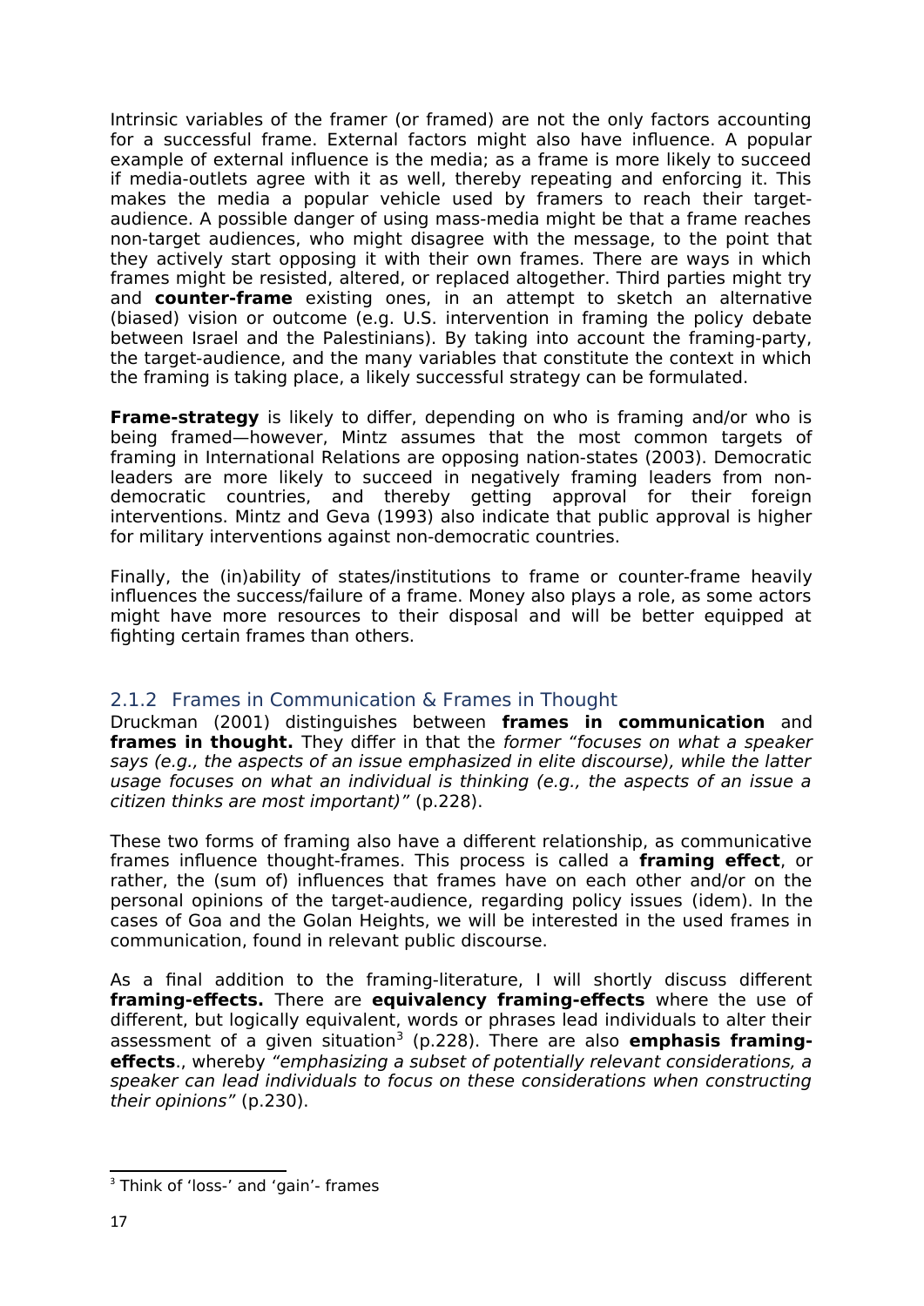Intrinsic variables of the framer (or framed) are not the only factors accounting for a successful frame. External factors might also have influence. A popular example of external influence is the media; as a frame is more likely to succeed if media-outlets agree with it as well, thereby repeating and enforcing it. This makes the media a popular vehicle used by framers to reach their target-audience. A possible danger of using mass-media might be that a frame reaches non-target audiences, who might disagree with the message, to the point that they actively start opposing it with their own frames. There are ways in which frames might be resisted, altered, or replaced altogether. Third parties might try and **counter-frame** existing ones, in an attempt to sketch an alternative (biased) vision or outcome (e.g. U.S. intervention in framing the policy debate between Israel and the Palestinians). By taking into account the framing-party, the target-audience, and the many variables that constitute the context in which the framing is taking place, a likely successful strategy can be formulated.

**Frame-strategy** is likely to differ, depending on who is framing and/or who is being framed—however, Mintz assumes that the most common targets of framing in International Relations are opposing nation-states (2003). Democratic leaders are more likely to succeed in negatively framing leaders from non-democratic countries, and thereby getting approval for their foreign interventions. Mintz and Geva (1993) also indicate that public approval is higher for military interventions against non-democratic countries.

Finally, the (in)ability of states/institutions to frame or counter-frame heavily influences the success/failure of a frame. Money also plays a role, as some actors might have more resources to their disposal and will be better equipped at fighting certain frames than others.

### 2.1.2 Frames in Communication & Frames in Thought

Druckman (2001) distinguishes between **frames in communication** and **frames in thought.** They differ in that the *former "focuses on what a speaker says (e.g., the aspects of an issue emphasized in elite discourse), while the latter usage focuses on what an individual is thinking (e.g., the aspects of an issue a citizen thinks are most important)"* (p.228).

These two forms of framing also have a different relationship, as communicative frames influence thought-frames. This process is called a **framing effect**, or rather, the (sum of) influences that frames have on each other and/or on the personal opinions of the target-audience, regarding policy issues (idem). In the cases of Goa and the Golan Heights, we will be interested in the used frames in communication, found in relevant public discourse.

As a final addition to the framing-literature, I will shortly discuss different **framing-effects.** There are **equivalency framing-effects** where the use of different, but logically equivalent, words or phrases lead individuals to alter their assessment of a given situation[3] (p.228). There are also **emphasis framing-effects**., whereby *"emphasizing a subset of potentially relevant considerations, a speaker can lead individuals to focus on these considerations when constructing their opinions"* (p.230).

[3] Think of 'loss-' and 'gain'- frames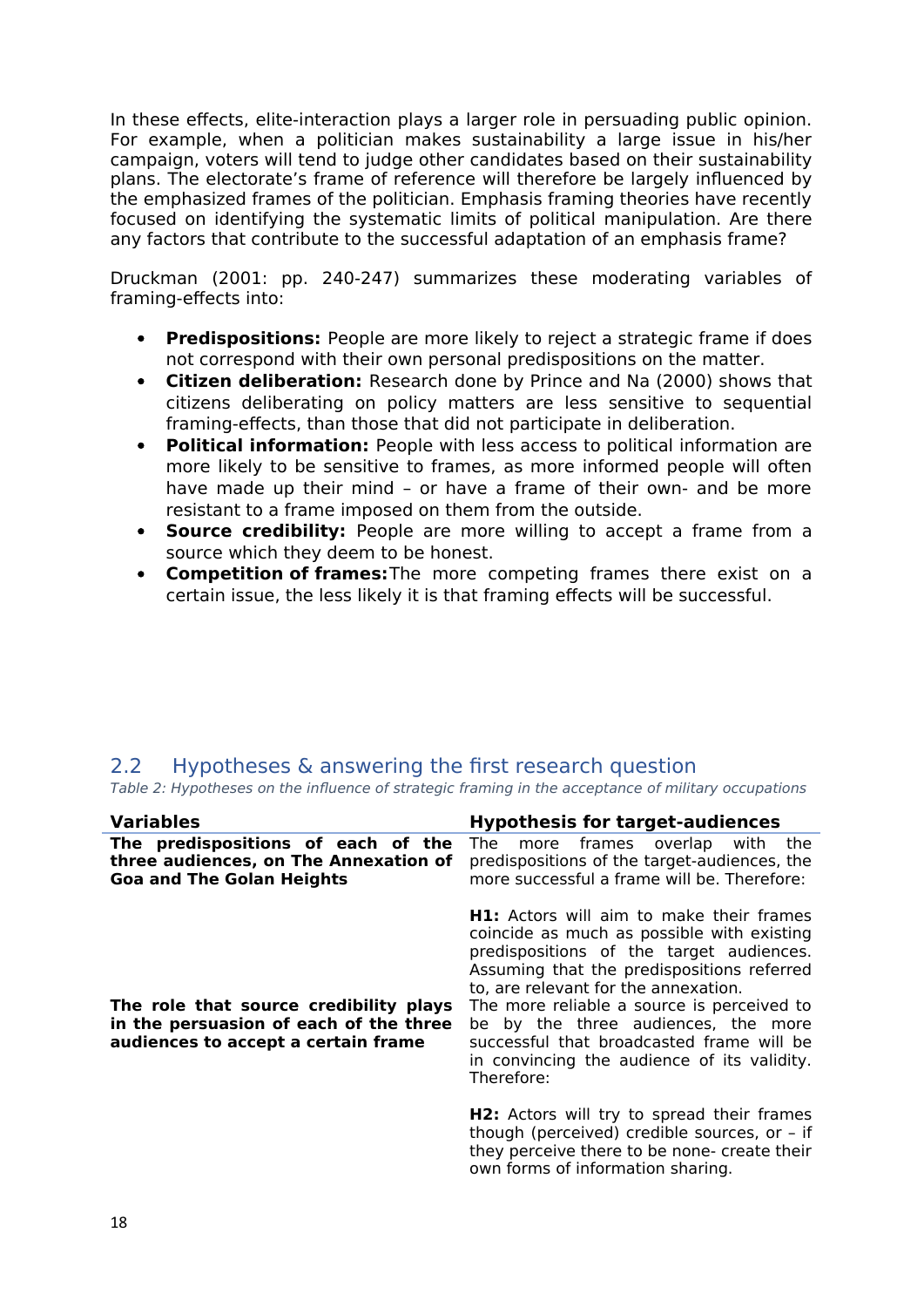In these effects, elite-interaction plays a larger role in persuading public opinion. For example, when a politician makes sustainability a large issue in his/her campaign, voters will tend to judge other candidates based on their sustainability plans. The electorate's frame of reference will therefore be largely influenced by the emphasized frames of the politician. Emphasis framing theories have recently focused on identifying the systematic limits of political manipulation. Are there any factors that contribute to the successful adaptation of an emphasis frame?

Druckman (2001: pp. 240-247) summarizes these moderating variables of framing-effects into:

- **Predispositions:** People are more likely to reject a strategic frame if does not correspond with their own personal predispositions on the matter.
- **Citizen deliberation:** Research done by Prince and Na (2000) shows that citizens deliberating on policy matters are less sensitive to sequential framing-effects, than those that did not participate in deliberation.
- **Political information:** People with less access to political information are more likely to be sensitive to frames, as more informed people will often have made up their mind – or have a frame of their own- and be more resistant to a frame imposed on them from the outside.
- **Source credibility:** People are more willing to accept a frame from a source which they deem to be honest.
- **Competition of frames:** The more competing frames there exist on a certain issue, the less likely it is that framing effects will be successful.

## 2.2 Hypotheses & answering the first research question

*Table 2: Hypotheses on the influence of strategic framing in the acceptance of military occupations*

| Variables | Hypothesis for target-audiences |
| --- | --- |
| **The predispositions of each of the three audiences, on The Annexation of Goa and The Golan Heights** | The more frames overlap with the predispositions of the target-audiences, the more successful a frame will be. Therefore:<br><br>**H1:** Actors will aim to make their frames coincide as much as possible with existing predispositions of the target audiences. Assuming that the predispositions referred to, are relevant for the annexation. |
| **The role that source credibility plays in the persuasion of each of the three audiences to accept a certain frame** | The more reliable a source is perceived to be by the three audiences, the more successful that broadcasted frame will be in convincing the audience of its validity. Therefore:<br><br>**H2:** Actors will try to spread their frames though (perceived) credible sources, or – if they perceive there to be none- create their own forms of information sharing. |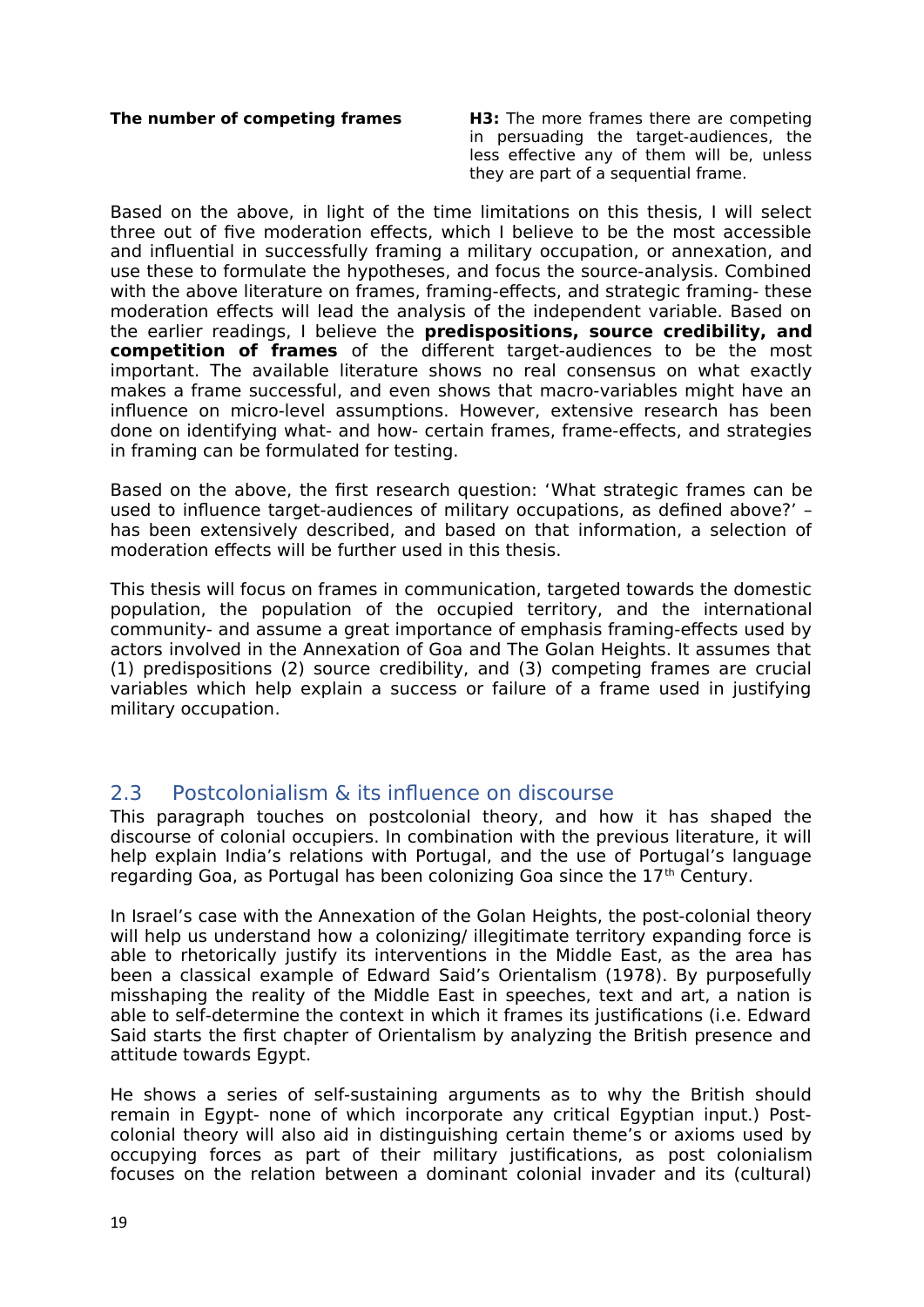| **The number of competing frames** | **H3:** The more frames there are competing in persuading the target-audiences, the less effective any of them will be, unless they are part of a sequential frame. |
|---|---|

Based on the above, in light of the time limitations on this thesis, I will select three out of five moderation effects, which I believe to be the most accessible and influential in successfully framing a military occupation, or annexation, and use these to formulate the hypotheses, and focus the source-analysis. Combined with the above literature on frames, framing-effects, and strategic framing- these moderation effects will lead the analysis of the independent variable. Based on the earlier readings, I believe the **predispositions, source credibility, and competition of frames** of the different target-audiences to be the most important. The available literature shows no real consensus on what exactly makes a frame successful, and even shows that macro-variables might have an influence on micro-level assumptions. However, extensive research has been done on identifying what- and how- certain frames, frame-effects, and strategies in framing can be formulated for testing.

Based on the above, the first research question: 'What strategic frames can be used to influence target-audiences of military occupations, as defined above?' – has been extensively described, and based on that information, a selection of moderation effects will be further used in this thesis.

This thesis will focus on frames in communication, targeted towards the domestic population, the population of the occupied territory, and the international community- and assume a great importance of emphasis framing-effects used by actors involved in the Annexation of Goa and The Golan Heights. It assumes that (1) predispositions (2) source credibility, and (3) competing frames are crucial variables which help explain a success or failure of a frame used in justifying military occupation.

## 2.3 Postcolonialism & its influence on discourse

This paragraph touches on postcolonial theory, and how it has shaped the discourse of colonial occupiers. In combination with the previous literature, it will help explain India's relations with Portugal, and the use of Portugal's language regarding Goa, as Portugal has been colonizing Goa since the 17th Century.

In Israel's case with the Annexation of the Golan Heights, the post-colonial theory will help us understand how a colonizing/ illegitimate territory expanding force is able to rhetorically justify its interventions in the Middle East, as the area has been a classical example of Edward Said's Orientalism (1978). By purposefully misshaping the reality of the Middle East in speeches, text and art, a nation is able to self-determine the context in which it frames its justifications (i.e. Edward Said starts the first chapter of Orientalism by analyzing the British presence and attitude towards Egypt.

He shows a series of self-sustaining arguments as to why the British should remain in Egypt- none of which incorporate any critical Egyptian input.) Post-colonial theory will also aid in distinguishing certain theme's or axioms used by occupying forces as part of their military justifications, as post colonialism focuses on the relation between a dominant colonial invader and its (cultural)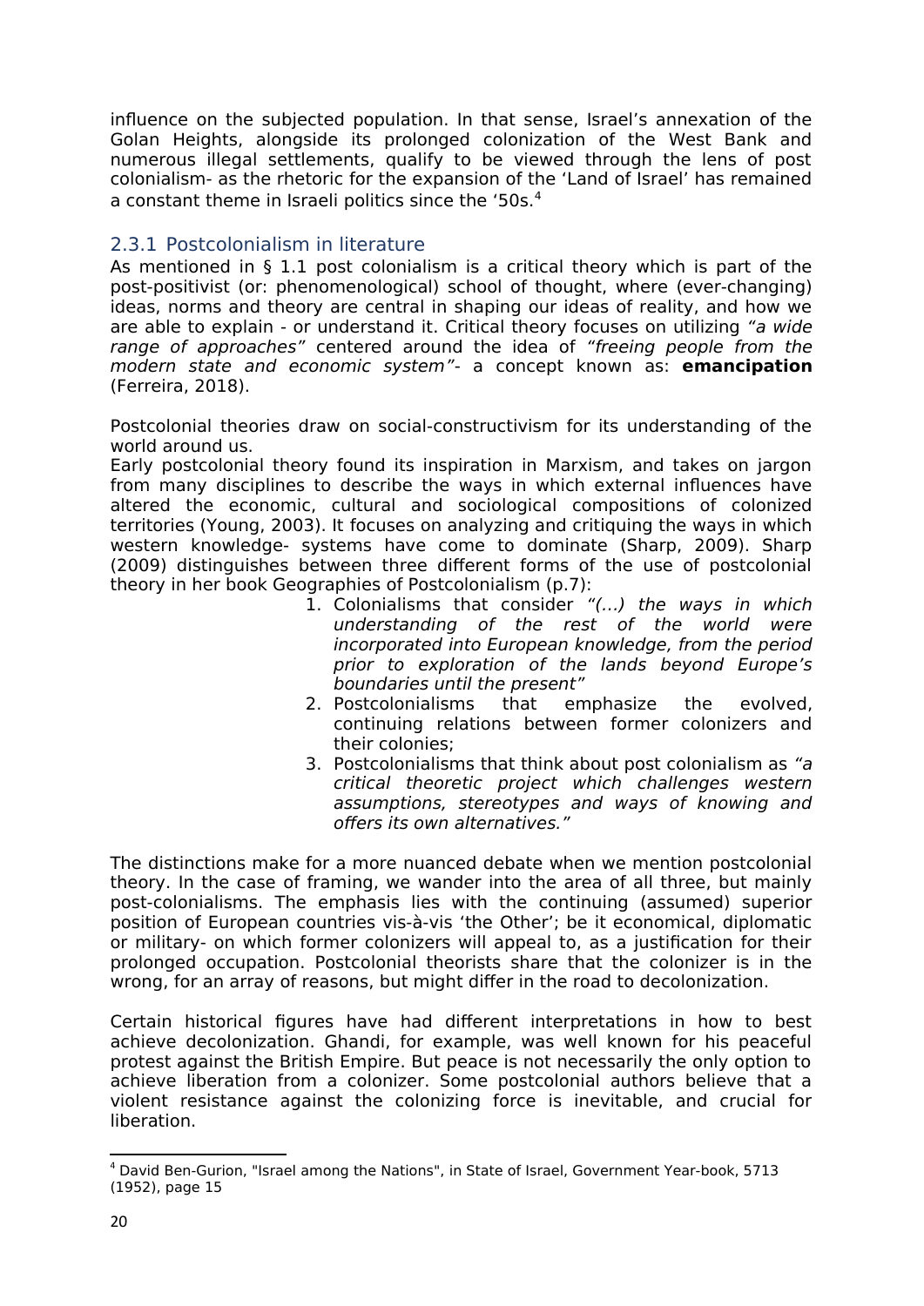influence on the subjected population. In that sense, Israel's annexation of the Golan Heights, alongside its prolonged colonization of the West Bank and numerous illegal settlements, qualify to be viewed through the lens of post colonialism- as the rhetoric for the expansion of the 'Land of Israel' has remained a constant theme in Israeli politics since the '50s.[4]

### 2.3.1 Postcolonialism in literature

As mentioned in § 1.1 post colonialism is a critical theory which is part of the post-positivist (or: phenomenological) school of thought, where (ever-changing) ideas, norms and theory are central in shaping our ideas of reality, and how we are able to explain - or understand it. Critical theory focuses on utilizing *"a wide range of approaches"* centered around the idea of *"freeing people from the modern state and economic system"*- a concept known as: **emancipation** (Ferreira, 2018).

Postcolonial theories draw on social-constructivism for its understanding of the world around us.
Early postcolonial theory found its inspiration in Marxism, and takes on jargon from many disciplines to describe the ways in which external influences have altered the economic, cultural and sociological compositions of colonized territories (Young, 2003). It focuses on analyzing and critiquing the ways in which western knowledge- systems have come to dominate (Sharp, 2009). Sharp (2009) distinguishes between three different forms of the use of postcolonial theory in her book Geographies of Postcolonialism (p.7):

1. Colonialisms that consider *"(...) the ways in which understanding of the rest of the world were incorporated into European knowledge, from the period prior to exploration of the lands beyond Europe's boundaries until the present"*
2. Postcolonialisms that emphasize the evolved, continuing relations between former colonizers and their colonies;
3. Postcolonialisms that think about post colonialism as *"a critical theoretic project which challenges western assumptions, stereotypes and ways of knowing and offers its own alternatives."*

The distinctions make for a more nuanced debate when we mention postcolonial theory. In the case of framing, we wander into the area of all three, but mainly post-colonialisms. The emphasis lies with the continuing (assumed) superior position of European countries vis-à-vis 'the Other'; be it economical, diplomatic or military- on which former colonizers will appeal to, as a justification for their prolonged occupation. Postcolonial theorists share that the colonizer is in the wrong, for an array of reasons, but might differ in the road to decolonization.

Certain historical figures have had different interpretations in how to best achieve decolonization. Ghandi, for example, was well known for his peaceful protest against the British Empire. But peace is not necessarily the only option to achieve liberation from a colonizer. Some postcolonial authors believe that a violent resistance against the colonizing force is inevitable, and crucial for liberation.

---

[4] David Ben-Gurion, "Israel among the Nations", in State of Israel, Government Year-book, 5713 (1952), page 15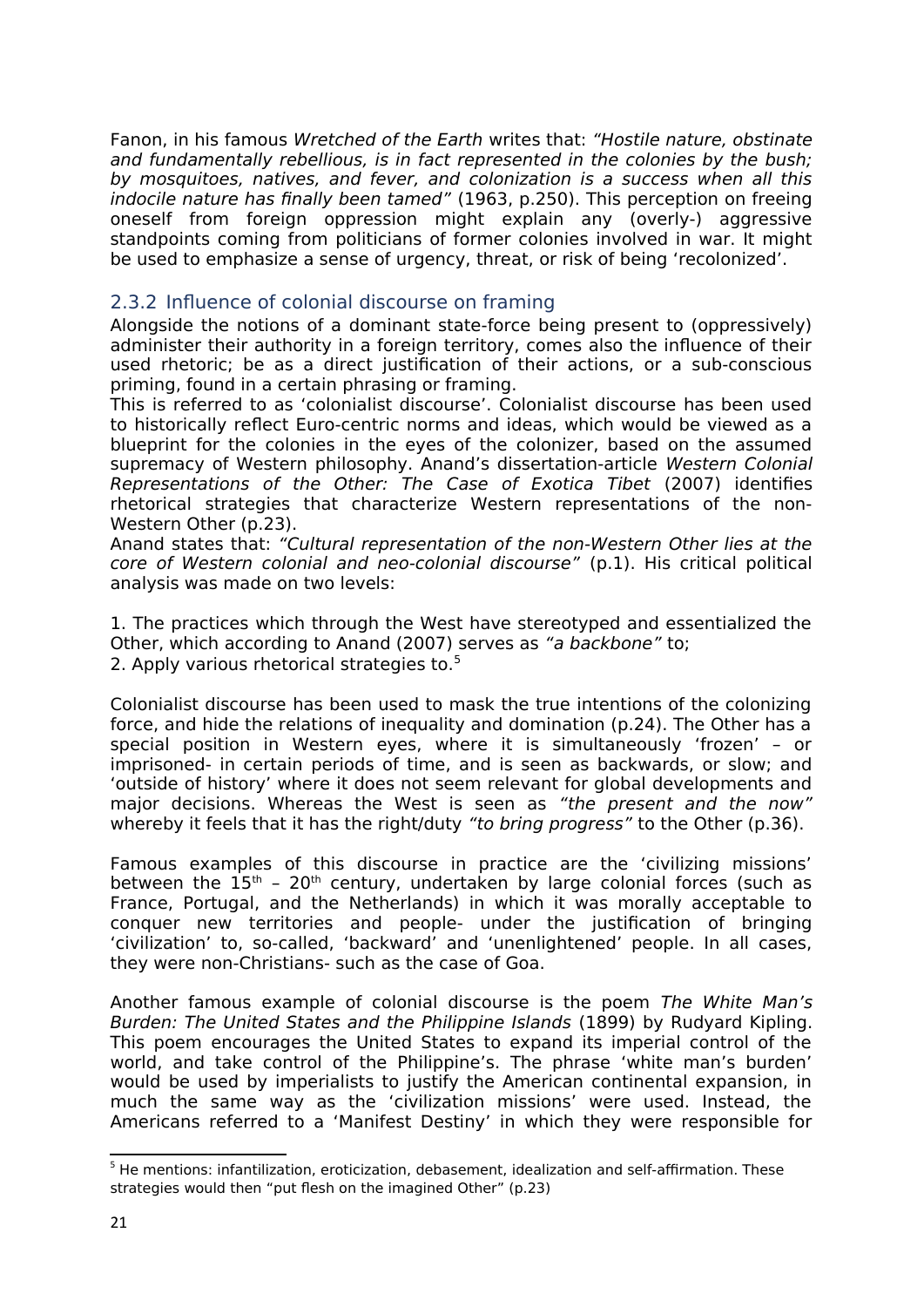Fanon, in his famous *Wretched of the Earth* writes that: *"Hostile nature, obstinate and fundamentally rebellious, is in fact represented in the colonies by the bush; by mosquitoes, natives, and fever, and colonization is a success when all this indocile nature has finally been tamed"* (1963, p.250). This perception on freeing oneself from foreign oppression might explain any (overly-) aggressive standpoints coming from politicians of former colonies involved in war. It might be used to emphasize a sense of urgency, threat, or risk of being 'recolonized'.

### 2.3.2 Influence of colonial discourse on framing

Alongside the notions of a dominant state-force being present to (oppressively) administer their authority in a foreign territory, comes also the influence of their used rhetoric; be as a direct justification of their actions, or a sub-conscious priming, found in a certain phrasing or framing.

This is referred to as 'colonialist discourse'. Colonialist discourse has been used to historically reflect Euro-centric norms and ideas, which would be viewed as a blueprint for the colonies in the eyes of the colonizer, based on the assumed supremacy of Western philosophy. Anand's dissertation-article *Western Colonial Representations of the Other: The Case of Exotica Tibet* (2007) identifies rhetorical strategies that characterize Western representations of the non-Western Other (p.23).

Anand states that: *"Cultural representation of the non-Western Other lies at the core of Western colonial and neo-colonial discourse"* (p.1). His critical political analysis was made on two levels:

1. The practices which through the West have stereotyped and essentialized the Other, which according to Anand (2007) serves as *"a backbone"* to;
2. Apply various rhetorical strategies to.[5]

Colonialist discourse has been used to mask the true intentions of the colonizing force, and hide the relations of inequality and domination (p.24). The Other has a special position in Western eyes, where it is simultaneously 'frozen' – or imprisoned- in certain periods of time, and is seen as backwards, or slow; and 'outside of history' where it does not seem relevant for global developments and major decisions. Whereas the West is seen as *"the present and the now"* whereby it feels that it has the right/duty *"to bring progress"* to the Other (p.36).

Famous examples of this discourse in practice are the 'civilizing missions' between the 15th – 20th century, undertaken by large colonial forces (such as France, Portugal, and the Netherlands) in which it was morally acceptable to conquer new territories and people- under the justification of bringing 'civilization' to, so-called, 'backward' and 'unenlightened' people. In all cases, they were non-Christians- such as the case of Goa.

Another famous example of colonial discourse is the poem *The White Man's Burden: The United States and the Philippine Islands* (1899) by Rudyard Kipling. This poem encourages the United States to expand its imperial control of the world, and take control of the Philippine's. The phrase 'white man's burden' would be used by imperialists to justify the American continental expansion, in much the same way as the 'civilization missions' were used. Instead, the Americans referred to a 'Manifest Destiny' in which they were responsible for

[5] He mentions: infantilization, eroticization, debasement, idealization and self-affirmation. These strategies would then "put flesh on the imagined Other" (p.23)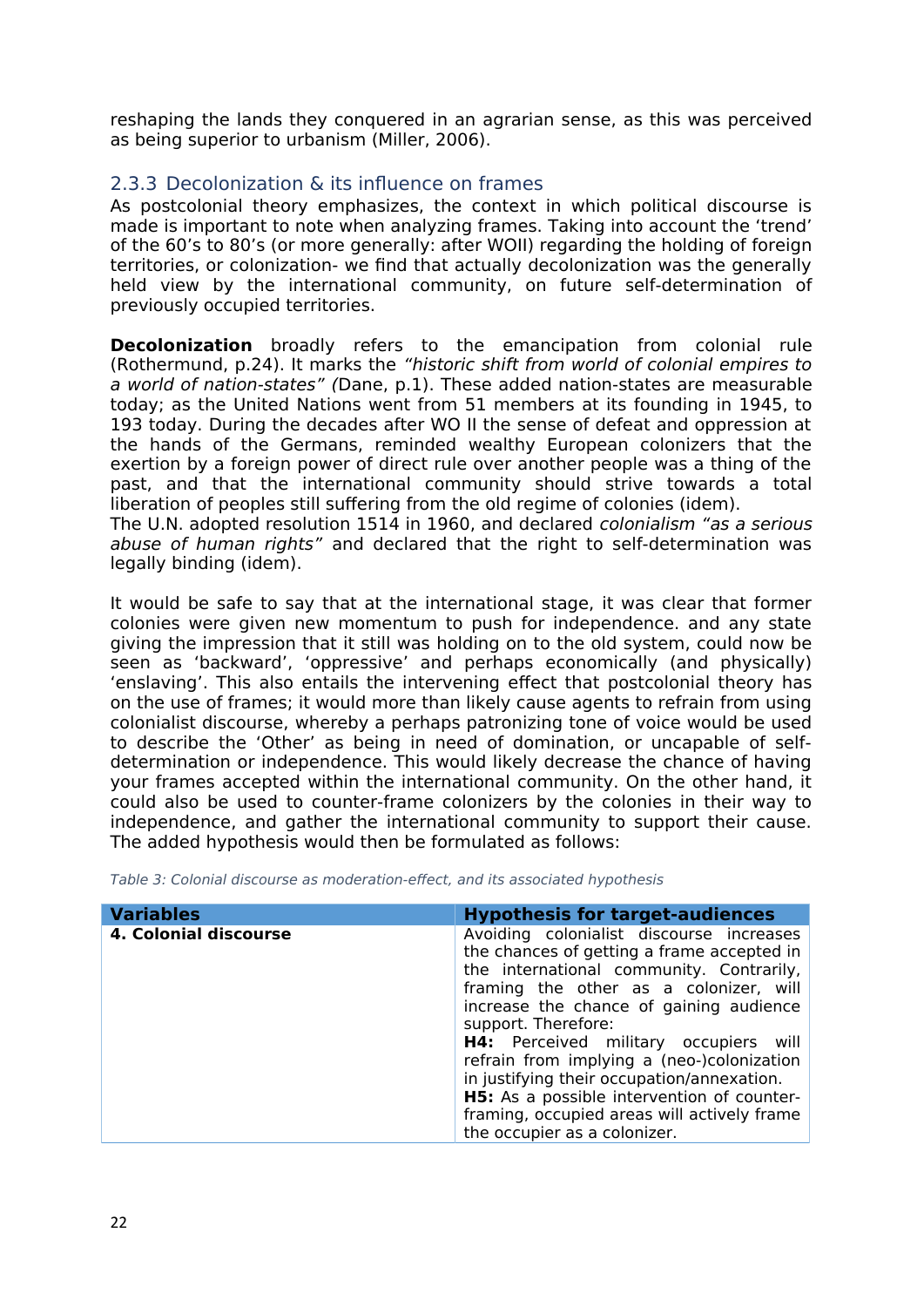reshaping the lands they conquered in an agrarian sense, as this was perceived as being superior to urbanism (Miller, 2006).

### 2.3.3 Decolonization & its influence on frames

As postcolonial theory emphasizes, the context in which political discourse is made is important to note when analyzing frames. Taking into account the 'trend' of the 60's to 80's (or more generally: after WOII) regarding the holding of foreign territories, or colonization- we find that actually decolonization was the generally held view by the international community, on future self-determination of previously occupied territories.

**Decolonization** broadly refers to the emancipation from colonial rule (Rothermund, p.24). It marks the *"historic shift from world of colonial empires to a world of nation-states" (*Dane, p.1). These added nation-states are measurable today; as the United Nations went from 51 members at its founding in 1945, to 193 today. During the decades after WO II the sense of defeat and oppression at the hands of the Germans, reminded wealthy European colonizers that the exertion by a foreign power of direct rule over another people was a thing of the past, and that the international community should strive towards a total liberation of peoples still suffering from the old regime of colonies (idem).
The U.N. adopted resolution 1514 in 1960, and declared *colonialism "as a serious abuse of human rights"* and declared that the right to self-determination was legally binding (idem).

It would be safe to say that at the international stage, it was clear that former colonies were given new momentum to push for independence. and any state giving the impression that it still was holding on to the old system, could now be seen as 'backward', 'oppressive' and perhaps economically (and physically) 'enslaving'. This also entails the intervening effect that postcolonial theory has on the use of frames; it would more than likely cause agents to refrain from using colonialist discourse, whereby a perhaps patronizing tone of voice would be used to describe the 'Other' as being in need of domination, or uncapable of self-determination or independence. This would likely decrease the chance of having your frames accepted within the international community. On the other hand, it could also be used to counter-frame colonizers by the colonies in their way to independence, and gather the international community to support their cause. The added hypothesis would then be formulated as follows:

*Table 3: Colonial discourse as moderation-effect, and its associated hypothesis*

| Variables | Hypothesis for target-audiences |
|---|---|
| **4. Colonial discourse** | Avoiding colonialist discourse increases the chances of getting a frame accepted in the international community. Contrarily, framing the other as a colonizer, will increase the chance of gaining audience support. Therefore:<br>**H4:** Perceived military occupiers will refrain from implying a (neo-)colonization in justifying their occupation/annexation.<br>**H5:** As a possible intervention of counter-framing, occupied areas will actively frame the occupier as a colonizer. |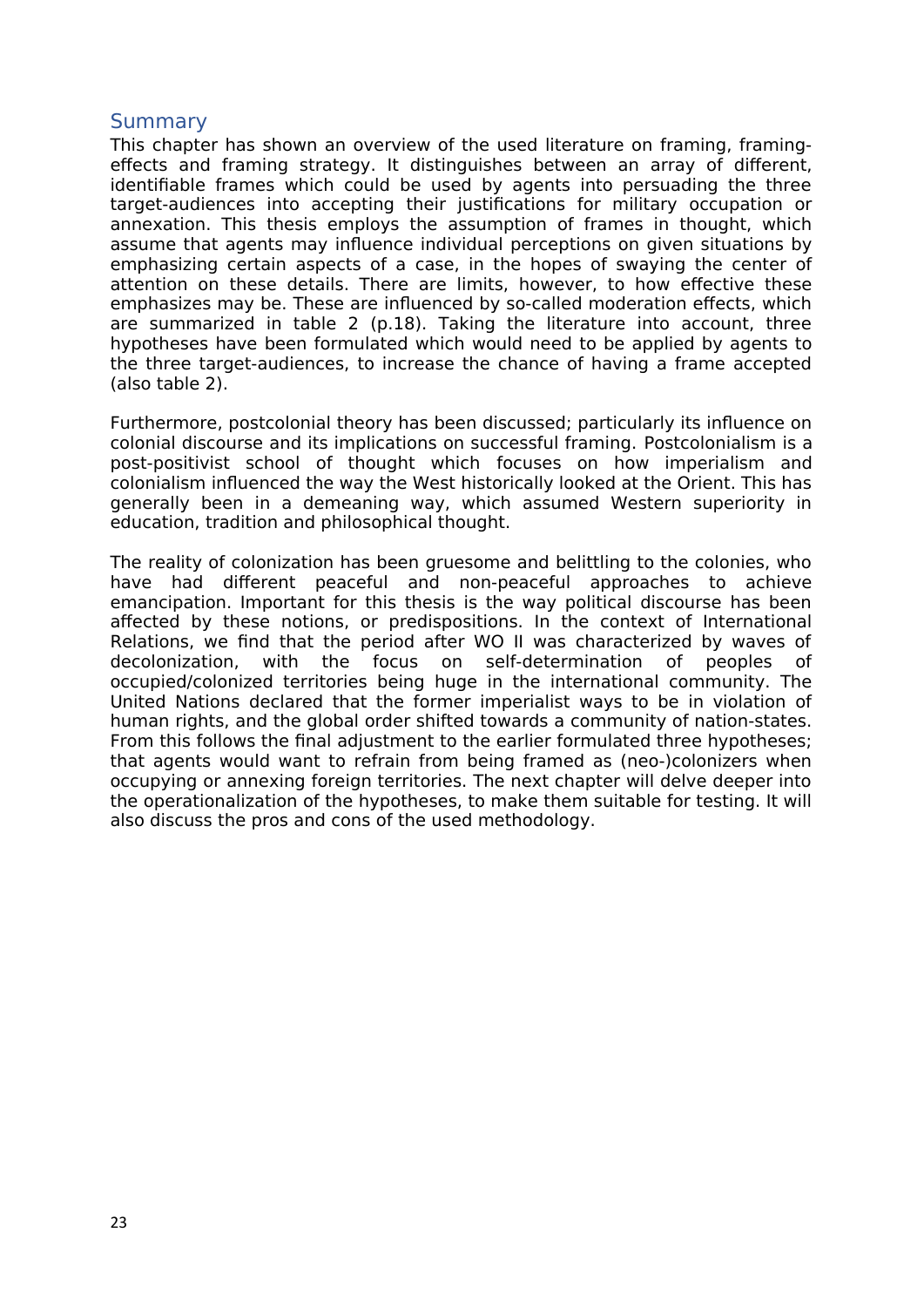## Summary

This chapter has shown an overview of the used literature on framing, framing-effects and framing strategy. It distinguishes between an array of different, identifiable frames which could be used by agents into persuading the three target-audiences into accepting their justifications for military occupation or annexation. This thesis employs the assumption of frames in thought, which assume that agents may influence individual perceptions on given situations by emphasizing certain aspects of a case, in the hopes of swaying the center of attention on these details. There are limits, however, to how effective these emphasizes may be. These are influenced by so-called moderation effects, which are summarized in table 2 (p.18). Taking the literature into account, three hypotheses have been formulated which would need to be applied by agents to the three target-audiences, to increase the chance of having a frame accepted (also table 2).

Furthermore, postcolonial theory has been discussed; particularly its influence on colonial discourse and its implications on successful framing. Postcolonialism is a post-positivist school of thought which focuses on how imperialism and colonialism influenced the way the West historically looked at the Orient. This has generally been in a demeaning way, which assumed Western superiority in education, tradition and philosophical thought.

The reality of colonization has been gruesome and belittling to the colonies, who have had different peaceful and non-peaceful approaches to achieve emancipation. Important for this thesis is the way political discourse has been affected by these notions, or predispositions. In the context of International Relations, we find that the period after WO II was characterized by waves of decolonization, with the focus on self-determination of peoples of occupied/colonized territories being huge in the international community. The United Nations declared that the former imperialist ways to be in violation of human rights, and the global order shifted towards a community of nation-states. From this follows the final adjustment to the earlier formulated three hypotheses; that agents would want to refrain from being framed as (neo-)colonizers when occupying or annexing foreign territories. The next chapter will delve deeper into the operationalization of the hypotheses, to make them suitable for testing. It will also discuss the pros and cons of the used methodology.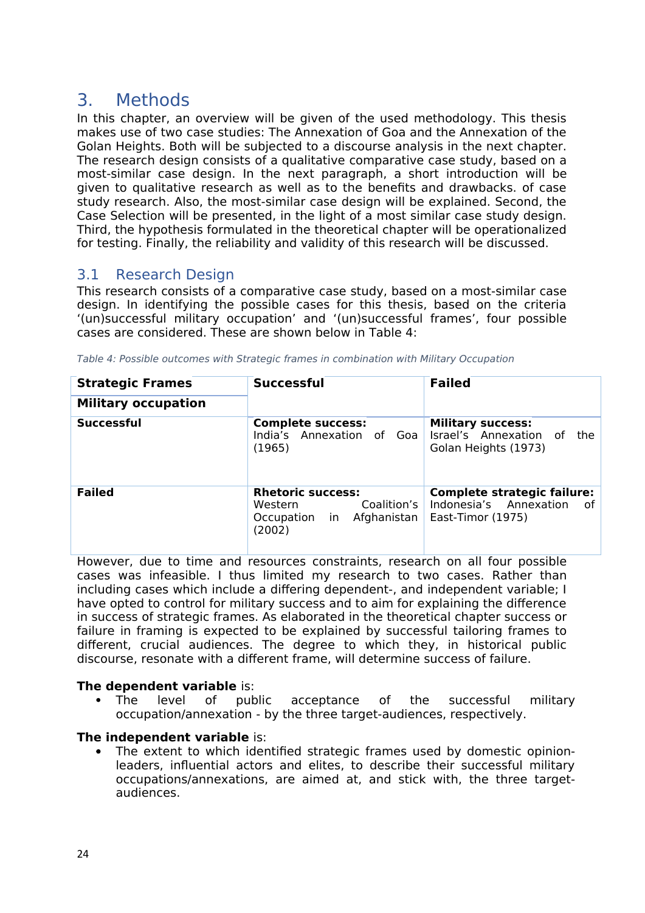# 3. Methods

In this chapter, an overview will be given of the used methodology. This thesis makes use of two case studies: The Annexation of Goa and the Annexation of the Golan Heights. Both will be subjected to a discourse analysis in the next chapter. The research design consists of a qualitative comparative case study, based on a most-similar case design. In the next paragraph, a short introduction will be given to qualitative research as well as to the benefits and drawbacks. of case study research. Also, the most-similar case design will be explained. Second, the Case Selection will be presented, in the light of a most similar case study design. Third, the hypothesis formulated in the theoretical chapter will be operationalized for testing. Finally, the reliability and validity of this research will be discussed.

## 3.1 Research Design

This research consists of a comparative case study, based on a most-similar case design. In identifying the possible cases for this thesis, based on the criteria '(un)successful military occupation' and '(un)successful frames', four possible cases are considered. These are shown below in Table 4:

*Table 4: Possible outcomes with Strategic frames in combination with Military Occupation*

| **Strategic Frames** / **Military occupation** | **Successful** | **Failed** |
|---|---|---|
| **Successful** | **Complete success:** India's Annexation of Goa (1965) | **Military success:** Israel's Annexation of the Golan Heights (1973) |
| **Failed** | **Rhetoric success:** Western Coalition's Occupation in Afghanistan (2002) | **Complete strategic failure:** Indonesia's Annexation of East-Timor (1975) |

However, due to time and resources constraints, research on all four possible cases was infeasible. I thus limited my research to two cases. Rather than including cases which include a differing dependent-, and independent variable; I have opted to control for military success and to aim for explaining the difference in success of strategic frames. As elaborated in the theoretical chapter success or failure in framing is expected to be explained by successful tailoring frames to different, crucial audiences. The degree to which they, in historical public discourse, resonate with a different frame, will determine success of failure.

**The dependent variable** is:

- The level of public acceptance of the successful military occupation/annexation - by the three target-audiences, respectively.

**The independent variable** is:

- The extent to which identified strategic frames used by domestic opinion-leaders, influential actors and elites, to describe their successful military occupations/annexations, are aimed at, and stick with, the three target-audiences.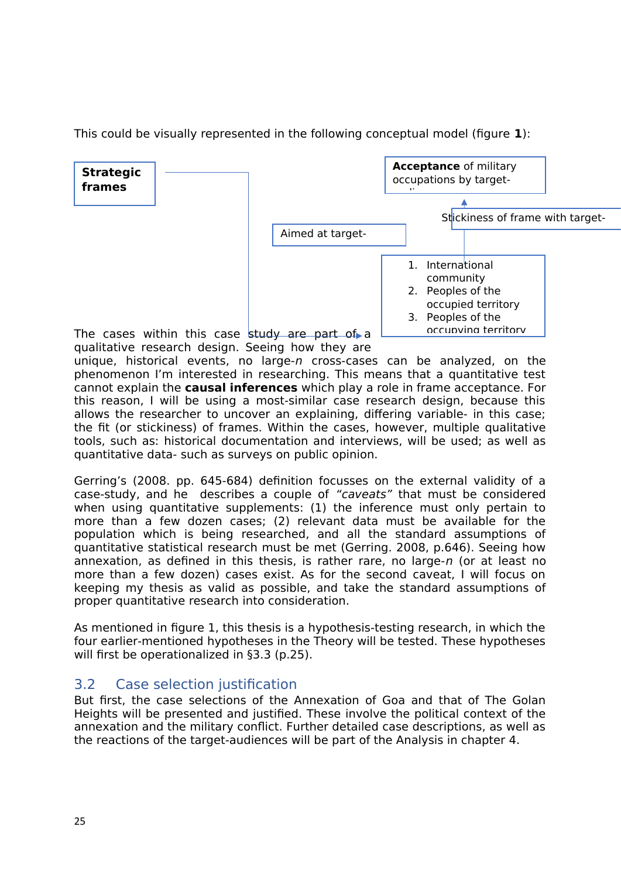This could be visually represented in the following conceptual model (figure **1**):

**Strategic frames**

Aimed at target-

**Acceptance** of military occupations by target-

Stickiness of frame with target-

1. International community
2. Peoples of the occupied territory
3. Peoples of the occupying territory

The cases within this case study are part of a qualitative research design. Seeing how they are unique, historical events, no large-*n* cross-cases can be analyzed, on the phenomenon I'm interested in researching. This means that a quantitative test cannot explain the **causal inferences** which play a role in frame acceptance. For this reason, I will be using a most-similar case research design, because this allows the researcher to uncover an explaining, differing variable- in this case; the fit (or stickiness) of frames. Within the cases, however, multiple qualitative tools, such as: historical documentation and interviews, will be used; as well as quantitative data- such as surveys on public opinion.

Gerring's (2008. pp. 645-684) definition focusses on the external validity of a case-study, and he describes a couple of *"caveats"* that must be considered when using quantitative supplements: (1) the inference must only pertain to more than a few dozen cases; (2) relevant data must be available for the population which is being researched, and all the standard assumptions of quantitative statistical research must be met (Gerring. 2008, p.646). Seeing how annexation, as defined in this thesis, is rather rare, no large-*n* (or at least no more than a few dozen) cases exist. As for the second caveat, I will focus on keeping my thesis as valid as possible, and take the standard assumptions of proper quantitative research into consideration.

As mentioned in figure 1, this thesis is a hypothesis-testing research, in which the four earlier-mentioned hypotheses in the Theory will be tested. These hypotheses will first be operationalized in §3.3 (p.25).

## 3.2 Case selection justification

But first, the case selections of the Annexation of Goa and that of The Golan Heights will be presented and justified. These involve the political context of the annexation and the military conflict. Further detailed case descriptions, as well as the reactions of the target-audiences will be part of the Analysis in chapter 4.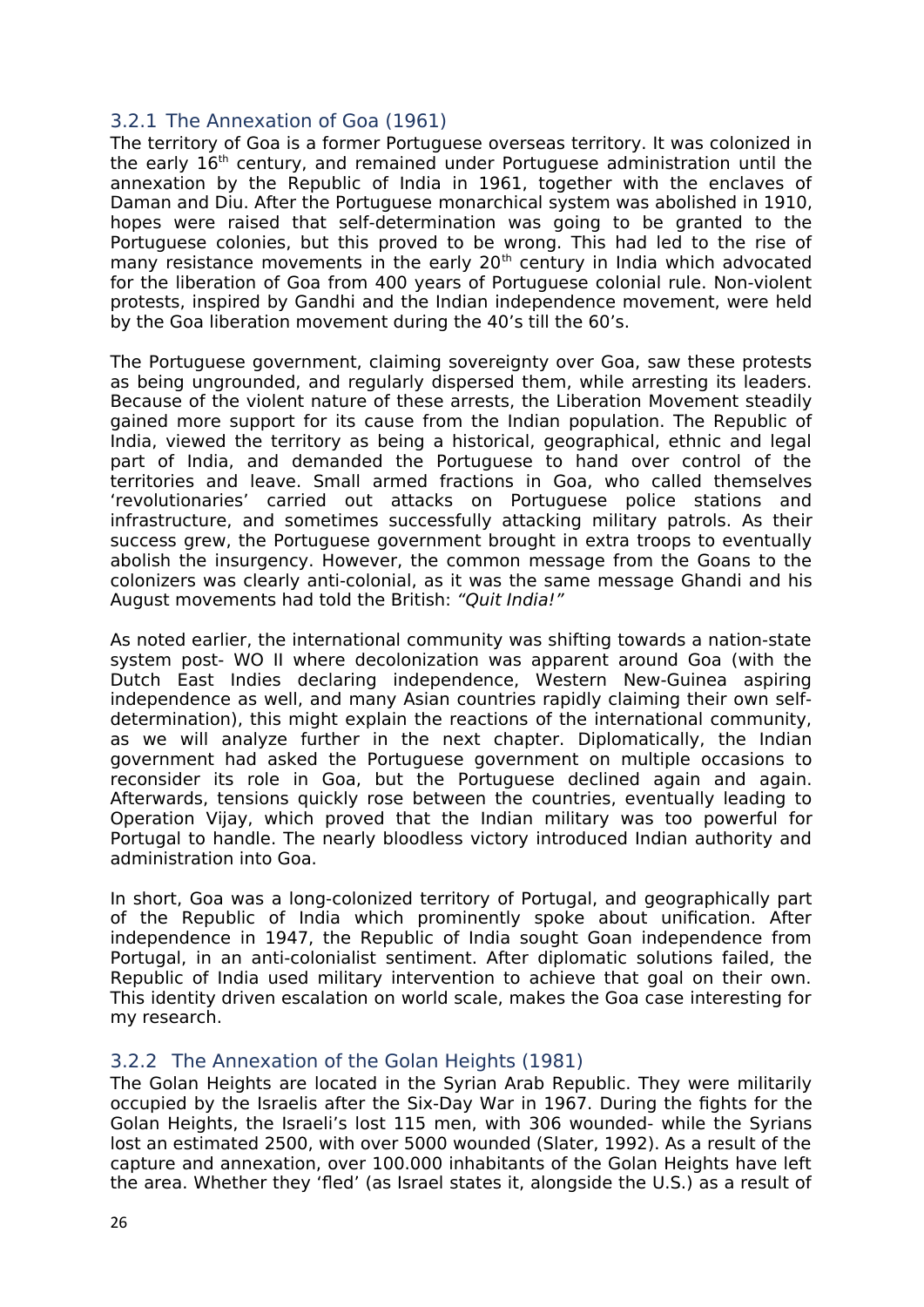### 3.2.1 The Annexation of Goa (1961)

The territory of Goa is a former Portuguese overseas territory. It was colonized in the early 16th century, and remained under Portuguese administration until the annexation by the Republic of India in 1961, together with the enclaves of Daman and Diu. After the Portuguese monarchical system was abolished in 1910, hopes were raised that self-determination was going to be granted to the Portuguese colonies, but this proved to be wrong. This had led to the rise of many resistance movements in the early 20th century in India which advocated for the liberation of Goa from 400 years of Portuguese colonial rule. Non-violent protests, inspired by Gandhi and the Indian independence movement, were held by the Goa liberation movement during the 40's till the 60's.

The Portuguese government, claiming sovereignty over Goa, saw these protests as being ungrounded, and regularly dispersed them, while arresting its leaders. Because of the violent nature of these arrests, the Liberation Movement steadily gained more support for its cause from the Indian population. The Republic of India, viewed the territory as being a historical, geographical, ethnic and legal part of India, and demanded the Portuguese to hand over control of the territories and leave. Small armed fractions in Goa, who called themselves 'revolutionaries' carried out attacks on Portuguese police stations and infrastructure, and sometimes successfully attacking military patrols. As their success grew, the Portuguese government brought in extra troops to eventually abolish the insurgency. However, the common message from the Goans to the colonizers was clearly anti-colonial, as it was the same message Ghandi and his August movements had told the British: *"Quit India!"*

As noted earlier, the international community was shifting towards a nation-state system post- WO II where decolonization was apparent around Goa (with the Dutch East Indies declaring independence, Western New-Guinea aspiring independence as well, and many Asian countries rapidly claiming their own self-determination), this might explain the reactions of the international community, as we will analyze further in the next chapter. Diplomatically, the Indian government had asked the Portuguese government on multiple occasions to reconsider its role in Goa, but the Portuguese declined again and again. Afterwards, tensions quickly rose between the countries, eventually leading to Operation Vijay, which proved that the Indian military was too powerful for Portugal to handle. The nearly bloodless victory introduced Indian authority and administration into Goa.

In short, Goa was a long-colonized territory of Portugal, and geographically part of the Republic of India which prominently spoke about unification. After independence in 1947, the Republic of India sought Goan independence from Portugal, in an anti-colonialist sentiment. After diplomatic solutions failed, the Republic of India used military intervention to achieve that goal on their own. This identity driven escalation on world scale, makes the Goa case interesting for my research.

### 3.2.2 The Annexation of the Golan Heights (1981)

The Golan Heights are located in the Syrian Arab Republic. They were militarily occupied by the Israelis after the Six-Day War in 1967. During the fights for the Golan Heights, the Israeli's lost 115 men, with 306 wounded- while the Syrians lost an estimated 2500, with over 5000 wounded (Slater, 1992). As a result of the capture and annexation, over 100.000 inhabitants of the Golan Heights have left the area. Whether they 'fled' (as Israel states it, alongside the U.S.) as a result of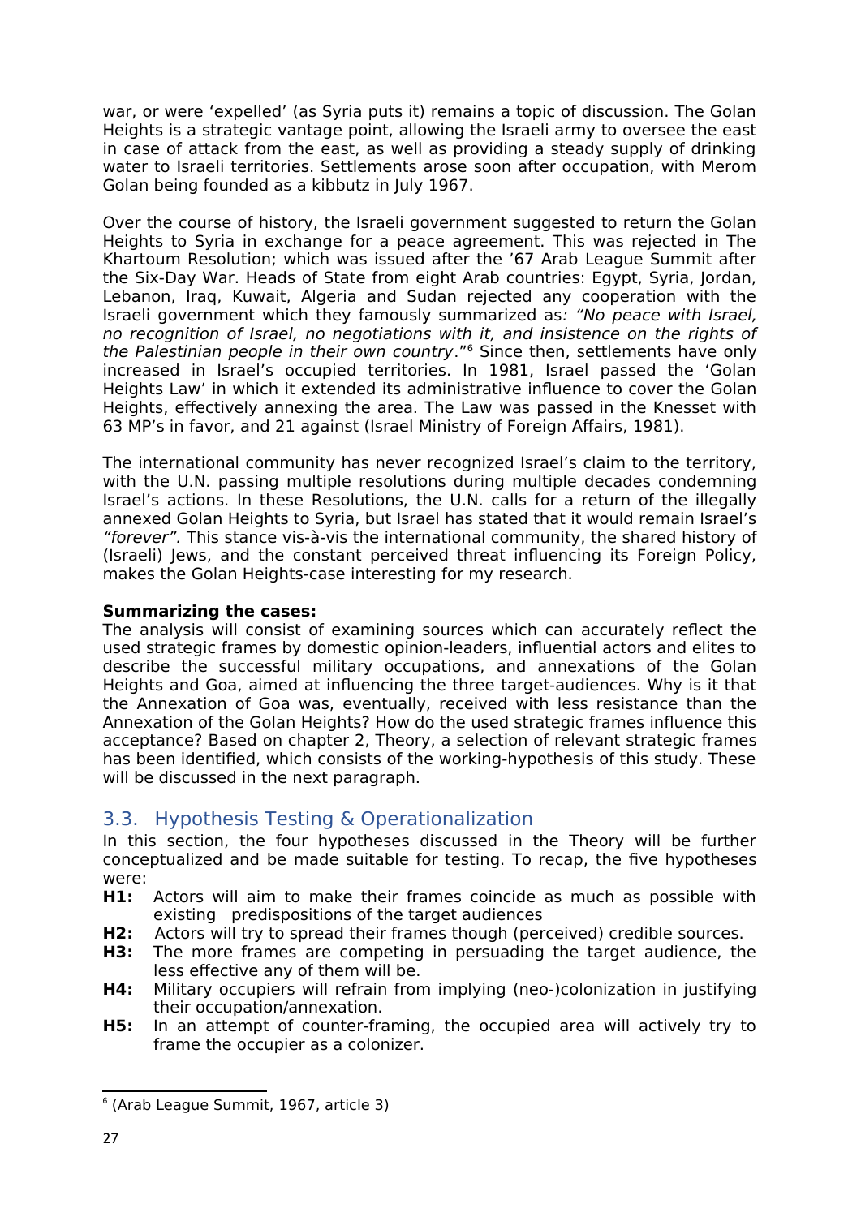war, or were 'expelled' (as Syria puts it) remains a topic of discussion. The Golan Heights is a strategic vantage point, allowing the Israeli army to oversee the east in case of attack from the east, as well as providing a steady supply of drinking water to Israeli territories. Settlements arose soon after occupation, with Merom Golan being founded as a kibbutz in July 1967.

Over the course of history, the Israeli government suggested to return the Golan Heights to Syria in exchange for a peace agreement. This was rejected in The Khartoum Resolution; which was issued after the '67 Arab League Summit after the Six-Day War. Heads of State from eight Arab countries: Egypt, Syria, Jordan, Lebanon, Iraq, Kuwait, Algeria and Sudan rejected any cooperation with the Israeli government which they famously summarized as*: "No peace with Israel, no recognition of Israel, no negotiations with it, and insistence on the rights of the Palestinian people in their own country*."[6] Since then, settlements have only increased in Israel's occupied territories. In 1981, Israel passed the 'Golan Heights Law' in which it extended its administrative influence to cover the Golan Heights, effectively annexing the area. The Law was passed in the Knesset with 63 MP's in favor, and 21 against (Israel Ministry of Foreign Affairs, 1981).

The international community has never recognized Israel's claim to the territory, with the U.N. passing multiple resolutions during multiple decades condemning Israel's actions. In these Resolutions, the U.N. calls for a return of the illegally annexed Golan Heights to Syria, but Israel has stated that it would remain Israel's *"forever".* This stance vis-à-vis the international community, the shared history of (Israeli) Jews, and the constant perceived threat influencing its Foreign Policy, makes the Golan Heights-case interesting for my research.

**Summarizing the cases:**
The analysis will consist of examining sources which can accurately reflect the used strategic frames by domestic opinion-leaders, influential actors and elites to describe the successful military occupations, and annexations of the Golan Heights and Goa, aimed at influencing the three target-audiences. Why is it that the Annexation of Goa was, eventually, received with less resistance than the Annexation of the Golan Heights? How do the used strategic frames influence this acceptance? Based on chapter 2, Theory, a selection of relevant strategic frames has been identified, which consists of the working-hypothesis of this study. These will be discussed in the next paragraph.

## 3.3. Hypothesis Testing & Operationalization

In this section, the four hypotheses discussed in the Theory will be further conceptualized and be made suitable for testing. To recap, the five hypotheses were:

- **H1:** Actors will aim to make their frames coincide as much as possible with existing predispositions of the target audiences
- **H2:** Actors will try to spread their frames though (perceived) credible sources.
- **H3:** The more frames are competing in persuading the target audience, the less effective any of them will be.
- **H4:** Military occupiers will refrain from implying (neo-)colonization in justifying their occupation/annexation.
- **H5:** In an attempt of counter-framing, the occupied area will actively try to frame the occupier as a colonizer.

[6] (Arab League Summit, 1967, article 3)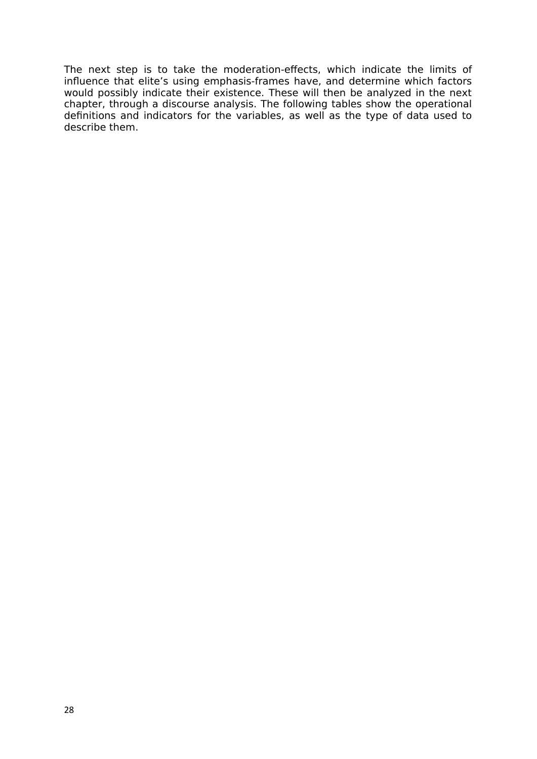The next step is to take the moderation-effects, which indicate the limits of influence that elite's using emphasis-frames have, and determine which factors would possibly indicate their existence. These will then be analyzed in the next chapter, through a discourse analysis. The following tables show the operational definitions and indicators for the variables, as well as the type of data used to describe them.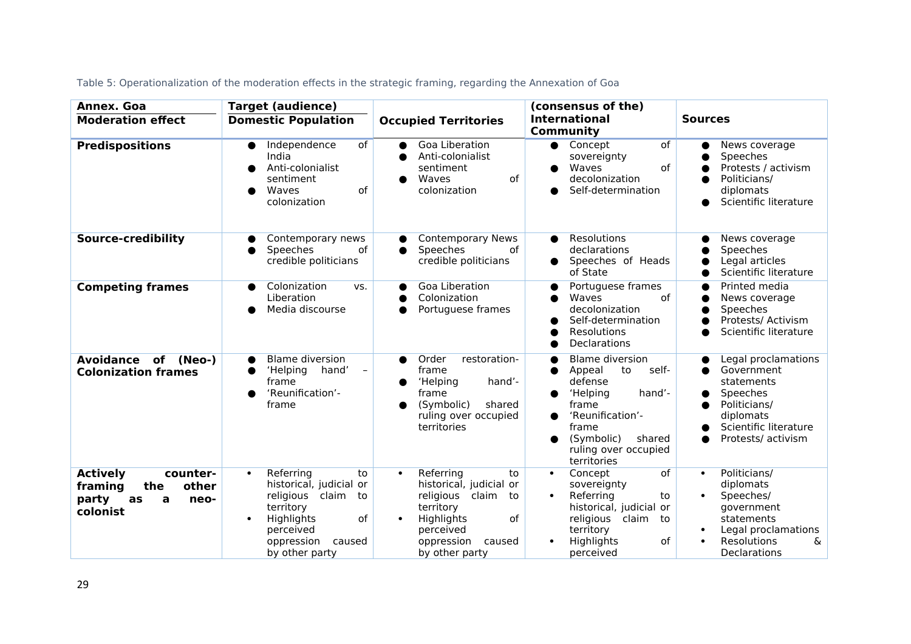Table 5: Operationalization of the moderation effects in the strategic framing, regarding the Annexation of Goa

| Annex. Goa | Target (audience) | | | |
|---|---|---|---|---|
| **Moderation effect** | **Domestic Population** | **Occupied Territories** | **(consensus of the) International Community** | **Sources** |
| **Predispositions** | • Independence of India<br>• Anti-colonialist sentiment<br>• Waves of colonization | • Goa Liberation<br>• Anti-colonialist sentiment<br>• Waves of colonization | • Concept of sovereignty<br>• Waves of decolonization<br>• Self-determination | • News coverage<br>• Speeches<br>• Protests / activism<br>• Politicians/ diplomats<br>• Scientific literature |
| **Source-credibility** | • Contemporary news<br>• Speeches of credible politicians | • Contemporary News<br>• Speeches of credible politicians | • Resolutions declarations<br>• Speeches of Heads of State | • News coverage<br>• Speeches<br>• Legal articles<br>• Scientific literature |
| **Competing frames** | • Colonization vs. Liberation<br>• Media discourse | • Goa Liberation<br>• Colonization<br>• Portuguese frames | • Portuguese frames<br>• Waves of decolonization<br>• Self-determination<br>• Resolutions<br>• Declarations | • Printed media<br>• News coverage<br>• Speeches<br>• Protests/ Activism<br>• Scientific literature |
| **Avoidance of (Neo-) Colonization frames** | • Blame diversion<br>• 'Helping hand' – frame<br>• 'Reunification'-frame | • Order restoration-frame<br>• 'Helping hand'-frame<br>• (Symbolic) shared ruling over occupied territories | • Blame diversion<br>• Appeal to self-defense<br>• 'Helping hand'-frame<br>• 'Reunification'-frame<br>• (Symbolic) shared ruling over occupied territories | • Legal proclamations<br>• Government statements<br>• Speeches<br>• Politicians/ diplomats<br>• Scientific literature<br>• Protests/ activism |
| **Actively counter-framing the other party as a neo-colonist** | • Referring to historical, judicial or religious claim to territory<br>• Highlights of perceived oppression caused by other party | • Referring to historical, judicial or religious claim to territory<br>• Highlights of perceived oppression caused by other party | • Concept of sovereignty<br>• Referring to historical, judicial or religious claim to territory<br>• Highlights of perceived | • Politicians/ diplomats<br>• Speeches/ government statements<br>• Legal proclamations<br>• Resolutions & Declarations |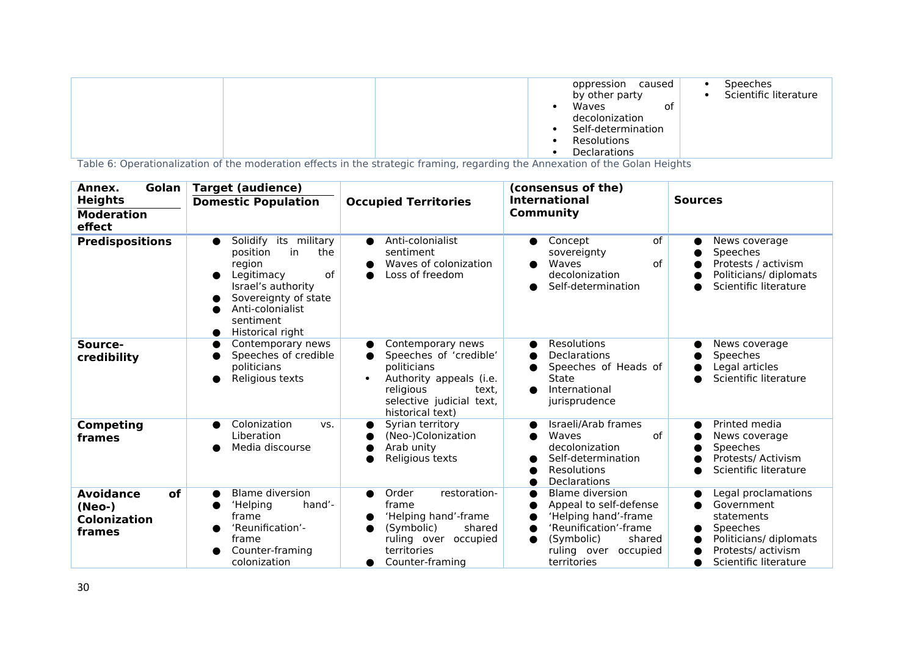| | | | | |
|---|---|---|---|---|
| | | | oppression caused by other party<br>• Waves of decolonization<br>• Self-determination<br>• Resolutions<br>• Declarations | • Speeches<br>• Scientific literature |

Table 6: Operationalization of the moderation effects in the strategic framing, regarding the Annexation of the Golan Heights

| **Annex. Golan Heights**<br>**Moderation effect** | **Target (audience)**<br>**Domestic Population** | **Occupied Territories** | **(consensus of the) International Community** | **Sources** |
|---|---|---|---|---|
| **Predispositions** | ● Solidify its military position in the region<br>● Legitimacy of Israel's authority<br>● Sovereignty of state<br>● Anti-colonialist sentiment<br>● Historical right | ● Anti-colonialist sentiment<br>● Waves of colonization<br>● Loss of freedom | ● Concept of sovereignty<br>● Waves of decolonization<br>● Self-determination | ● News coverage<br>● Speeches<br>● Protests / activism<br>● Politicians/ diplomats<br>● Scientific literature |
| **Source-credibility** | ● Contemporary news<br>● Speeches of credible politicians<br>● Religious texts | ● Contemporary news<br>● Speeches of 'credible' politicians<br>• Authority appeals (i.e. religious text, selective judicial text, historical text) | ● Resolutions<br>● Declarations<br>● Speeches of Heads of State<br>● International jurisprudence | ● News coverage<br>● Speeches<br>● Legal articles<br>● Scientific literature |
| **Competing frames** | ● Colonization vs. Liberation<br>● Media discourse | ● Syrian territory<br>● (Neo-)Colonization<br>● Arab unity<br>● Religious texts | ● Israeli/Arab frames<br>● Waves of decolonization<br>● Self-determination<br>● Resolutions<br>● Declarations | ● Printed media<br>● News coverage<br>● Speeches<br>● Protests/ Activism<br>● Scientific literature |
| **Avoidance of (Neo-) Colonization frames** | ● Blame diversion<br>● 'Helping hand'-frame<br>● 'Reunification'-frame<br>● Counter-framing colonization | ● Order restoration-frame<br>● 'Helping hand'-frame<br>● (Symbolic) shared ruling over occupied territories<br>● Counter-framing | ● Blame diversion<br>● Appeal to self-defense<br>● 'Helping hand'-frame<br>● 'Reunification'-frame<br>● (Symbolic) shared ruling over occupied territories | ● Legal proclamations<br>● Government statements<br>● Speeches<br>● Politicians/ diplomats<br>● Protests/ activism<br>● Scientific literature |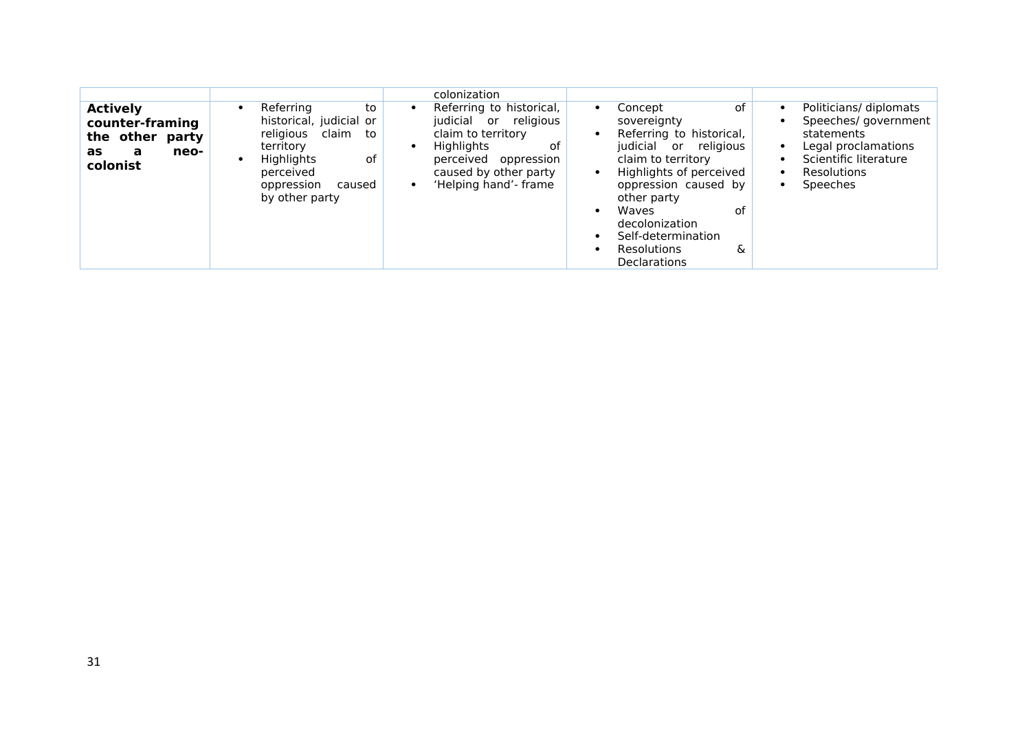|  |  | colonization |  |  |
|---|---|---|---|---|
| **Actively counter-framing the other party as a neo-colonist** | • Referring to historical, judicial or religious claim to territory<br>• Highlights of perceived oppression caused by other party | • Referring to historical, judicial or religious claim to territory<br>• Highlights of perceived oppression caused by other party<br>• 'Helping hand'- frame | • Concept of sovereignty<br>• Referring to historical, judicial or religious claim to territory<br>• Highlights of perceived oppression caused by other party<br>• Waves of decolonization<br>• Self-determination<br>• Resolutions & Declarations | • Politicians/ diplomats<br>• Speeches/ government statements<br>• Legal proclamations<br>• Scientific literature<br>• Resolutions<br>• Speeches |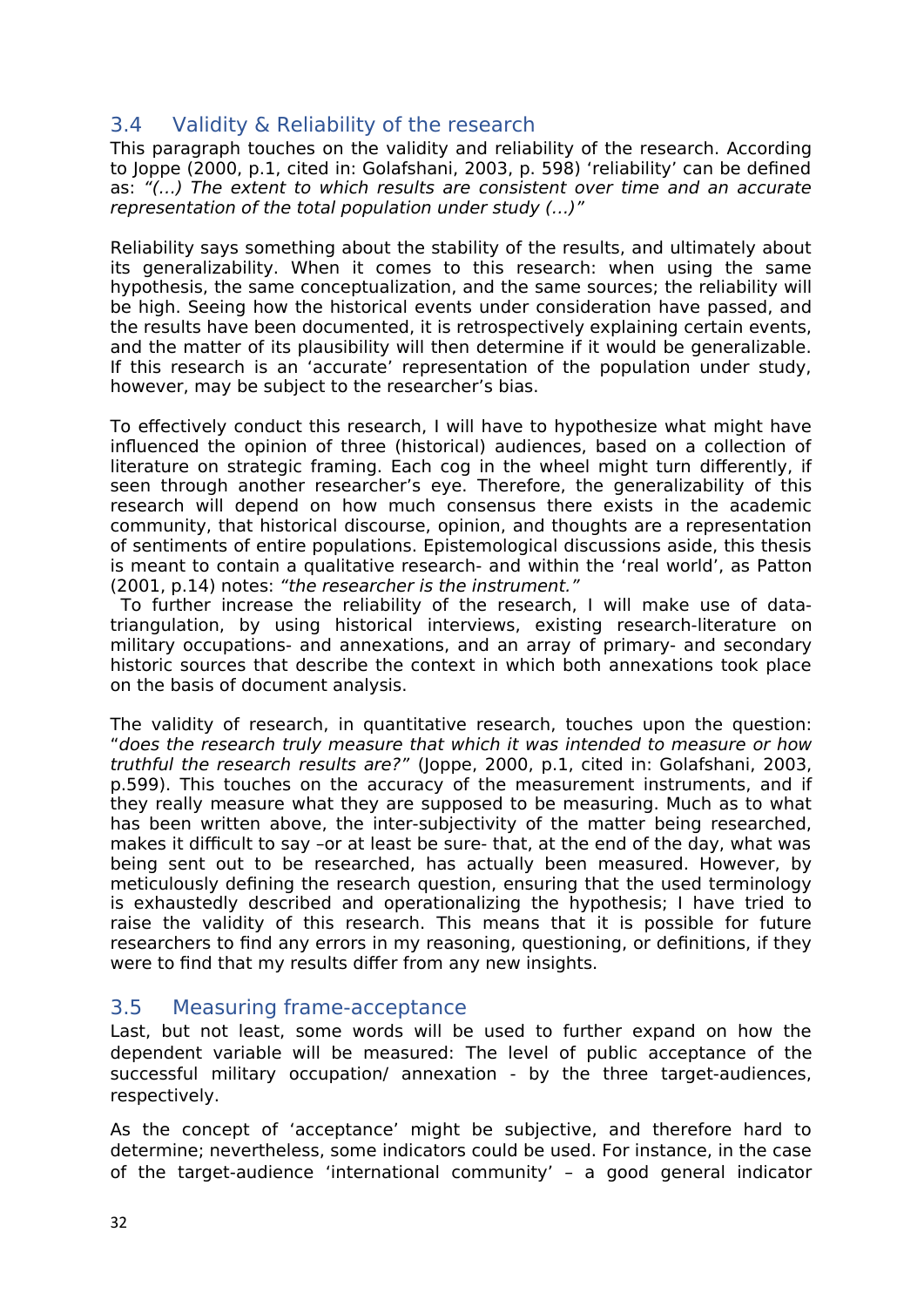## 3.4 Validity & Reliability of the research

This paragraph touches on the validity and reliability of the research. According to Joppe (2000, p.1, cited in: Golafshani, 2003, p. 598) 'reliability' can be defined as: *"(...) The extent to which results are consistent over time and an accurate representation of the total population under study (...)"*

Reliability says something about the stability of the results, and ultimately about its generalizability. When it comes to this research: when using the same hypothesis, the same conceptualization, and the same sources; the reliability will be high. Seeing how the historical events under consideration have passed, and the results have been documented, it is retrospectively explaining certain events, and the matter of its plausibility will then determine if it would be generalizable. If this research is an 'accurate' representation of the population under study, however, may be subject to the researcher's bias.

To effectively conduct this research, I will have to hypothesize what might have influenced the opinion of three (historical) audiences, based on a collection of literature on strategic framing. Each cog in the wheel might turn differently, if seen through another researcher's eye. Therefore, the generalizability of this research will depend on how much consensus there exists in the academic community, that historical discourse, opinion, and thoughts are a representation of sentiments of entire populations. Epistemological discussions aside, this thesis is meant to contain a qualitative research- and within the 'real world', as Patton (2001, p.14) notes: *"the researcher is the instrument."*

To further increase the reliability of the research, I will make use of data-triangulation, by using historical interviews, existing research-literature on military occupations- and annexations, and an array of primary- and secondary historic sources that describe the context in which both annexations took place on the basis of document analysis.

The validity of research, in quantitative research, touches upon the question: "*does the research truly measure that which it was intended to measure or how truthful the research results are?"* (Joppe, 2000, p.1, cited in: Golafshani, 2003, p.599). This touches on the accuracy of the measurement instruments, and if they really measure what they are supposed to be measuring. Much as to what has been written above, the inter-subjectivity of the matter being researched, makes it difficult to say –or at least be sure- that, at the end of the day, what was being sent out to be researched, has actually been measured. However, by meticulously defining the research question, ensuring that the used terminology is exhaustedly described and operationalizing the hypothesis; I have tried to raise the validity of this research. This means that it is possible for future researchers to find any errors in my reasoning, questioning, or definitions, if they were to find that my results differ from any new insights.

## 3.5 Measuring frame-acceptance

Last, but not least, some words will be used to further expand on how the dependent variable will be measured: The level of public acceptance of the successful military occupation/ annexation - by the three target-audiences, respectively.

As the concept of 'acceptance' might be subjective, and therefore hard to determine; nevertheless, some indicators could be used. For instance, in the case of the target-audience 'international community' – a good general indicator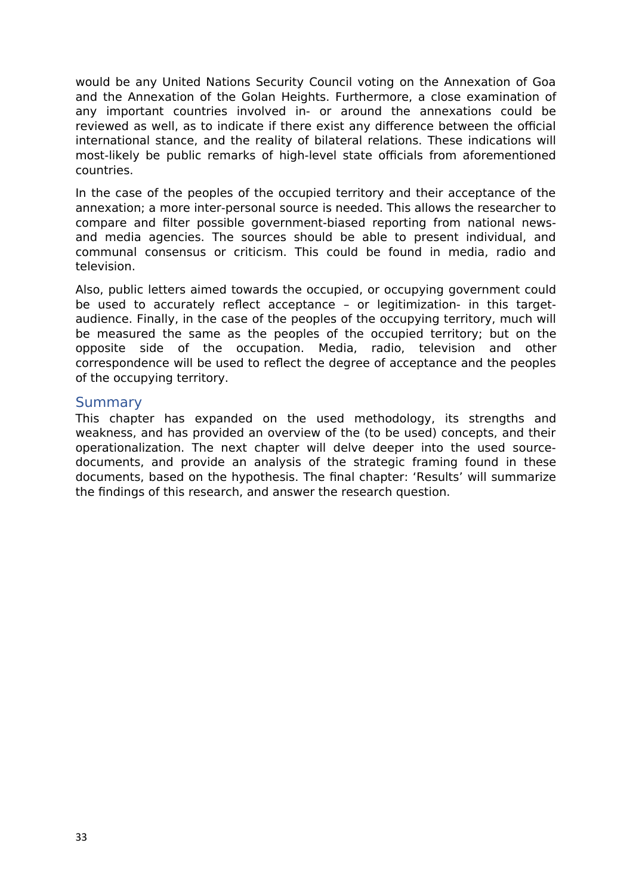would be any United Nations Security Council voting on the Annexation of Goa and the Annexation of the Golan Heights. Furthermore, a close examination of any important countries involved in- or around the annexations could be reviewed as well, as to indicate if there exist any difference between the official international stance, and the reality of bilateral relations. These indications will most-likely be public remarks of high-level state officials from aforementioned countries.

In the case of the peoples of the occupied territory and their acceptance of the annexation; a more inter-personal source is needed. This allows the researcher to compare and filter possible government-biased reporting from national news- and media agencies. The sources should be able to present individual, and communal consensus or criticism. This could be found in media, radio and television.

Also, public letters aimed towards the occupied, or occupying government could be used to accurately reflect acceptance – or legitimization- in this target-audience. Finally, in the case of the peoples of the occupying territory, much will be measured the same as the peoples of the occupied territory; but on the opposite side of the occupation. Media, radio, television and other correspondence will be used to reflect the degree of acceptance and the peoples of the occupying territory.

## Summary

This chapter has expanded on the used methodology, its strengths and weakness, and has provided an overview of the (to be used) concepts, and their operationalization. The next chapter will delve deeper into the used source-documents, and provide an analysis of the strategic framing found in these documents, based on the hypothesis. The final chapter: 'Results' will summarize the findings of this research, and answer the research question.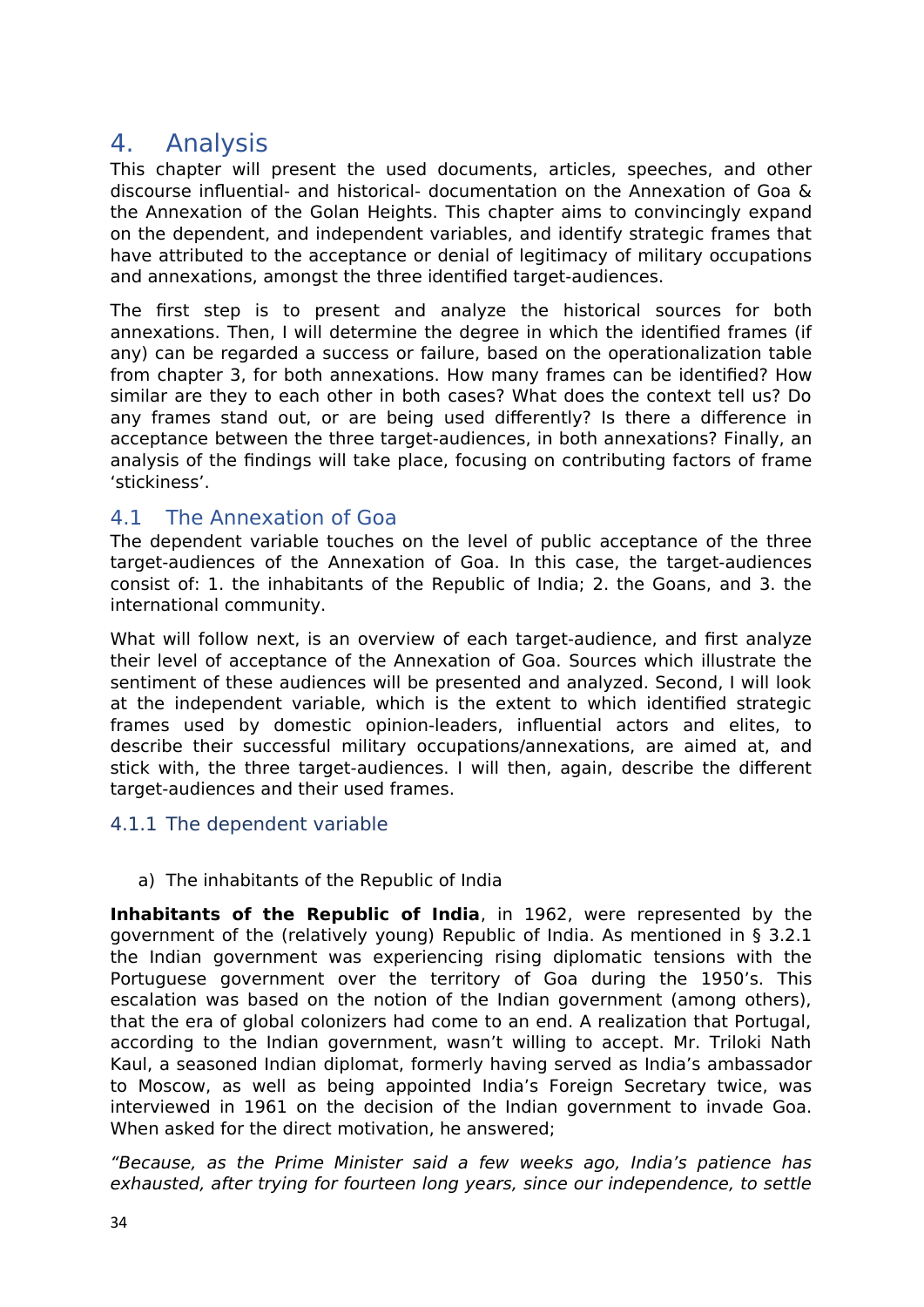# 4. Analysis

This chapter will present the used documents, articles, speeches, and other discourse influential- and historical- documentation on the Annexation of Goa & the Annexation of the Golan Heights. This chapter aims to convincingly expand on the dependent, and independent variables, and identify strategic frames that have attributed to the acceptance or denial of legitimacy of military occupations and annexations, amongst the three identified target-audiences.

The first step is to present and analyze the historical sources for both annexations. Then, I will determine the degree in which the identified frames (if any) can be regarded a success or failure, based on the operationalization table from chapter 3, for both annexations. How many frames can be identified? How similar are they to each other in both cases? What does the context tell us? Do any frames stand out, or are being used differently? Is there a difference in acceptance between the three target-audiences, in both annexations? Finally, an analysis of the findings will take place, focusing on contributing factors of frame 'stickiness'.

## 4.1 The Annexation of Goa

The dependent variable touches on the level of public acceptance of the three target-audiences of the Annexation of Goa. In this case, the target-audiences consist of: 1. the inhabitants of the Republic of India; 2. the Goans, and 3. the international community.

What will follow next, is an overview of each target-audience, and first analyze their level of acceptance of the Annexation of Goa. Sources which illustrate the sentiment of these audiences will be presented and analyzed. Second, I will look at the independent variable, which is the extent to which identified strategic frames used by domestic opinion-leaders, influential actors and elites, to describe their successful military occupations/annexations, are aimed at, and stick with, the three target-audiences. I will then, again, describe the different target-audiences and their used frames.

### 4.1.1 The dependent variable

a) The inhabitants of the Republic of India

**Inhabitants of the Republic of India**, in 1962, were represented by the government of the (relatively young) Republic of India. As mentioned in § 3.2.1 the Indian government was experiencing rising diplomatic tensions with the Portuguese government over the territory of Goa during the 1950's. This escalation was based on the notion of the Indian government (among others), that the era of global colonizers had come to an end. A realization that Portugal, according to the Indian government, wasn't willing to accept. Mr. Triloki Nath Kaul, a seasoned Indian diplomat, formerly having served as India's ambassador to Moscow, as well as being appointed India's Foreign Secretary twice, was interviewed in 1961 on the decision of the Indian government to invade Goa. When asked for the direct motivation, he answered;

*"Because, as the Prime Minister said a few weeks ago, India's patience has exhausted, after trying for fourteen long years, since our independence, to settle*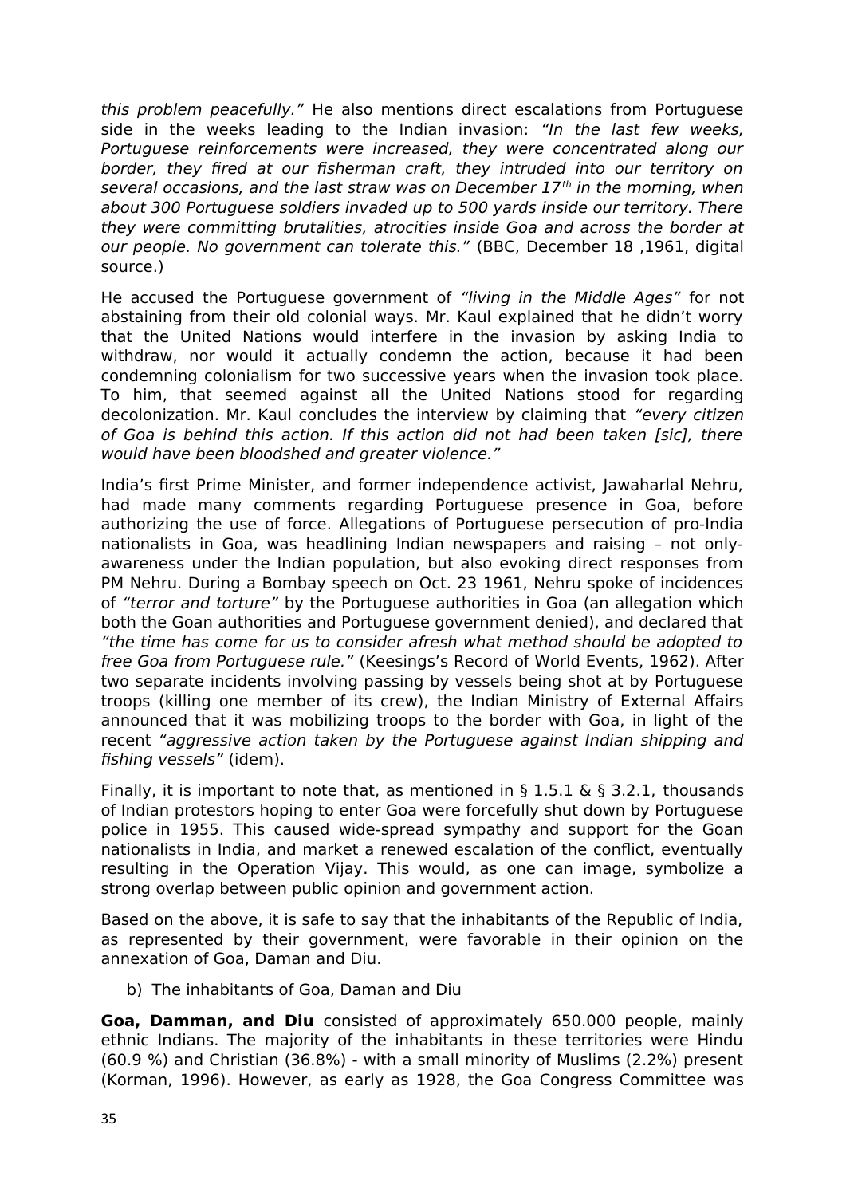*this problem peacefully."* He also mentions direct escalations from Portuguese side in the weeks leading to the Indian invasion: *"In the last few weeks, Portuguese reinforcements were increased, they were concentrated along our border, they fired at our fisherman craft, they intruded into our territory on several occasions, and the last straw was on December 17th in the morning, when about 300 Portuguese soldiers invaded up to 500 yards inside our territory. There they were committing brutalities, atrocities inside Goa and across the border at our people. No government can tolerate this."* (BBC, December 18 ,1961, digital source.)

He accused the Portuguese government of *"living in the Middle Ages"* for not abstaining from their old colonial ways. Mr. Kaul explained that he didn't worry that the United Nations would interfere in the invasion by asking India to withdraw, nor would it actually condemn the action, because it had been condemning colonialism for two successive years when the invasion took place. To him, that seemed against all the United Nations stood for regarding decolonization. Mr. Kaul concludes the interview by claiming that *"every citizen of Goa is behind this action. If this action did not had been taken [sic], there would have been bloodshed and greater violence."*

India's first Prime Minister, and former independence activist, Jawaharlal Nehru, had made many comments regarding Portuguese presence in Goa, before authorizing the use of force. Allegations of Portuguese persecution of pro-India nationalists in Goa, was headlining Indian newspapers and raising – not only-awareness under the Indian population, but also evoking direct responses from PM Nehru. During a Bombay speech on Oct. 23 1961, Nehru spoke of incidences of *"terror and torture"* by the Portuguese authorities in Goa (an allegation which both the Goan authorities and Portuguese government denied), and declared that *"the time has come for us to consider afresh what method should be adopted to free Goa from Portuguese rule."* (Keesings's Record of World Events, 1962). After two separate incidents involving passing by vessels being shot at by Portuguese troops (killing one member of its crew), the Indian Ministry of External Affairs announced that it was mobilizing troops to the border with Goa, in light of the recent *"aggressive action taken by the Portuguese against Indian shipping and fishing vessels"* (idem).

Finally, it is important to note that, as mentioned in § 1.5.1 & § 3.2.1, thousands of Indian protestors hoping to enter Goa were forcefully shut down by Portuguese police in 1955. This caused wide-spread sympathy and support for the Goan nationalists in India, and market a renewed escalation of the conflict, eventually resulting in the Operation Vijay. This would, as one can image, symbolize a strong overlap between public opinion and government action.

Based on the above, it is safe to say that the inhabitants of the Republic of India, as represented by their government, were favorable in their opinion on the annexation of Goa, Daman and Diu.

b) The inhabitants of Goa, Daman and Diu

**Goa, Damman, and Diu** consisted of approximately 650.000 people, mainly ethnic Indians. The majority of the inhabitants in these territories were Hindu (60.9 %) and Christian (36.8%) - with a small minority of Muslims (2.2%) present (Korman, 1996). However, as early as 1928, the Goa Congress Committee was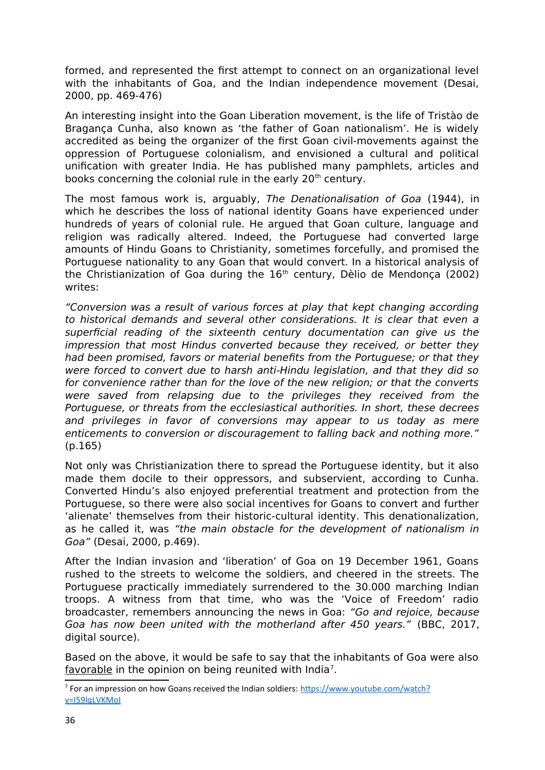formed, and represented the first attempt to connect on an organizational level with the inhabitants of Goa, and the Indian independence movement (Desai, 2000, pp. 469-476)

An interesting insight into the Goan Liberation movement, is the life of Tristào de Bragança Cunha, also known as 'the father of Goan nationalism'. He is widely accredited as being the organizer of the first Goan civil-movements against the oppression of Portuguese colonialism, and envisioned a cultural and political unification with greater India. He has published many pamphlets, articles and books concerning the colonial rule in the early 20th century.

The most famous work is, arguably, *The Denationalisation of Goa* (1944), in which he describes the loss of national identity Goans have experienced under hundreds of years of colonial rule. He argued that Goan culture, language and religion was radically altered. Indeed, the Portuguese had converted large amounts of Hindu Goans to Christianity, sometimes forcefully, and promised the Portuguese nationality to any Goan that would convert. In a historical analysis of the Christianization of Goa during the 16th century, Dèlio de Mendonça (2002) writes:

*"Conversion was a result of various forces at play that kept changing according to historical demands and several other considerations. It is clear that even a superficial reading of the sixteenth century documentation can give us the impression that most Hindus converted because they received, or better they had been promised, favors or material benefits from the Portuguese; or that they were forced to convert due to harsh anti-Hindu legislation, and that they did so for convenience rather than for the love of the new religion; or that the converts were saved from relapsing due to the privileges they received from the Portuguese, or threats from the ecclesiastical authorities. In short, these decrees and privileges in favor of conversions may appear to us today as mere enticements to conversion or discouragement to falling back and nothing more."* (p.165)

Not only was Christianization there to spread the Portuguese identity, but it also made them docile to their oppressors, and subservient, according to Cunha. Converted Hindu's also enjoyed preferential treatment and protection from the Portuguese, so there were also social incentives for Goans to convert and further 'alienate' themselves from their historic-cultural identity. This denationalization, as he called it, was *"the main obstacle for the development of nationalism in Goa"* (Desai, 2000, p.469).

After the Indian invasion and 'liberation' of Goa on 19 December 1961, Goans rushed to the streets to welcome the soldiers, and cheered in the streets. The Portuguese practically immediately surrendered to the 30.000 marching Indian troops. A witness from that time, who was the 'Voice of Freedom' radio broadcaster, remembers announcing the news in Goa: *"Go and rejoice, because Goa has now been united with the motherland after 450 years."* (BBC, 2017, digital source).

Based on the above, it would be safe to say that the inhabitants of Goa were also favorable in the opinion on being reunited with India[7].

[7] For an impression on how Goans received the Indian soldiers: https://www.youtube.com/watch?v=I59lgLVKMoI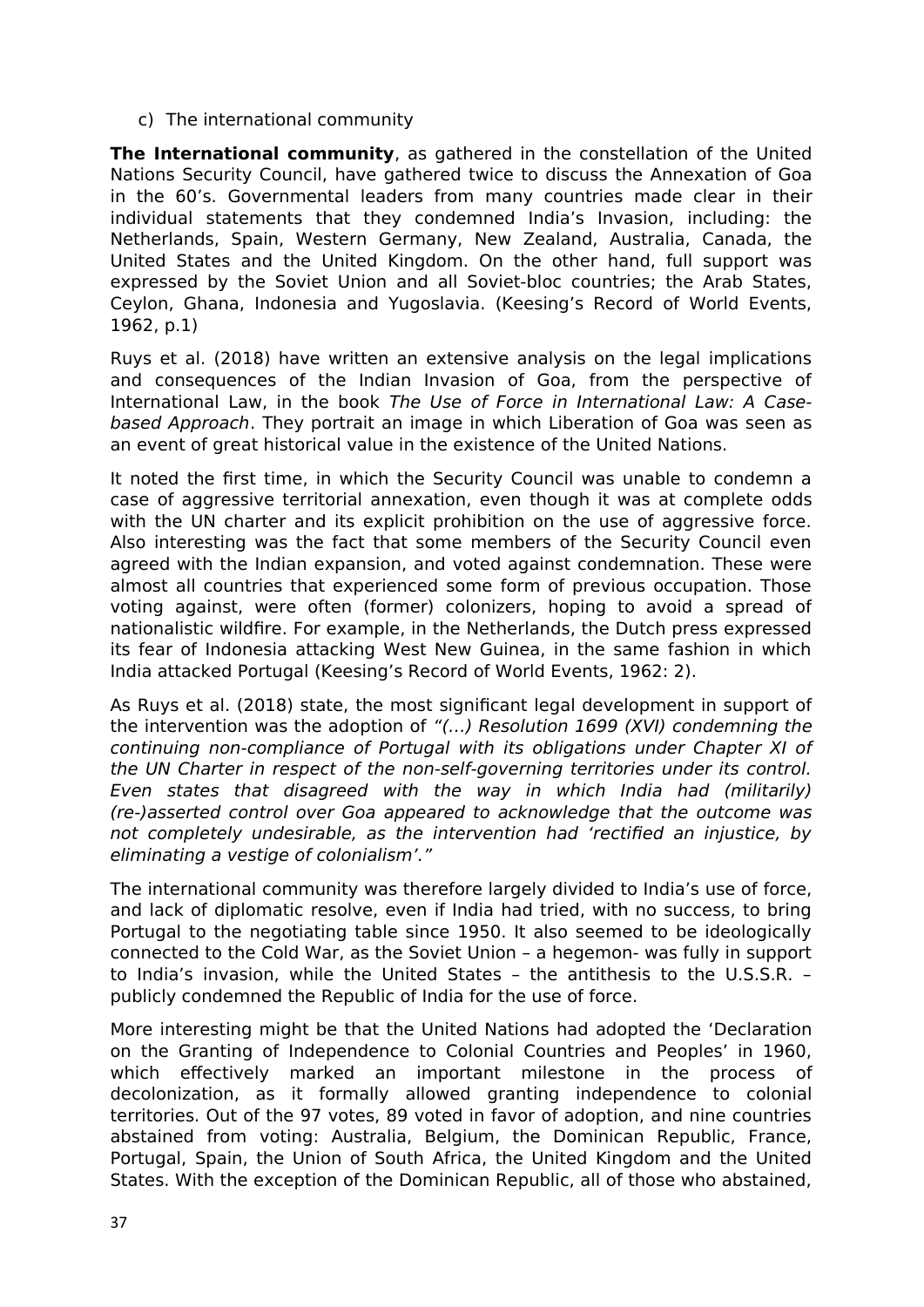c) The international community

**The International community**, as gathered in the constellation of the United Nations Security Council, have gathered twice to discuss the Annexation of Goa in the 60's. Governmental leaders from many countries made clear in their individual statements that they condemned India's Invasion, including: the Netherlands, Spain, Western Germany, New Zealand, Australia, Canada, the United States and the United Kingdom. On the other hand, full support was expressed by the Soviet Union and all Soviet-bloc countries; the Arab States, Ceylon, Ghana, Indonesia and Yugoslavia. (Keesing's Record of World Events, 1962, p.1)

Ruys et al. (2018) have written an extensive analysis on the legal implications and consequences of the Indian Invasion of Goa, from the perspective of International Law, in the book *The Use of Force in International Law: A Case-based Approach*. They portrait an image in which Liberation of Goa was seen as an event of great historical value in the existence of the United Nations.

It noted the first time, in which the Security Council was unable to condemn a case of aggressive territorial annexation, even though it was at complete odds with the UN charter and its explicit prohibition on the use of aggressive force. Also interesting was the fact that some members of the Security Council even agreed with the Indian expansion, and voted against condemnation. These were almost all countries that experienced some form of previous occupation. Those voting against, were often (former) colonizers, hoping to avoid a spread of nationalistic wildfire. For example, in the Netherlands, the Dutch press expressed its fear of Indonesia attacking West New Guinea, in the same fashion in which India attacked Portugal (Keesing's Record of World Events, 1962: 2).

As Ruys et al. (2018) state, the most significant legal development in support of the intervention was the adoption of *"(…) Resolution 1699 (XVI) condemning the continuing non-compliance of Portugal with its obligations under Chapter XI of the UN Charter in respect of the non-self-governing territories under its control. Even states that disagreed with the way in which India had (militarily) (re-)asserted control over Goa appeared to acknowledge that the outcome was not completely undesirable, as the intervention had 'rectified an injustice, by eliminating a vestige of colonialism'."*

The international community was therefore largely divided to India's use of force, and lack of diplomatic resolve, even if India had tried, with no success, to bring Portugal to the negotiating table since 1950. It also seemed to be ideologically connected to the Cold War, as the Soviet Union – a hegemon- was fully in support to India's invasion, while the United States – the antithesis to the U.S.S.R. – publicly condemned the Republic of India for the use of force.

More interesting might be that the United Nations had adopted the 'Declaration on the Granting of Independence to Colonial Countries and Peoples' in 1960, which effectively marked an important milestone in the process of decolonization, as it formally allowed granting independence to colonial territories. Out of the 97 votes, 89 voted in favor of adoption, and nine countries abstained from voting: Australia, Belgium, the Dominican Republic, France, Portugal, Spain, the Union of South Africa, the United Kingdom and the United States. With the exception of the Dominican Republic, all of those who abstained,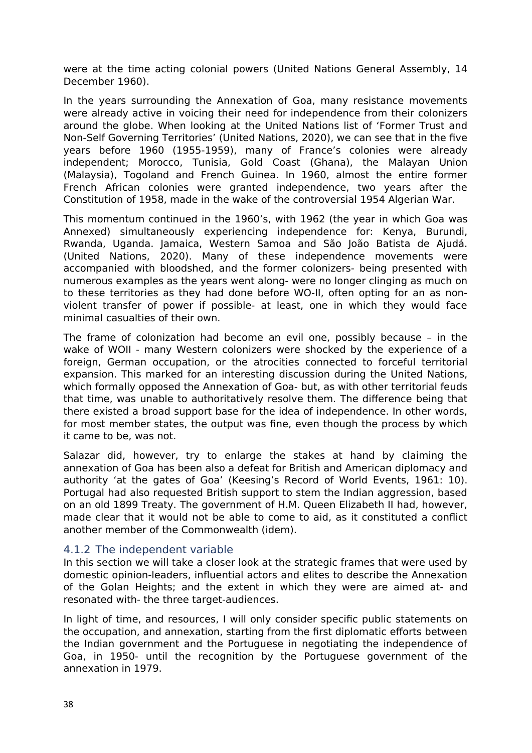were at the time acting colonial powers (United Nations General Assembly, 14 December 1960).

In the years surrounding the Annexation of Goa, many resistance movements were already active in voicing their need for independence from their colonizers around the globe. When looking at the United Nations list of 'Former Trust and Non-Self Governing Territories' (United Nations, 2020), we can see that in the five years before 1960 (1955-1959), many of France's colonies were already independent; Morocco, Tunisia, Gold Coast (Ghana), the Malayan Union (Malaysia), Togoland and French Guinea. In 1960, almost the entire former French African colonies were granted independence, two years after the Constitution of 1958, made in the wake of the controversial 1954 Algerian War.

This momentum continued in the 1960's, with 1962 (the year in which Goa was Annexed) simultaneously experiencing independence for: Kenya, Burundi, Rwanda, Uganda. Jamaica, Western Samoa and São João Batista de Ajudá. (United Nations, 2020). Many of these independence movements were accompanied with bloodshed, and the former colonizers- being presented with numerous examples as the years went along- were no longer clinging as much on to these territories as they had done before WO-II, often opting for an as non-violent transfer of power if possible- at least, one in which they would face minimal casualties of their own.

The frame of colonization had become an evil one, possibly because – in the wake of WOII - many Western colonizers were shocked by the experience of a foreign, German occupation, or the atrocities connected to forceful territorial expansion. This marked for an interesting discussion during the United Nations, which formally opposed the Annexation of Goa- but, as with other territorial feuds that time, was unable to authoritatively resolve them. The difference being that there existed a broad support base for the idea of independence. In other words, for most member states, the output was fine, even though the process by which it came to be, was not.

Salazar did, however, try to enlarge the stakes at hand by claiming the annexation of Goa has been also a defeat for British and American diplomacy and authority 'at the gates of Goa' (Keesing's Record of World Events, 1961: 10). Portugal had also requested British support to stem the Indian aggression, based on an old 1899 Treaty. The government of H.M. Queen Elizabeth II had, however, made clear that it would not be able to come to aid, as it constituted a conflict another member of the Commonwealth (idem).

### 4.1.2 The independent variable

In this section we will take a closer look at the strategic frames that were used by domestic opinion-leaders, influential actors and elites to describe the Annexation of the Golan Heights; and the extent in which they were are aimed at- and resonated with- the three target-audiences.

In light of time, and resources, I will only consider specific public statements on the occupation, and annexation, starting from the first diplomatic efforts between the Indian government and the Portuguese in negotiating the independence of Goa, in 1950- until the recognition by the Portuguese government of the annexation in 1979.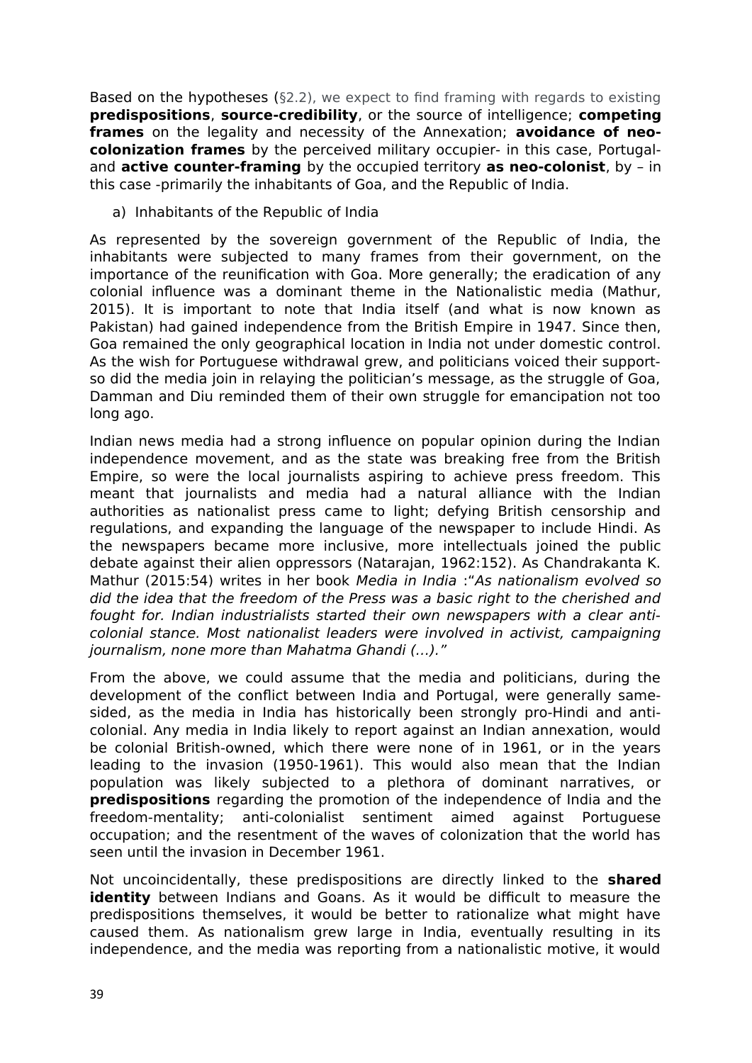Based on the hypotheses (§2.2), we expect to find framing with regards to existing **predispositions**, **source-credibility**, or the source of intelligence; **competing frames** on the legality and necessity of the Annexation; **avoidance of neo-colonization frames** by the perceived military occupier- in this case, Portugal- and **active counter-framing** by the occupied territory **as neo-colonist**, by – in this case -primarily the inhabitants of Goa, and the Republic of India.

a) Inhabitants of the Republic of India

As represented by the sovereign government of the Republic of India, the inhabitants were subjected to many frames from their government, on the importance of the reunification with Goa. More generally; the eradication of any colonial influence was a dominant theme in the Nationalistic media (Mathur, 2015). It is important to note that India itself (and what is now known as Pakistan) had gained independence from the British Empire in 1947. Since then, Goa remained the only geographical location in India not under domestic control. As the wish for Portuguese withdrawal grew, and politicians voiced their support- so did the media join in relaying the politician's message, as the struggle of Goa, Damman and Diu reminded them of their own struggle for emancipation not too long ago.

Indian news media had a strong influence on popular opinion during the Indian independence movement, and as the state was breaking free from the British Empire, so were the local journalists aspiring to achieve press freedom. This meant that journalists and media had a natural alliance with the Indian authorities as nationalist press came to light; defying British censorship and regulations, and expanding the language of the newspaper to include Hindi. As the newspapers became more inclusive, more intellectuals joined the public debate against their alien oppressors (Natarajan, 1962:152). As Chandrakanta K. Mathur (2015:54) writes in her book *Media in India* :"*As nationalism evolved so did the idea that the freedom of the Press was a basic right to the cherished and fought for. Indian industrialists started their own newspapers with a clear anti-colonial stance. Most nationalist leaders were involved in activist, campaigning journalism, none more than Mahatma Ghandi (...).*"

From the above, we could assume that the media and politicians, during the development of the conflict between India and Portugal, were generally same-sided, as the media in India has historically been strongly pro-Hindi and anti-colonial. Any media in India likely to report against an Indian annexation, would be colonial British-owned, which there were none of in 1961, or in the years leading to the invasion (1950-1961). This would also mean that the Indian population was likely subjected to a plethora of dominant narratives, or **predispositions** regarding the promotion of the independence of India and the freedom-mentality; anti-colonialist sentiment aimed against Portuguese occupation; and the resentment of the waves of colonization that the world has seen until the invasion in December 1961.

Not uncoincidentally, these predispositions are directly linked to the **shared identity** between Indians and Goans. As it would be difficult to measure the predispositions themselves, it would be better to rationalize what might have caused them. As nationalism grew large in India, eventually resulting in its independence, and the media was reporting from a nationalistic motive, it would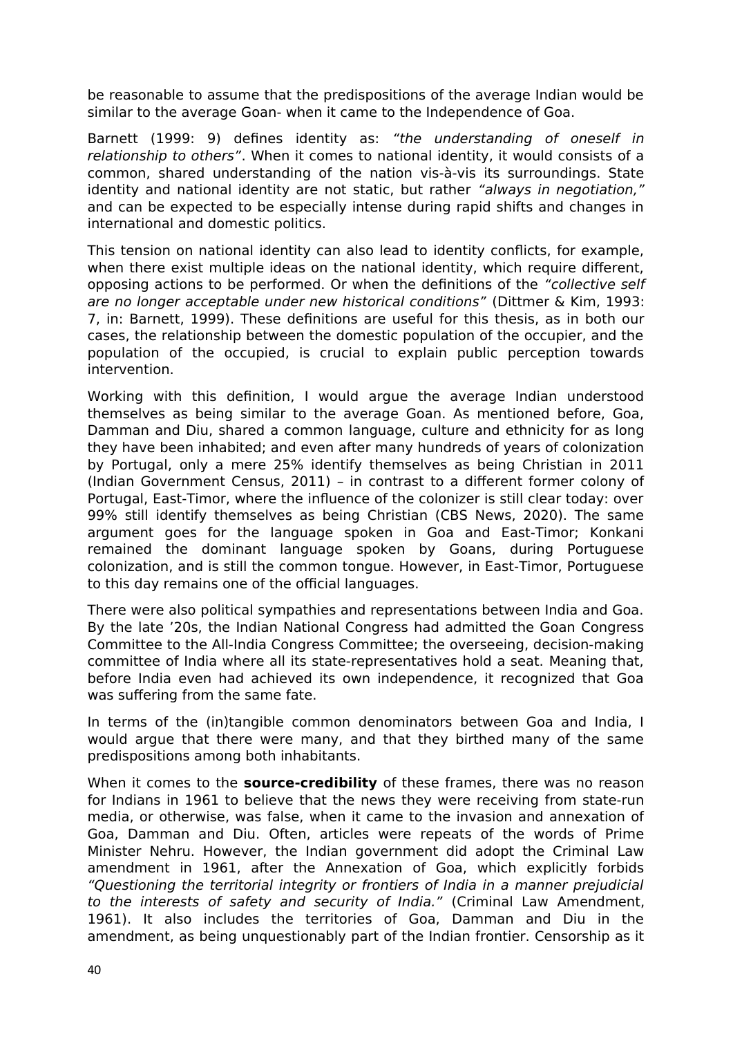be reasonable to assume that the predispositions of the average Indian would be similar to the average Goan- when it came to the Independence of Goa.

Barnett (1999: 9) defines identity as: *"the understanding of oneself in relationship to others"*. When it comes to national identity, it would consists of a common, shared understanding of the nation vis-à-vis its surroundings. State identity and national identity are not static, but rather *"always in negotiation,"* and can be expected to be especially intense during rapid shifts and changes in international and domestic politics.

This tension on national identity can also lead to identity conflicts, for example, when there exist multiple ideas on the national identity, which require different, opposing actions to be performed. Or when the definitions of the *"collective self are no longer acceptable under new historical conditions"* (Dittmer & Kim, 1993: 7, in: Barnett, 1999). These definitions are useful for this thesis, as in both our cases, the relationship between the domestic population of the occupier, and the population of the occupied, is crucial to explain public perception towards intervention.

Working with this definition, I would argue the average Indian understood themselves as being similar to the average Goan. As mentioned before, Goa, Damman and Diu, shared a common language, culture and ethnicity for as long they have been inhabited; and even after many hundreds of years of colonization by Portugal, only a mere 25% identify themselves as being Christian in 2011 (Indian Government Census, 2011) – in contrast to a different former colony of Portugal, East-Timor, where the influence of the colonizer is still clear today: over 99% still identify themselves as being Christian (CBS News, 2020). The same argument goes for the language spoken in Goa and East-Timor; Konkani remained the dominant language spoken by Goans, during Portuguese colonization, and is still the common tongue. However, in East-Timor, Portuguese to this day remains one of the official languages.

There were also political sympathies and representations between India and Goa. By the late '20s, the Indian National Congress had admitted the Goan Congress Committee to the All-India Congress Committee; the overseeing, decision-making committee of India where all its state-representatives hold a seat. Meaning that, before India even had achieved its own independence, it recognized that Goa was suffering from the same fate.

In terms of the (in)tangible common denominators between Goa and India, I would argue that there were many, and that they birthed many of the same predispositions among both inhabitants.

When it comes to the **source-credibility** of these frames, there was no reason for Indians in 1961 to believe that the news they were receiving from state-run media, or otherwise, was false, when it came to the invasion and annexation of Goa, Damman and Diu. Often, articles were repeats of the words of Prime Minister Nehru. However, the Indian government did adopt the Criminal Law amendment in 1961, after the Annexation of Goa, which explicitly forbids *"Questioning the territorial integrity or frontiers of India in a manner prejudicial to the interests of safety and security of India."* (Criminal Law Amendment, 1961). It also includes the territories of Goa, Damman and Diu in the amendment, as being unquestionably part of the Indian frontier. Censorship as it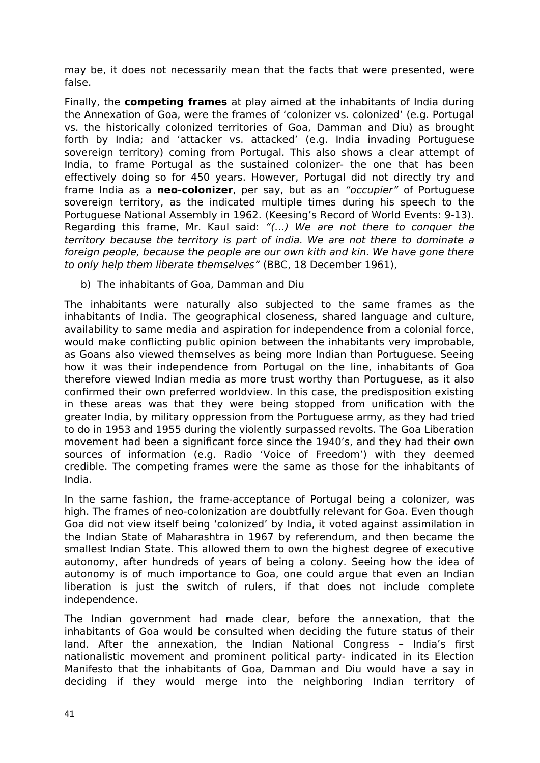may be, it does not necessarily mean that the facts that were presented, were false.

Finally, the **competing frames** at play aimed at the inhabitants of India during the Annexation of Goa, were the frames of 'colonizer vs. colonized' (e.g. Portugal vs. the historically colonized territories of Goa, Damman and Diu) as brought forth by India; and 'attacker vs. attacked' (e.g. India invading Portuguese sovereign territory) coming from Portugal. This also shows a clear attempt of India, to frame Portugal as the sustained colonizer- the one that has been effectively doing so for 450 years. However, Portugal did not directly try and frame India as a **neo-colonizer**, per say, but as an *"occupier"* of Portuguese sovereign territory, as the indicated multiple times during his speech to the Portuguese National Assembly in 1962. (Keesing's Record of World Events: 9-13). Regarding this frame, Mr. Kaul said: *"(...) We are not there to conquer the territory because the territory is part of india. We are not there to dominate a foreign people, because the people are our own kith and kin. We have gone there to only help them liberate themselves"* (BBC, 18 December 1961),

b) The inhabitants of Goa, Damman and Diu

The inhabitants were naturally also subjected to the same frames as the inhabitants of India. The geographical closeness, shared language and culture, availability to same media and aspiration for independence from a colonial force, would make conflicting public opinion between the inhabitants very improbable, as Goans also viewed themselves as being more Indian than Portuguese. Seeing how it was their independence from Portugal on the line, inhabitants of Goa therefore viewed Indian media as more trust worthy than Portuguese, as it also confirmed their own preferred worldview. In this case, the predisposition existing in these areas was that they were being stopped from unification with the greater India, by military oppression from the Portuguese army, as they had tried to do in 1953 and 1955 during the violently surpassed revolts. The Goa Liberation movement had been a significant force since the 1940's, and they had their own sources of information (e.g. Radio 'Voice of Freedom') with they deemed credible. The competing frames were the same as those for the inhabitants of India.

In the same fashion, the frame-acceptance of Portugal being a colonizer, was high. The frames of neo-colonization are doubtfully relevant for Goa. Even though Goa did not view itself being 'colonized' by India, it voted against assimilation in the Indian State of Maharashtra in 1967 by referendum, and then became the smallest Indian State. This allowed them to own the highest degree of executive autonomy, after hundreds of years of being a colony. Seeing how the idea of autonomy is of much importance to Goa, one could argue that even an Indian liberation is just the switch of rulers, if that does not include complete independence.

The Indian government had made clear, before the annexation, that the inhabitants of Goa would be consulted when deciding the future status of their land. After the annexation, the Indian National Congress – India's first nationalistic movement and prominent political party- indicated in its Election Manifesto that the inhabitants of Goa, Damman and Diu would have a say in deciding if they would merge into the neighboring Indian territory of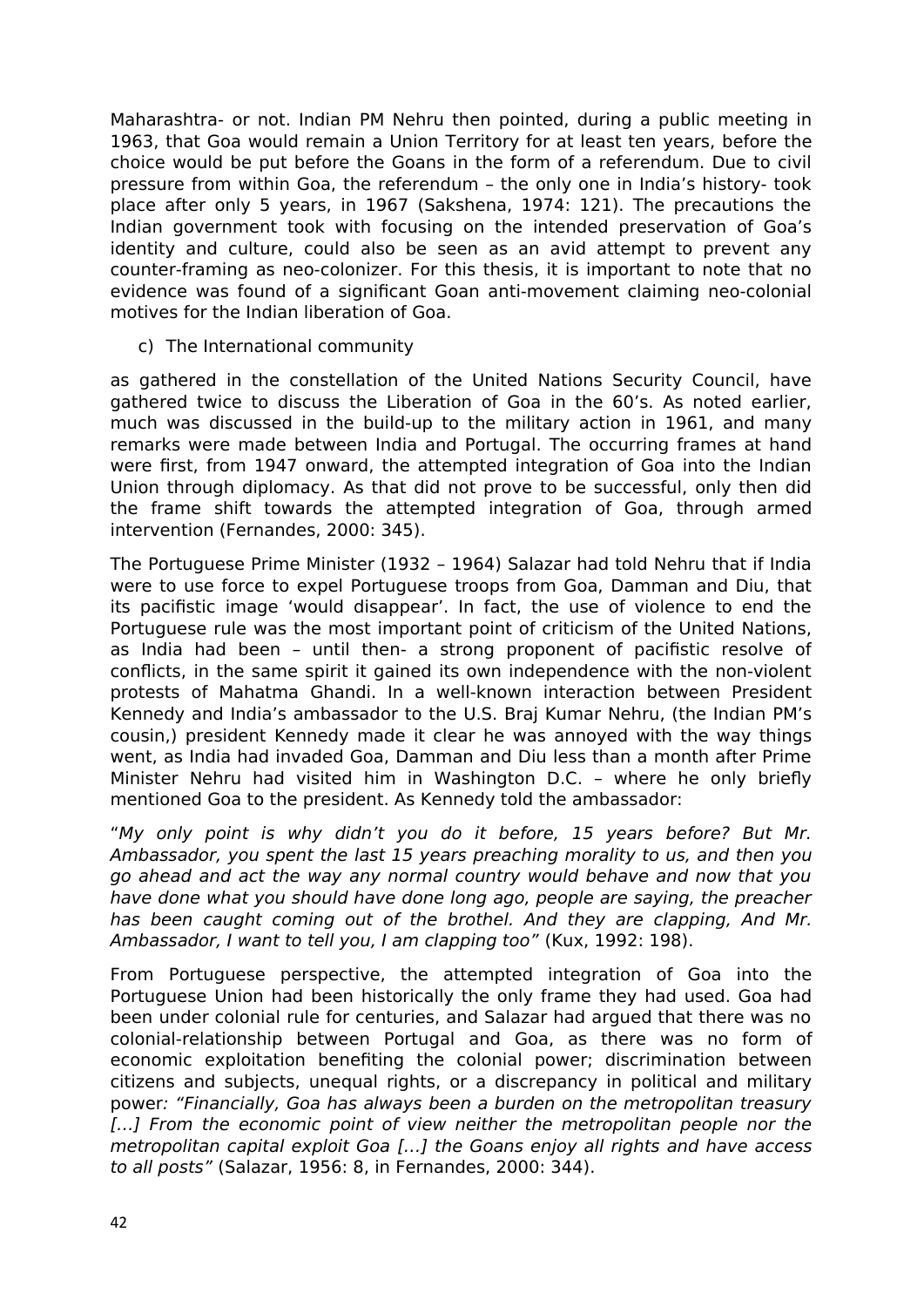Maharashtra- or not. Indian PM Nehru then pointed, during a public meeting in 1963, that Goa would remain a Union Territory for at least ten years, before the choice would be put before the Goans in the form of a referendum. Due to civil pressure from within Goa, the referendum – the only one in India's history- took place after only 5 years, in 1967 (Sakshena, 1974: 121). The precautions the Indian government took with focusing on the intended preservation of Goa's identity and culture, could also be seen as an avid attempt to prevent any counter-framing as neo-colonizer. For this thesis, it is important to note that no evidence was found of a significant Goan anti-movement claiming neo-colonial motives for the Indian liberation of Goa.

c) The International community

as gathered in the constellation of the United Nations Security Council, have gathered twice to discuss the Liberation of Goa in the 60's. As noted earlier, much was discussed in the build-up to the military action in 1961, and many remarks were made between India and Portugal. The occurring frames at hand were first, from 1947 onward, the attempted integration of Goa into the Indian Union through diplomacy. As that did not prove to be successful, only then did the frame shift towards the attempted integration of Goa, through armed intervention (Fernandes, 2000: 345).

The Portuguese Prime Minister (1932 – 1964) Salazar had told Nehru that if India were to use force to expel Portuguese troops from Goa, Damman and Diu, that its pacifistic image 'would disappear'. In fact, the use of violence to end the Portuguese rule was the most important point of criticism of the United Nations, as India had been – until then- a strong proponent of pacifistic resolve of conflicts, in the same spirit it gained its own independence with the non-violent protests of Mahatma Ghandi. In a well-known interaction between President Kennedy and India's ambassador to the U.S. Braj Kumar Nehru, (the Indian PM's cousin,) president Kennedy made it clear he was annoyed with the way things went, as India had invaded Goa, Damman and Diu less than a month after Prime Minister Nehru had visited him in Washington D.C. – where he only briefly mentioned Goa to the president. As Kennedy told the ambassador:

"*My only point is why didn't you do it before, 15 years before? But Mr. Ambassador, you spent the last 15 years preaching morality to us, and then you go ahead and act the way any normal country would behave and now that you have done what you should have done long ago, people are saying, the preacher has been caught coming out of the brothel. And they are clapping, And Mr. Ambassador, I want to tell you, I am clapping too*" (Kux, 1992: 198).

From Portuguese perspective, the attempted integration of Goa into the Portuguese Union had been historically the only frame they had used. Goa had been under colonial rule for centuries, and Salazar had argued that there was no colonial-relationship between Portugal and Goa, as there was no form of economic exploitation benefiting the colonial power; discrimination between citizens and subjects, unequal rights, or a discrepancy in political and military power: *"Financially, Goa has always been a burden on the metropolitan treasury [...] From the economic point of view neither the metropolitan people nor the metropolitan capital exploit Goa [...] the Goans enjoy all rights and have access to all posts"* (Salazar, 1956: 8, in Fernandes, 2000: 344).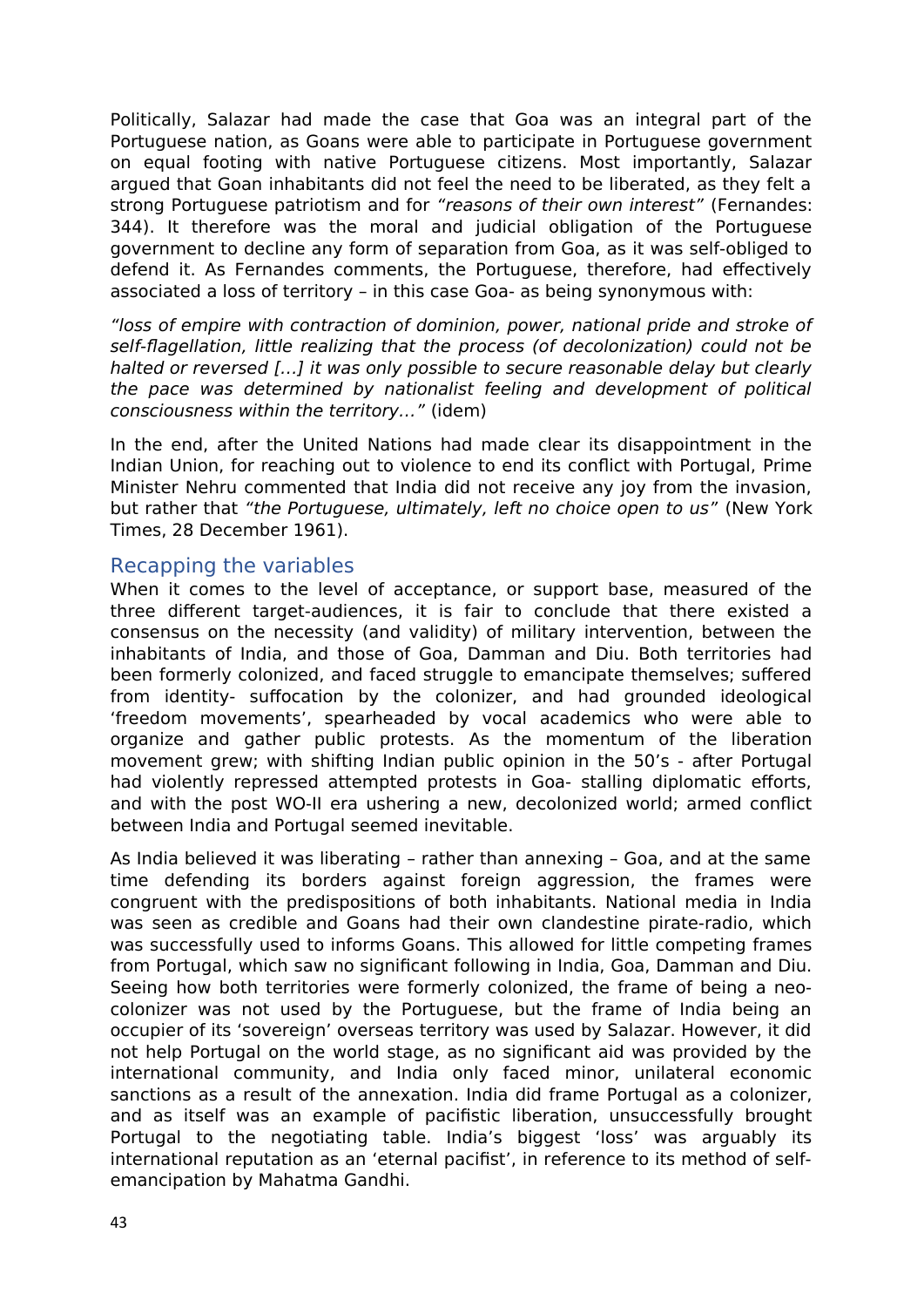Politically, Salazar had made the case that Goa was an integral part of the Portuguese nation, as Goans were able to participate in Portuguese government on equal footing with native Portuguese citizens. Most importantly, Salazar argued that Goan inhabitants did not feel the need to be liberated, as they felt a strong Portuguese patriotism and for *"reasons of their own interest"* (Fernandes: 344). It therefore was the moral and judicial obligation of the Portuguese government to decline any form of separation from Goa, as it was self-obliged to defend it. As Fernandes comments, the Portuguese, therefore, had effectively associated a loss of territory – in this case Goa- as being synonymous with:

*"loss of empire with contraction of dominion, power, national pride and stroke of self-flagellation, little realizing that the process (of decolonization) could not be halted or reversed [...] it was only possible to secure reasonable delay but clearly the pace was determined by nationalist feeling and development of political consciousness within the territory..."* (idem)

In the end, after the United Nations had made clear its disappointment in the Indian Union, for reaching out to violence to end its conflict with Portugal, Prime Minister Nehru commented that India did not receive any joy from the invasion, but rather that *"the Portuguese, ultimately, left no choice open to us"* (New York Times, 28 December 1961).

## Recapping the variables

When it comes to the level of acceptance, or support base, measured of the three different target-audiences, it is fair to conclude that there existed a consensus on the necessity (and validity) of military intervention, between the inhabitants of India, and those of Goa, Damman and Diu. Both territories had been formerly colonized, and faced struggle to emancipate themselves; suffered from identity- suffocation by the colonizer, and had grounded ideological 'freedom movements', spearheaded by vocal academics who were able to organize and gather public protests. As the momentum of the liberation movement grew; with shifting Indian public opinion in the 50's - after Portugal had violently repressed attempted protests in Goa- stalling diplomatic efforts, and with the post WO-II era ushering a new, decolonized world; armed conflict between India and Portugal seemed inevitable.

As India believed it was liberating – rather than annexing – Goa, and at the same time defending its borders against foreign aggression, the frames were congruent with the predispositions of both inhabitants. National media in India was seen as credible and Goans had their own clandestine pirate-radio, which was successfully used to informs Goans. This allowed for little competing frames from Portugal, which saw no significant following in India, Goa, Damman and Diu. Seeing how both territories were formerly colonized, the frame of being a neo-colonizer was not used by the Portuguese, but the frame of India being an occupier of its 'sovereign' overseas territory was used by Salazar. However, it did not help Portugal on the world stage, as no significant aid was provided by the international community, and India only faced minor, unilateral economic sanctions as a result of the annexation. India did frame Portugal as a colonizer, and as itself was an example of pacifistic liberation, unsuccessfully brought Portugal to the negotiating table. India's biggest 'loss' was arguably its international reputation as an 'eternal pacifist', in reference to its method of self-emancipation by Mahatma Gandhi.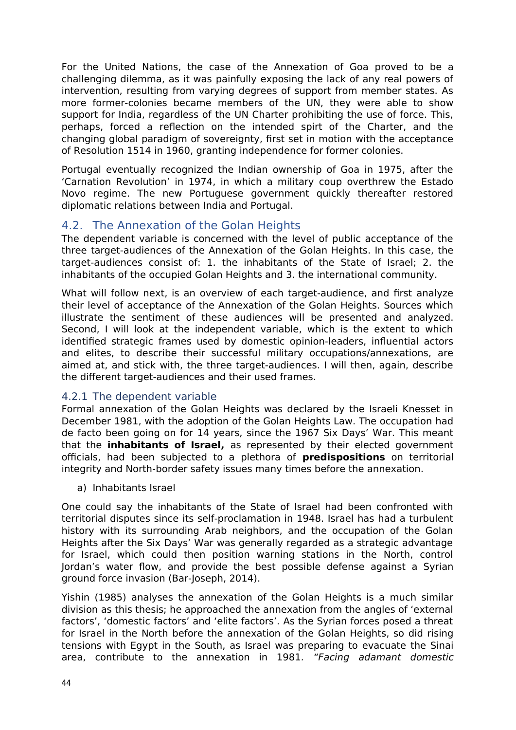For the United Nations, the case of the Annexation of Goa proved to be a challenging dilemma, as it was painfully exposing the lack of any real powers of intervention, resulting from varying degrees of support from member states. As more former-colonies became members of the UN, they were able to show support for India, regardless of the UN Charter prohibiting the use of force. This, perhaps, forced a reflection on the intended spirt of the Charter, and the changing global paradigm of sovereignty, first set in motion with the acceptance of Resolution 1514 in 1960, granting independence for former colonies.

Portugal eventually recognized the Indian ownership of Goa in 1975, after the 'Carnation Revolution' in 1974, in which a military coup overthrew the Estado Novo regime. The new Portuguese government quickly thereafter restored diplomatic relations between India and Portugal.

## 4.2. The Annexation of the Golan Heights

The dependent variable is concerned with the level of public acceptance of the three target-audiences of the Annexation of the Golan Heights. In this case, the target-audiences consist of: 1. the inhabitants of the State of Israel; 2. the inhabitants of the occupied Golan Heights and 3. the international community.

What will follow next, is an overview of each target-audience, and first analyze their level of acceptance of the Annexation of the Golan Heights. Sources which illustrate the sentiment of these audiences will be presented and analyzed. Second, I will look at the independent variable, which is the extent to which identified strategic frames used by domestic opinion-leaders, influential actors and elites, to describe their successful military occupations/annexations, are aimed at, and stick with, the three target-audiences. I will then, again, describe the different target-audiences and their used frames.

### 4.2.1 The dependent variable

Formal annexation of the Golan Heights was declared by the Israeli Knesset in December 1981, with the adoption of the Golan Heights Law. The occupation had de facto been going on for 14 years, since the 1967 Six Days' War. This meant that the **inhabitants of Israel,** as represented by their elected government officials, had been subjected to a plethora of **predispositions** on territorial integrity and North-border safety issues many times before the annexation.

a) Inhabitants Israel

One could say the inhabitants of the State of Israel had been confronted with territorial disputes since its self-proclamation in 1948. Israel has had a turbulent history with its surrounding Arab neighbors, and the occupation of the Golan Heights after the Six Days' War was generally regarded as a strategic advantage for Israel, which could then position warning stations in the North, control Jordan's water flow, and provide the best possible defense against a Syrian ground force invasion (Bar-Joseph, 2014).

Yishin (1985) analyses the annexation of the Golan Heights is a much similar division as this thesis; he approached the annexation from the angles of 'external factors', 'domestic factors' and 'elite factors'. As the Syrian forces posed a threat for Israel in the North before the annexation of the Golan Heights, so did rising tensions with Egypt in the South, as Israel was preparing to evacuate the Sinai area, contribute to the annexation in 1981. *"Facing adamant domestic*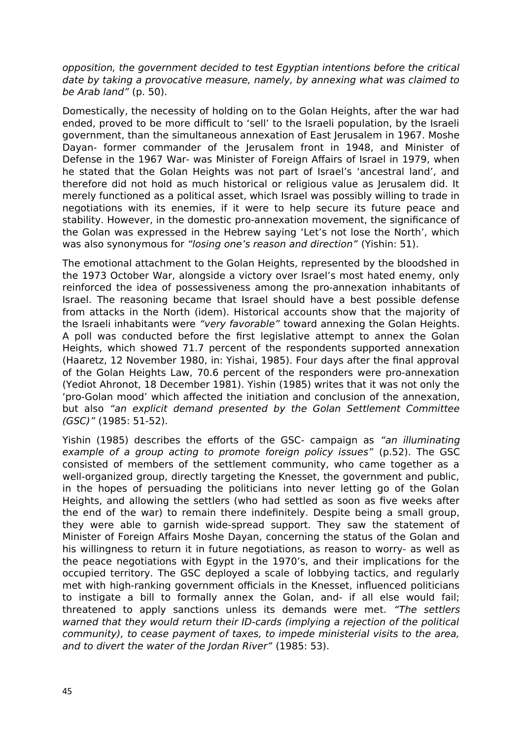*opposition, the government decided to test Egyptian intentions before the critical date by taking a provocative measure, namely, by annexing what was claimed to be Arab land"* (p. 50).

Domestically, the necessity of holding on to the Golan Heights, after the war had ended, proved to be more difficult to 'sell' to the Israeli population, by the Israeli government, than the simultaneous annexation of East Jerusalem in 1967. Moshe Dayan- former commander of the Jerusalem front in 1948, and Minister of Defense in the 1967 War- was Minister of Foreign Affairs of Israel in 1979, when he stated that the Golan Heights was not part of Israel's 'ancestral land', and therefore did not hold as much historical or religious value as Jerusalem did. It merely functioned as a political asset, which Israel was possibly willing to trade in negotiations with its enemies, if it were to help secure its future peace and stability. However, in the domestic pro-annexation movement, the significance of the Golan was expressed in the Hebrew saying 'Let's not lose the North', which was also synonymous for *"losing one's reason and direction"* (Yishin: 51).

The emotional attachment to the Golan Heights, represented by the bloodshed in the 1973 October War, alongside a victory over Israel's most hated enemy, only reinforced the idea of possessiveness among the pro-annexation inhabitants of Israel. The reasoning became that Israel should have a best possible defense from attacks in the North (idem). Historical accounts show that the majority of the Israeli inhabitants were *"very favorable"* toward annexing the Golan Heights. A poll was conducted before the first legislative attempt to annex the Golan Heights, which showed 71.7 percent of the respondents supported annexation (Haaretz, 12 November 1980, in: Yishai, 1985). Four days after the final approval of the Golan Heights Law, 70.6 percent of the responders were pro-annexation (Yediot Ahronot, 18 December 1981). Yishin (1985) writes that it was not only the 'pro-Golan mood' which affected the initiation and conclusion of the annexation, but also *"an explicit demand presented by the Golan Settlement Committee (GSC)"* (1985: 51-52).

Yishin (1985) describes the efforts of the GSC- campaign as *"an illuminating example of a group acting to promote foreign policy issues"* (p.52). The GSC consisted of members of the settlement community, who came together as a well-organized group, directly targeting the Knesset, the government and public, in the hopes of persuading the politicians into never letting go of the Golan Heights, and allowing the settlers (who had settled as soon as five weeks after the end of the war) to remain there indefinitely. Despite being a small group, they were able to garnish wide-spread support. They saw the statement of Minister of Foreign Affairs Moshe Dayan, concerning the status of the Golan and his willingness to return it in future negotiations, as reason to worry- as well as the peace negotiations with Egypt in the 1970's, and their implications for the occupied territory. The GSC deployed a scale of lobbying tactics, and regularly met with high-ranking government officials in the Knesset, influenced politicians to instigate a bill to formally annex the Golan, and- if all else would fail; threatened to apply sanctions unless its demands were met. *"The settlers warned that they would return their ID-cards (implying a rejection of the political community), to cease payment of taxes, to impede ministerial visits to the area, and to divert the water of the Jordan River"* (1985: 53).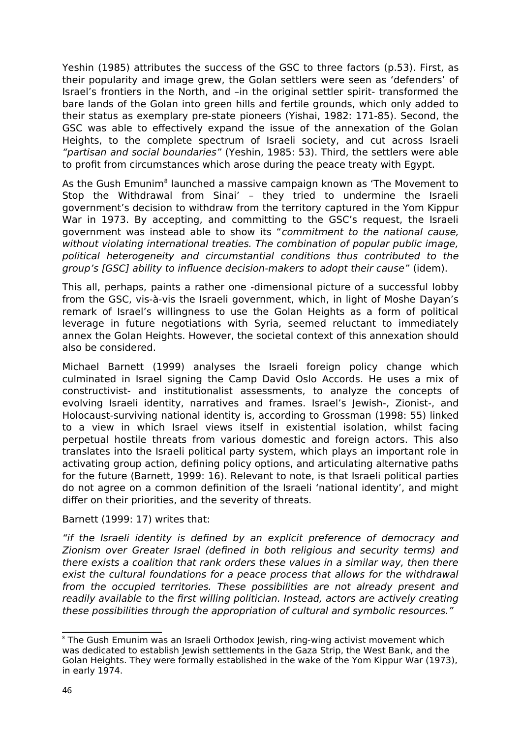Yeshin (1985) attributes the success of the GSC to three factors (p.53). First, as their popularity and image grew, the Golan settlers were seen as 'defenders' of Israel's frontiers in the North, and –in the original settler spirit- transformed the bare lands of the Golan into green hills and fertile grounds, which only added to their status as exemplary pre-state pioneers (Yishai, 1982: 171-85). Second, the GSC was able to effectively expand the issue of the annexation of the Golan Heights, to the complete spectrum of Israeli society, and cut across Israeli *"partisan and social boundaries"* (Yeshin, 1985: 53). Third, the settlers were able to profit from circumstances which arose during the peace treaty with Egypt.

As the Gush Emunim[8] launched a massive campaign known as 'The Movement to Stop the Withdrawal from Sinai' – they tried to undermine the Israeli government's decision to withdraw from the territory captured in the Yom Kippur War in 1973. By accepting, and committing to the GSC's request, the Israeli government was instead able to show its "*commitment to the national cause, without violating international treaties. The combination of popular public image, political heterogeneity and circumstantial conditions thus contributed to the group's [GSC] ability to influence decision-makers to adopt their cause"* (idem).

This all, perhaps, paints a rather one -dimensional picture of a successful lobby from the GSC, vis-à-vis the Israeli government, which, in light of Moshe Dayan's remark of Israel's willingness to use the Golan Heights as a form of political leverage in future negotiations with Syria, seemed reluctant to immediately annex the Golan Heights. However, the societal context of this annexation should also be considered.

Michael Barnett (1999) analyses the Israeli foreign policy change which culminated in Israel signing the Camp David Oslo Accords. He uses a mix of constructivist- and institutionalist assessments, to analyze the concepts of evolving Israeli identity, narratives and frames. Israel's Jewish-, Zionist-, and Holocaust-surviving national identity is, according to Grossman (1998: 55) linked to a view in which Israel views itself in existential isolation, whilst facing perpetual hostile threats from various domestic and foreign actors. This also translates into the Israeli political party system, which plays an important role in activating group action, defining policy options, and articulating alternative paths for the future (Barnett, 1999: 16). Relevant to note, is that Israeli political parties do not agree on a common definition of the Israeli 'national identity', and might differ on their priorities, and the severity of threats.

Barnett (1999: 17) writes that:

*"if the Israeli identity is defined by an explicit preference of democracy and Zionism over Greater Israel (defined in both religious and security terms) and there exists a coalition that rank orders these values in a similar way, then there exist the cultural foundations for a peace process that allows for the withdrawal from the occupied territories. These possibilities are not already present and readily available to the first willing politician. Instead, actors are actively creating these possibilities through the appropriation of cultural and symbolic resources."*

---

[8] The Gush Emunim was an Israeli Orthodox Jewish, ring-wing activist movement which was dedicated to establish Jewish settlements in the Gaza Strip, the West Bank, and the Golan Heights. They were formally established in the wake of the Yom Kippur War (1973), in early 1974.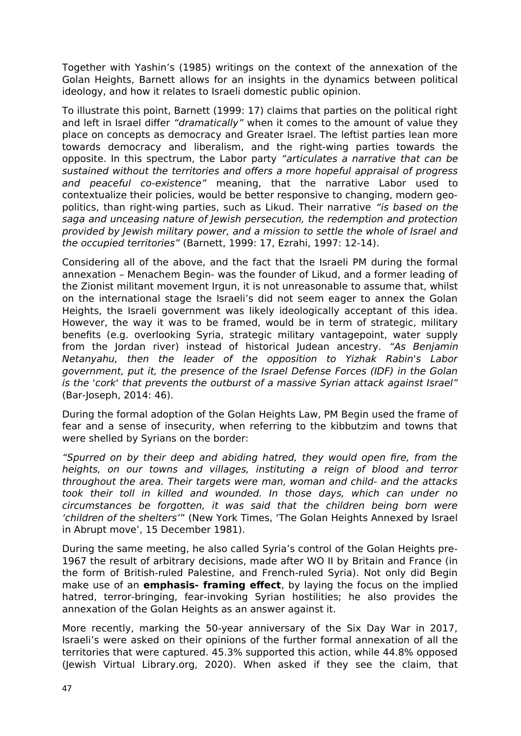Together with Yashin’s (1985) writings on the context of the annexation of the Golan Heights, Barnett allows for an insights in the dynamics between political ideology, and how it relates to Israeli domestic public opinion.

To illustrate this point, Barnett (1999: 17) claims that parties on the political right and left in Israel differ *“dramatically”* when it comes to the amount of value they place on concepts as democracy and Greater Israel. The leftist parties lean more towards democracy and liberalism, and the right-wing parties towards the opposite. In this spectrum, the Labor party *“articulates a narrative that can be sustained without the territories and offers a more hopeful appraisal of progress and peaceful co-existence”* meaning, that the narrative Labor used to contextualize their policies, would be better responsive to changing, modern geo-politics, than right-wing parties, such as Likud. Their narrative *“is based on the saga and unceasing nature of Jewish persecution, the redemption and protection provided by Jewish military power, and a mission to settle the whole of Israel and the occupied territories”* (Barnett, 1999: 17, Ezrahi, 1997: 12-14).

Considering all of the above, and the fact that the Israeli PM during the formal annexation – Menachem Begin- was the founder of Likud, and a former leading of the Zionist militant movement Irgun, it is not unreasonable to assume that, whilst on the international stage the Israeli’s did not seem eager to annex the Golan Heights, the Israeli government was likely ideologically acceptant of this idea. However, the way it was to be framed, would be in term of strategic, military benefits (e.g. overlooking Syria, strategic military vantagepoint, water supply from the Jordan river) instead of historical Judean ancestry. *“As Benjamin Netanyahu, then the leader of the opposition to Yizhak Rabin's Labor government, put it, the presence of the Israel Defense Forces (IDF) in the Golan is the 'cork' that prevents the outburst of a massive Syrian attack against Israel”* (Bar-Joseph, 2014: 46).

During the formal adoption of the Golan Heights Law, PM Begin used the frame of fear and a sense of insecurity, when referring to the kibbutzim and towns that were shelled by Syrians on the border:

*“Spurred on by their deep and abiding hatred, they would open fire, from the heights, on our towns and villages, instituting a reign of blood and terror throughout the area. Their targets were man, woman and child- and the attacks took their toll in killed and wounded. In those days, which can under no circumstances be forgotten, it was said that the children being born were ‘children of the shelters’”* (New York Times, ‘The Golan Heights Annexed by Israel in Abrupt move’, 15 December 1981).

During the same meeting, he also called Syria’s control of the Golan Heights pre-1967 the result of arbitrary decisions, made after WO II by Britain and France (in the form of British-ruled Palestine, and French-ruled Syria). Not only did Begin make use of an **emphasis- framing effect**, by laying the focus on the implied hatred, terror-bringing, fear-invoking Syrian hostilities; he also provides the annexation of the Golan Heights as an answer against it.

More recently, marking the 50-year anniversary of the Six Day War in 2017, Israeli’s were asked on their opinions of the further formal annexation of all the territories that were captured. 45.3% supported this action, while 44.8% opposed (Jewish Virtual Library.org, 2020). When asked if they see the claim, that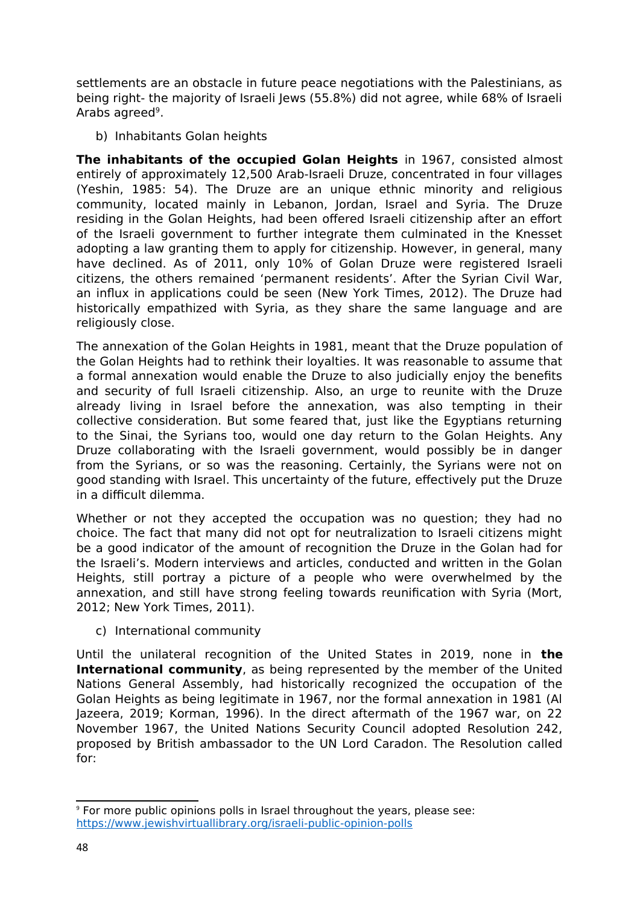settlements are an obstacle in future peace negotiations with the Palestinians, as being right- the majority of Israeli Jews (55.8%) did not agree, while 68% of Israeli Arabs agreed[9].

b) Inhabitants Golan heights

**The inhabitants of the occupied Golan Heights** in 1967, consisted almost entirely of approximately 12,500 Arab-Israeli Druze, concentrated in four villages (Yeshin, 1985: 54). The Druze are an unique ethnic minority and religious community, located mainly in Lebanon, Jordan, Israel and Syria. The Druze residing in the Golan Heights, had been offered Israeli citizenship after an effort of the Israeli government to further integrate them culminated in the Knesset adopting a law granting them to apply for citizenship. However, in general, many have declined. As of 2011, only 10% of Golan Druze were registered Israeli citizens, the others remained 'permanent residents'. After the Syrian Civil War, an influx in applications could be seen (New York Times, 2012). The Druze had historically empathized with Syria, as they share the same language and are religiously close.

The annexation of the Golan Heights in 1981, meant that the Druze population of the Golan Heights had to rethink their loyalties. It was reasonable to assume that a formal annexation would enable the Druze to also judicially enjoy the benefits and security of full Israeli citizenship. Also, an urge to reunite with the Druze already living in Israel before the annexation, was also tempting in their collective consideration. But some feared that, just like the Egyptians returning to the Sinai, the Syrians too, would one day return to the Golan Heights. Any Druze collaborating with the Israeli government, would possibly be in danger from the Syrians, or so was the reasoning. Certainly, the Syrians were not on good standing with Israel. This uncertainty of the future, effectively put the Druze in a difficult dilemma.

Whether or not they accepted the occupation was no question; they had no choice. The fact that many did not opt for neutralization to Israeli citizens might be a good indicator of the amount of recognition the Druze in the Golan had for the Israeli's. Modern interviews and articles, conducted and written in the Golan Heights, still portray a picture of a people who were overwhelmed by the annexation, and still have strong feeling towards reunification with Syria (Mort, 2012; New York Times, 2011).

c) International community

Until the unilateral recognition of the United States in 2019, none in **the International community**, as being represented by the member of the United Nations General Assembly, had historically recognized the occupation of the Golan Heights as being legitimate in 1967, nor the formal annexation in 1981 (Al Jazeera, 2019; Korman, 1996). In the direct aftermath of the 1967 war, on 22 November 1967, the United Nations Security Council adopted Resolution 242, proposed by British ambassador to the UN Lord Caradon. The Resolution called for:

---

[9] For more public opinions polls in Israel throughout the years, please see: https://www.jewishvirtuallibrary.org/israeli-public-opinion-polls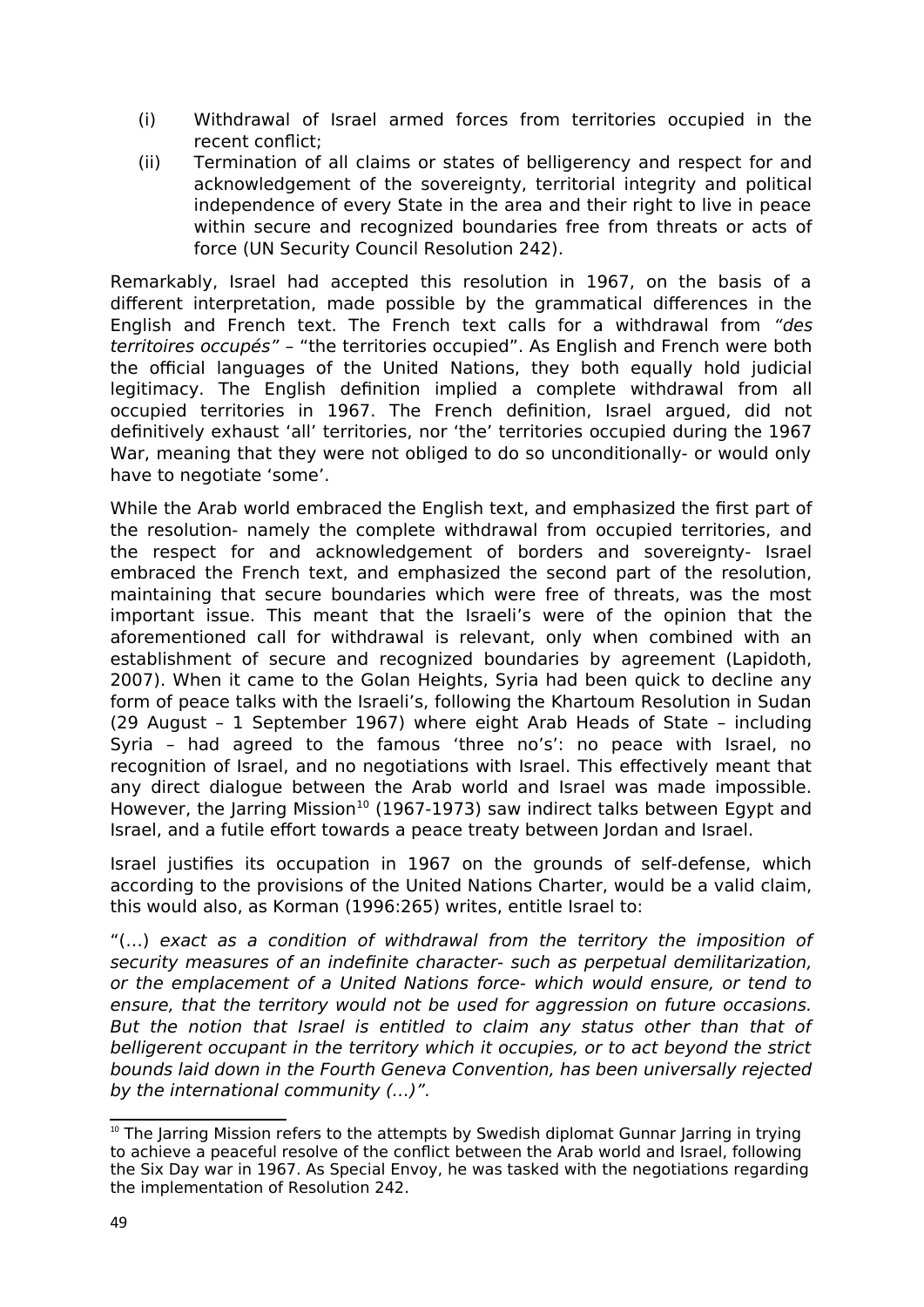(i) Withdrawal of Israel armed forces from territories occupied in the recent conflict;

(ii) Termination of all claims or states of belligerency and respect for and acknowledgement of the sovereignty, territorial integrity and political independence of every State in the area and their right to live in peace within secure and recognized boundaries free from threats or acts of force (UN Security Council Resolution 242).

Remarkably, Israel had accepted this resolution in 1967, on the basis of a different interpretation, made possible by the grammatical differences in the English and French text. The French text calls for a withdrawal from *"des territoires occupés"* – "the territories occupied". As English and French were both the official languages of the United Nations, they both equally hold judicial legitimacy. The English definition implied a complete withdrawal from all occupied territories in 1967. The French definition, Israel argued, did not definitively exhaust 'all' territories, nor 'the' territories occupied during the 1967 War, meaning that they were not obliged to do so unconditionally- or would only have to negotiate 'some'.

While the Arab world embraced the English text, and emphasized the first part of the resolution- namely the complete withdrawal from occupied territories, and the respect for and acknowledgement of borders and sovereignty- Israel embraced the French text, and emphasized the second part of the resolution, maintaining that secure boundaries which were free of threats, was the most important issue. This meant that the Israeli's were of the opinion that the aforementioned call for withdrawal is relevant, only when combined with an establishment of secure and recognized boundaries by agreement (Lapidoth, 2007). When it came to the Golan Heights, Syria had been quick to decline any form of peace talks with the Israeli's, following the Khartoum Resolution in Sudan (29 August – 1 September 1967) where eight Arab Heads of State – including Syria – had agreed to the famous 'three no's': no peace with Israel, no recognition of Israel, and no negotiations with Israel. This effectively meant that any direct dialogue between the Arab world and Israel was made impossible. However, the Jarring Mission[10] (1967-1973) saw indirect talks between Egypt and Israel, and a futile effort towards a peace treaty between Jordan and Israel.

Israel justifies its occupation in 1967 on the grounds of self-defense, which according to the provisions of the United Nations Charter, would be a valid claim, this would also, as Korman (1996:265) writes, entitle Israel to:

"(...) *exact as a condition of withdrawal from the territory the imposition of security measures of an indefinite character- such as perpetual demilitarization, or the emplacement of a United Nations force- which would ensure, or tend to ensure, that the territory would not be used for aggression on future occasions. But the notion that Israel is entitled to claim any status other than that of belligerent occupant in the territory which it occupies, or to act beyond the strict bounds laid down in the Fourth Geneva Convention, has been universally rejected by the international community (...)*".

[10] The Jarring Mission refers to the attempts by Swedish diplomat Gunnar Jarring in trying to achieve a peaceful resolve of the conflict between the Arab world and Israel, following the Six Day war in 1967. As Special Envoy, he was tasked with the negotiations regarding the implementation of Resolution 242.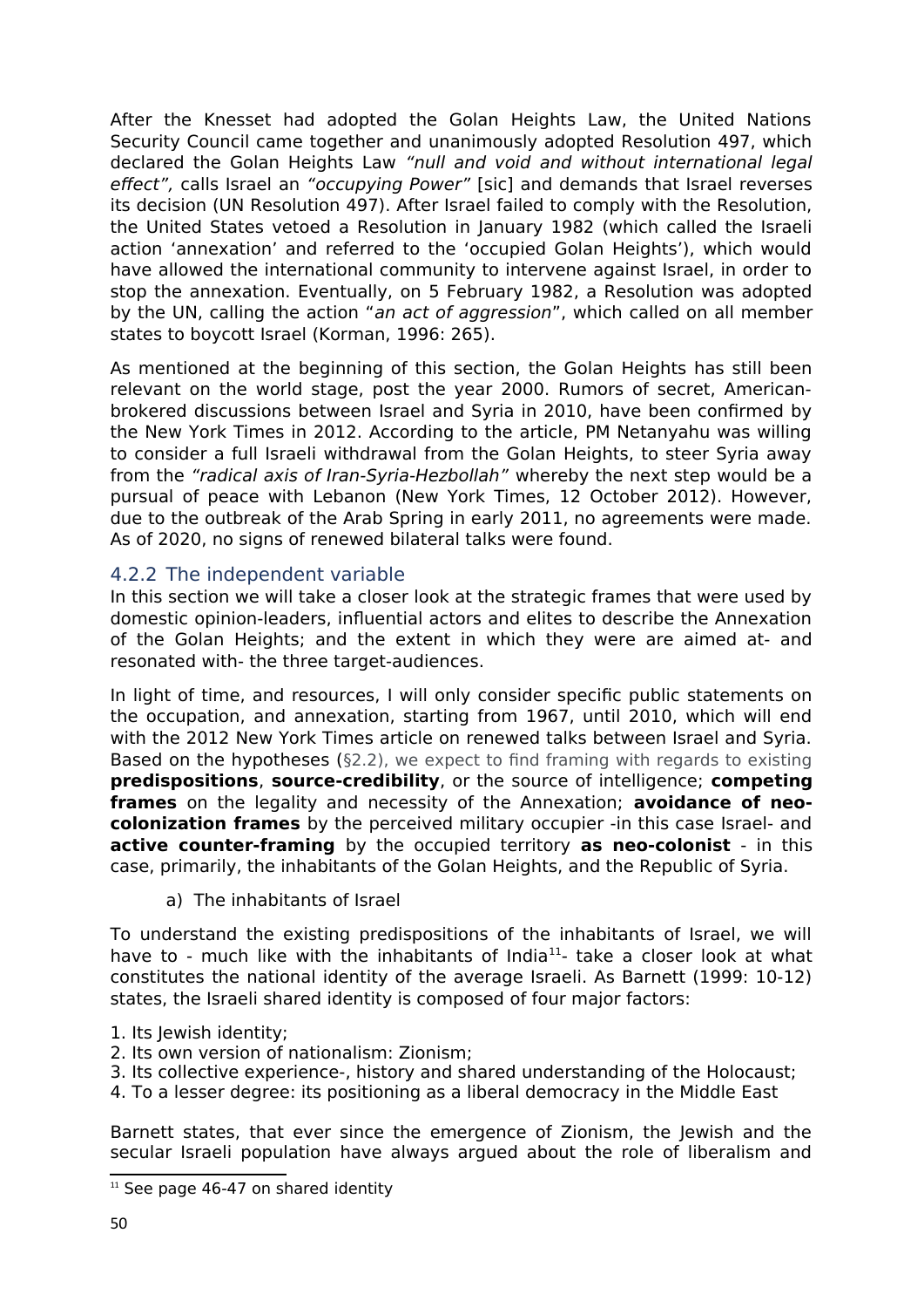After the Knesset had adopted the Golan Heights Law, the United Nations Security Council came together and unanimously adopted Resolution 497, which declared the Golan Heights Law *"null and void and without international legal effect",* calls Israel an *"occupying Power"* [sic] and demands that Israel reverses its decision (UN Resolution 497). After Israel failed to comply with the Resolution, the United States vetoed a Resolution in January 1982 (which called the Israeli action 'annexation' and referred to the 'occupied Golan Heights'), which would have allowed the international community to intervene against Israel, in order to stop the annexation. Eventually, on 5 February 1982, a Resolution was adopted by the UN, calling the action "*an act of aggression*", which called on all member states to boycott Israel (Korman, 1996: 265).

As mentioned at the beginning of this section, the Golan Heights has still been relevant on the world stage, post the year 2000. Rumors of secret, American-brokered discussions between Israel and Syria in 2010, have been confirmed by the New York Times in 2012. According to the article, PM Netanyahu was willing to consider a full Israeli withdrawal from the Golan Heights, to steer Syria away from the *"radical axis of Iran-Syria-Hezbollah"* whereby the next step would be a pursual of peace with Lebanon (New York Times, 12 October 2012). However, due to the outbreak of the Arab Spring in early 2011, no agreements were made. As of 2020, no signs of renewed bilateral talks were found.

### 4.2.2 The independent variable

In this section we will take a closer look at the strategic frames that were used by domestic opinion-leaders, influential actors and elites to describe the Annexation of the Golan Heights; and the extent in which they were are aimed at- and resonated with- the three target-audiences.

In light of time, and resources, I will only consider specific public statements on the occupation, and annexation, starting from 1967, until 2010, which will end with the 2012 New York Times article on renewed talks between Israel and Syria. Based on the hypotheses (§2.2), we expect to find framing with regards to existing **predispositions**, **source-credibility**, or the source of intelligence; **competing frames** on the legality and necessity of the Annexation; **avoidance of neo-colonization frames** by the perceived military occupier -in this case Israel- and **active counter-framing** by the occupied territory **as neo-colonist** - in this case, primarily, the inhabitants of the Golan Heights, and the Republic of Syria.

a) The inhabitants of Israel

To understand the existing predispositions of the inhabitants of Israel, we will have to - much like with the inhabitants of India[11]- take a closer look at what constitutes the national identity of the average Israeli. As Barnett (1999: 10-12) states, the Israeli shared identity is composed of four major factors:

1. Its Jewish identity;
2. Its own version of nationalism: Zionism;
3. Its collective experience-, history and shared understanding of the Holocaust;
4. To a lesser degree: its positioning as a liberal democracy in the Middle East

Barnett states, that ever since the emergence of Zionism, the Jewish and the secular Israeli population have always argued about the role of liberalism and

[11] See page 46-47 on shared identity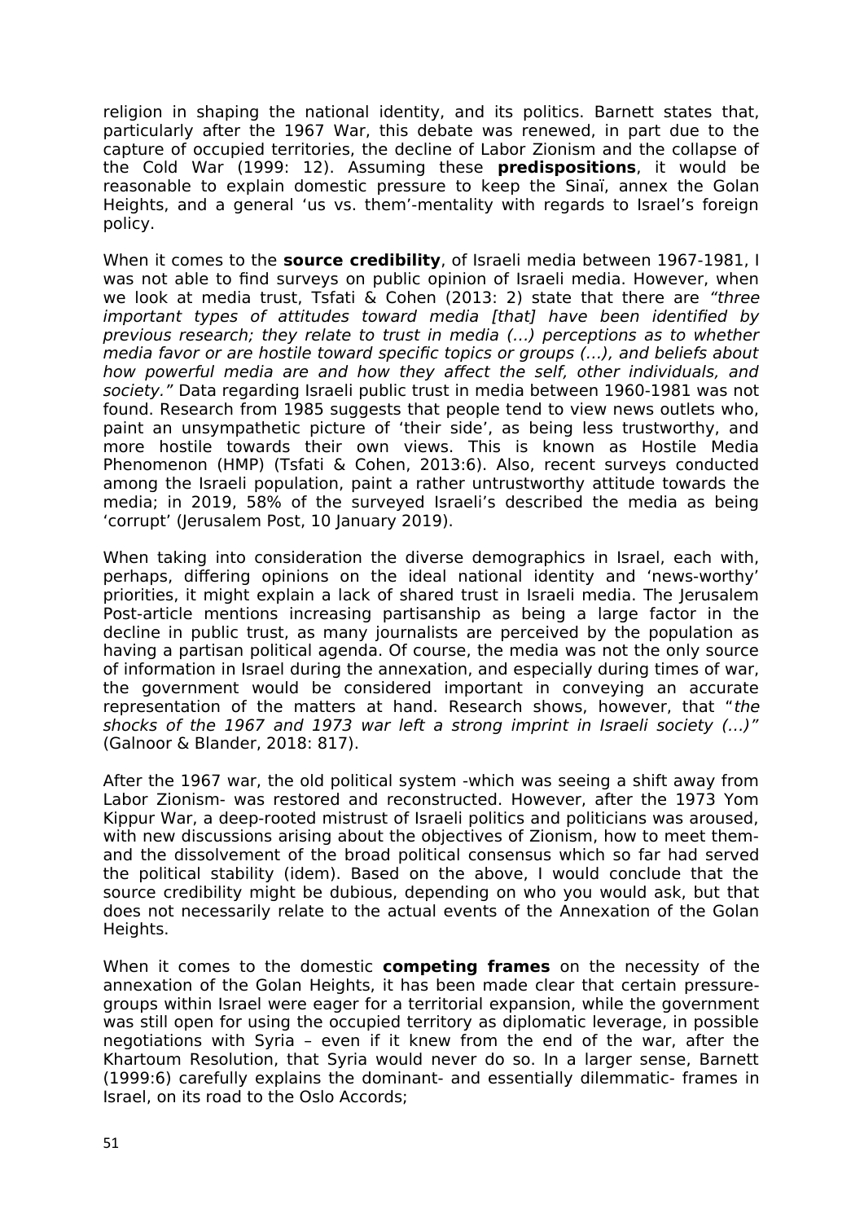religion in shaping the national identity, and its politics. Barnett states that, particularly after the 1967 War, this debate was renewed, in part due to the capture of occupied territories, the decline of Labor Zionism and the collapse of the Cold War (1999: 12). Assuming these **predispositions**, it would be reasonable to explain domestic pressure to keep the Sinaï, annex the Golan Heights, and a general 'us vs. them'-mentality with regards to Israel's foreign policy.

When it comes to the **source credibility**, of Israeli media between 1967-1981, I was not able to find surveys on public opinion of Israeli media. However, when we look at media trust, Tsfati & Cohen (2013: 2) state that there are *"three important types of attitudes toward media [that] have been identified by previous research; they relate to trust in media (…) perceptions as to whether media favor or are hostile toward specific topics or groups (…), and beliefs about how powerful media are and how they affect the self, other individuals, and society."* Data regarding Israeli public trust in media between 1960-1981 was not found. Research from 1985 suggests that people tend to view news outlets who, paint an unsympathetic picture of 'their side', as being less trustworthy, and more hostile towards their own views. This is known as Hostile Media Phenomenon (HMP) (Tsfati & Cohen, 2013:6). Also, recent surveys conducted among the Israeli population, paint a rather untrustworthy attitude towards the media; in 2019, 58% of the surveyed Israeli's described the media as being 'corrupt' (Jerusalem Post, 10 January 2019).

When taking into consideration the diverse demographics in Israel, each with, perhaps, differing opinions on the ideal national identity and 'news-worthy' priorities, it might explain a lack of shared trust in Israeli media. The Jerusalem Post-article mentions increasing partisanship as being a large factor in the decline in public trust, as many journalists are perceived by the population as having a partisan political agenda. Of course, the media was not the only source of information in Israel during the annexation, and especially during times of war, the government would be considered important in conveying an accurate representation of the matters at hand. Research shows, however, that "*the shocks of the 1967 and 1973 war left a strong imprint in Israeli society (…)"* (Galnoor & Blander, 2018: 817).

After the 1967 war, the old political system -which was seeing a shift away from Labor Zionism- was restored and reconstructed. However, after the 1973 Yom Kippur War, a deep-rooted mistrust of Israeli politics and politicians was aroused, with new discussions arising about the objectives of Zionism, how to meet them- and the dissolvement of the broad political consensus which so far had served the political stability (idem). Based on the above, I would conclude that the source credibility might be dubious, depending on who you would ask, but that does not necessarily relate to the actual events of the Annexation of the Golan Heights.

When it comes to the domestic **competing frames** on the necessity of the annexation of the Golan Heights, it has been made clear that certain pressure-groups within Israel were eager for a territorial expansion, while the government was still open for using the occupied territory as diplomatic leverage, in possible negotiations with Syria – even if it knew from the end of the war, after the Khartoum Resolution, that Syria would never do so. In a larger sense, Barnett (1999:6) carefully explains the dominant- and essentially dilemmatic- frames in Israel, on its road to the Oslo Accords;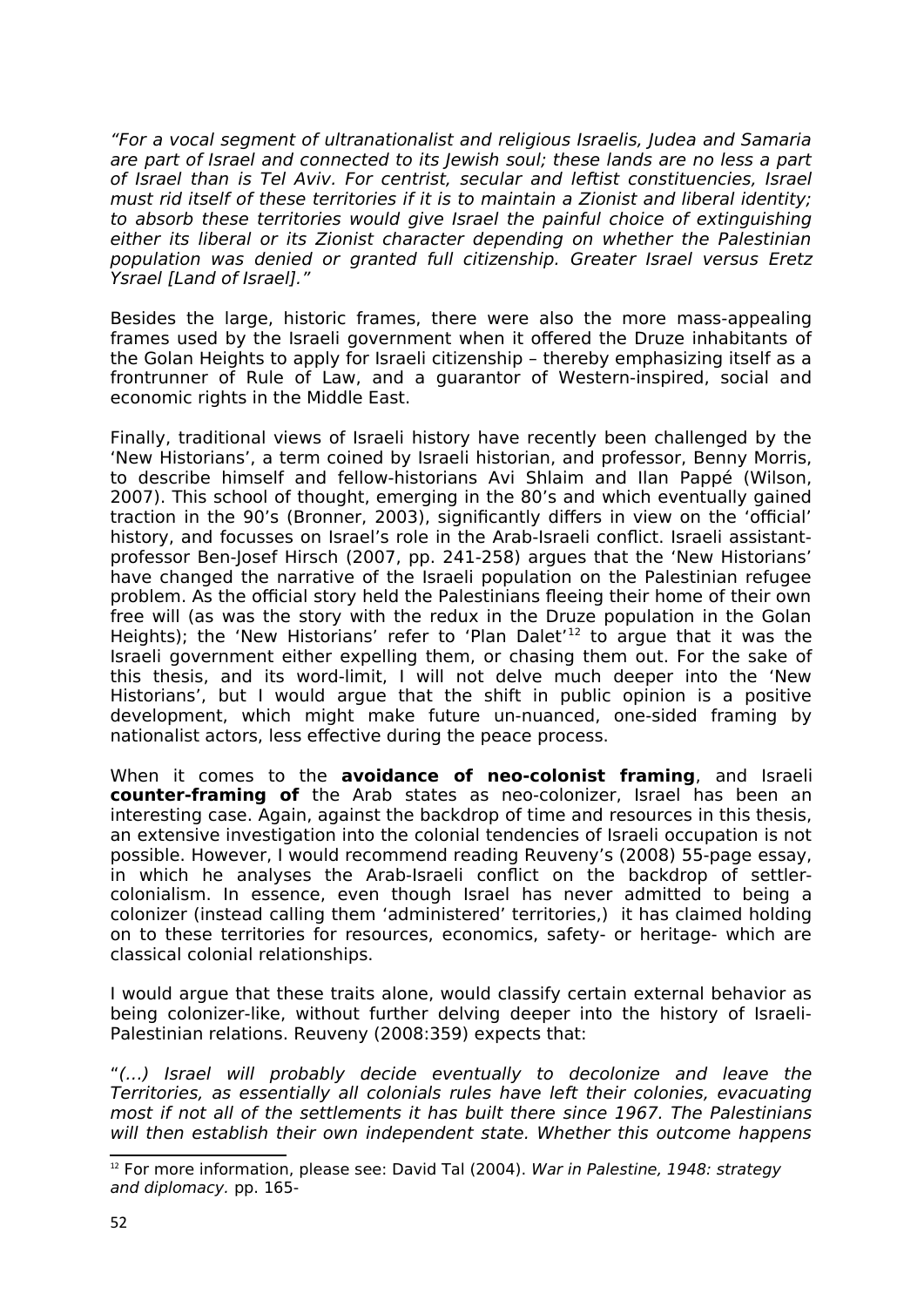*"For a vocal segment of ultranationalist and religious Israelis, Judea and Samaria are part of Israel and connected to its Jewish soul; these lands are no less a part of Israel than is Tel Aviv. For centrist, secular and leftist constituencies, Israel must rid itself of these territories if it is to maintain a Zionist and liberal identity; to absorb these territories would give Israel the painful choice of extinguishing either its liberal or its Zionist character depending on whether the Palestinian population was denied or granted full citizenship. Greater Israel versus Eretz Ysrael [Land of Israel]."*

Besides the large, historic frames, there were also the more mass-appealing frames used by the Israeli government when it offered the Druze inhabitants of the Golan Heights to apply for Israeli citizenship – thereby emphasizing itself as a frontrunner of Rule of Law, and a guarantor of Western-inspired, social and economic rights in the Middle East.

Finally, traditional views of Israeli history have recently been challenged by the 'New Historians', a term coined by Israeli historian, and professor, Benny Morris, to describe himself and fellow-historians Avi Shlaim and Ilan Pappé (Wilson, 2007). This school of thought, emerging in the 80's and which eventually gained traction in the 90's (Bronner, 2003), significantly differs in view on the 'official' history, and focusses on Israel's role in the Arab-Israeli conflict. Israeli assistant-professor Ben-Josef Hirsch (2007, pp. 241-258) argues that the 'New Historians' have changed the narrative of the Israeli population on the Palestinian refugee problem. As the official story held the Palestinians fleeing their home of their own free will (as was the story with the redux in the Druze population in the Golan Heights); the 'New Historians' refer to 'Plan Dalet'[12] to argue that it was the Israeli government either expelling them, or chasing them out. For the sake of this thesis, and its word-limit, I will not delve much deeper into the 'New Historians', but I would argue that the shift in public opinion is a positive development, which might make future un-nuanced, one-sided framing by nationalist actors, less effective during the peace process.

When it comes to the **avoidance of neo-colonist framing**, and Israeli **counter-framing of** the Arab states as neo-colonizer, Israel has been an interesting case. Again, against the backdrop of time and resources in this thesis, an extensive investigation into the colonial tendencies of Israeli occupation is not possible. However, I would recommend reading Reuveny's (2008) 55-page essay, in which he analyses the Arab-Israeli conflict on the backdrop of settler-colonialism. In essence, even though Israel has never admitted to being a colonizer (instead calling them 'administered' territories,) it has claimed holding on to these territories for resources, economics, safety- or heritage- which are classical colonial relationships.

I would argue that these traits alone, would classify certain external behavior as being colonizer-like, without further delving deeper into the history of Israeli-Palestinian relations. Reuveny (2008:359) expects that:

"*(...) Israel will probably decide eventually to decolonize and leave the Territories, as essentially all colonials rules have left their colonies, evacuating most if not all of the settlements it has built there since 1967. The Palestinians will then establish their own independent state. Whether this outcome happens*

[12] For more information, please see: David Tal (2004). *War in Palestine, 1948: strategy and diplomacy.* pp. 165-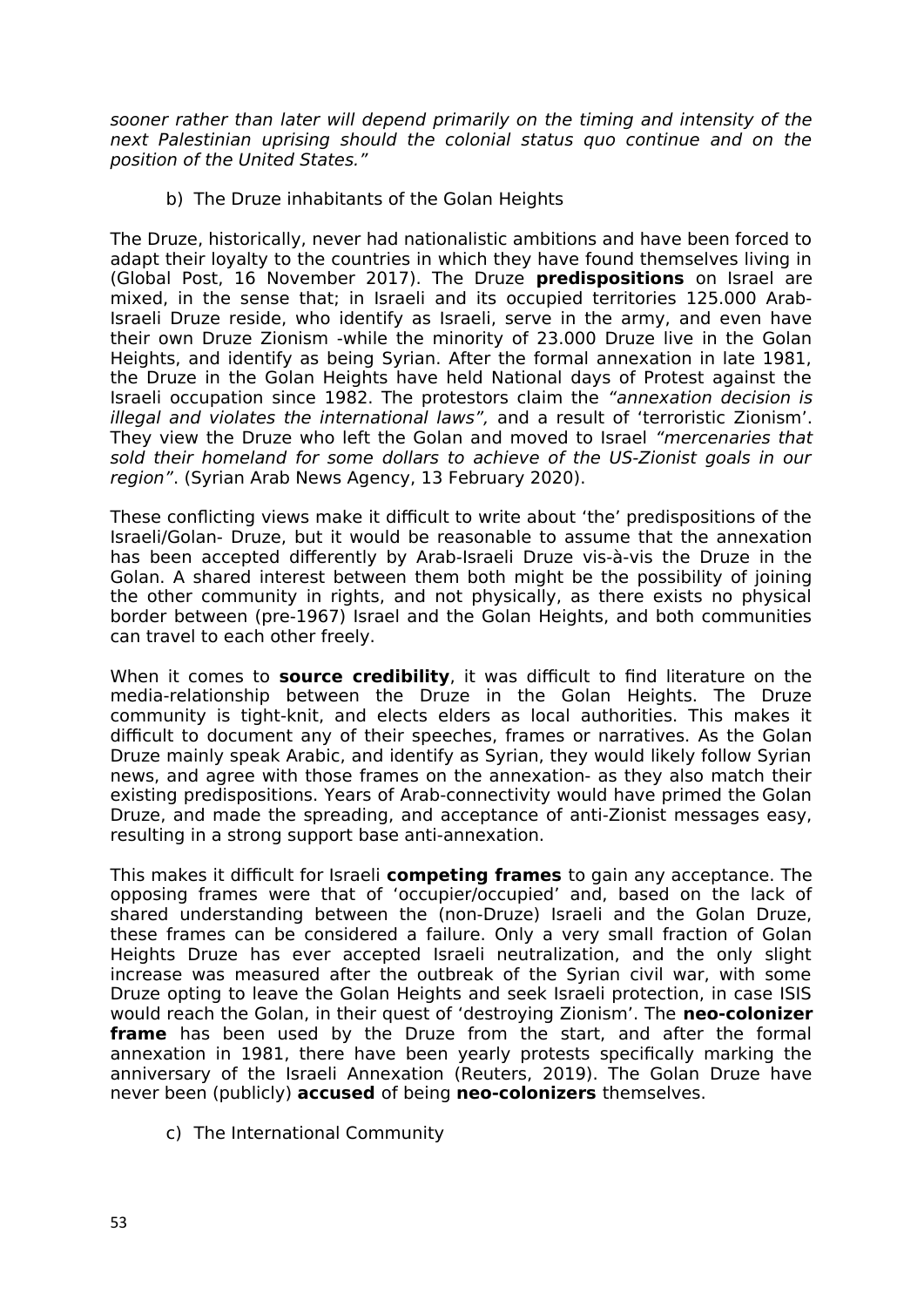*sooner rather than later will depend primarily on the timing and intensity of the next Palestinian uprising should the colonial status quo continue and on the position of the United States."*

b) The Druze inhabitants of the Golan Heights

The Druze, historically, never had nationalistic ambitions and have been forced to adapt their loyalty to the countries in which they have found themselves living in (Global Post, 16 November 2017). The Druze **predispositions** on Israel are mixed, in the sense that; in Israeli and its occupied territories 125.000 Arab-Israeli Druze reside, who identify as Israeli, serve in the army, and even have their own Druze Zionism -while the minority of 23.000 Druze live in the Golan Heights, and identify as being Syrian. After the formal annexation in late 1981, the Druze in the Golan Heights have held National days of Protest against the Israeli occupation since 1982. The protestors claim the *"annexation decision is illegal and violates the international laws",* and a result of 'terroristic Zionism'. They view the Druze who left the Golan and moved to Israel *"mercenaries that sold their homeland for some dollars to achieve of the US-Zionist goals in our region"*. (Syrian Arab News Agency, 13 February 2020).

These conflicting views make it difficult to write about 'the' predispositions of the Israeli/Golan- Druze, but it would be reasonable to assume that the annexation has been accepted differently by Arab-Israeli Druze vis-à-vis the Druze in the Golan. A shared interest between them both might be the possibility of joining the other community in rights, and not physically, as there exists no physical border between (pre-1967) Israel and the Golan Heights, and both communities can travel to each other freely.

When it comes to **source credibility**, it was difficult to find literature on the media-relationship between the Druze in the Golan Heights. The Druze community is tight-knit, and elects elders as local authorities. This makes it difficult to document any of their speeches, frames or narratives. As the Golan Druze mainly speak Arabic, and identify as Syrian, they would likely follow Syrian news, and agree with those frames on the annexation- as they also match their existing predispositions. Years of Arab-connectivity would have primed the Golan Druze, and made the spreading, and acceptance of anti-Zionist messages easy, resulting in a strong support base anti-annexation.

This makes it difficult for Israeli **competing frames** to gain any acceptance. The opposing frames were that of 'occupier/occupied' and, based on the lack of shared understanding between the (non-Druze) Israeli and the Golan Druze, these frames can be considered a failure. Only a very small fraction of Golan Heights Druze has ever accepted Israeli neutralization, and the only slight increase was measured after the outbreak of the Syrian civil war, with some Druze opting to leave the Golan Heights and seek Israeli protection, in case ISIS would reach the Golan, in their quest of 'destroying Zionism'. The **neo-colonizer frame** has been used by the Druze from the start, and after the formal annexation in 1981, there have been yearly protests specifically marking the anniversary of the Israeli Annexation (Reuters, 2019). The Golan Druze have never been (publicly) **accused** of being **neo-colonizers** themselves.

c) The International Community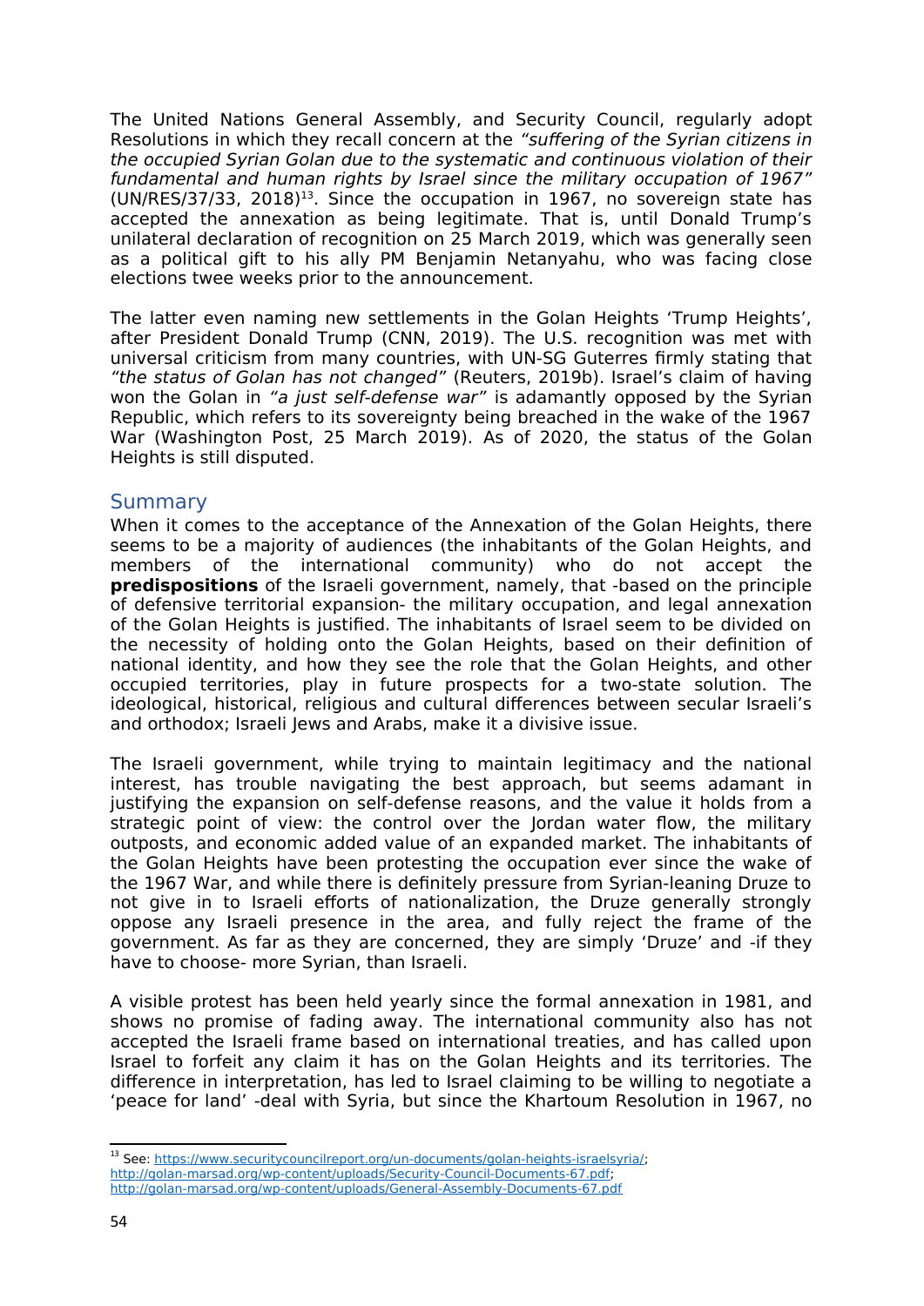The United Nations General Assembly, and Security Council, regularly adopt Resolutions in which they recall concern at the *"suffering of the Syrian citizens in the occupied Syrian Golan due to the systematic and continuous violation of their fundamental and human rights by Israel since the military occupation of 1967"* (UN/RES/37/33, 2018)[13]. Since the occupation in 1967, no sovereign state has accepted the annexation as being legitimate. That is, until Donald Trump's unilateral declaration of recognition on 25 March 2019, which was generally seen as a political gift to his ally PM Benjamin Netanyahu, who was facing close elections twee weeks prior to the announcement.

The latter even naming new settlements in the Golan Heights 'Trump Heights', after President Donald Trump (CNN, 2019). The U.S. recognition was met with universal criticism from many countries, with UN-SG Guterres firmly stating that *"the status of Golan has not changed"* (Reuters, 2019b). Israel's claim of having won the Golan in *"a just self-defense war"* is adamantly opposed by the Syrian Republic, which refers to its sovereignty being breached in the wake of the 1967 War (Washington Post, 25 March 2019). As of 2020, the status of the Golan Heights is still disputed.

## Summary

When it comes to the acceptance of the Annexation of the Golan Heights, there seems to be a majority of international audiences (the inhabitants of the Golan Heights, and members of the international community) who do not accept the **predispositions** of the Israeli government, namely, that -based on the principle of defensive territorial expansion- the military occupation, and legal annexation of the Golan Heights is justified. The inhabitants of Israel seem to be divided on the necessity of holding onto the Golan Heights, based on their definition of national identity, and how they see the role that the Golan Heights, and other occupied territories, play in future prospects for a two-state solution. The ideological, historical, religious and cultural differences between secular Israeli's and orthodox; Israeli Jews and Arabs, make it a divisive issue.

The Israeli government, while trying to maintain legitimacy and the national interest, has trouble navigating the best approach, but seems adamant in justifying the expansion on self-defense reasons, and the value it holds from a strategic point of view: the control over the Jordan water flow, the military outposts, and economic added value of an expanded market. The inhabitants of the Golan Heights have been protesting the occupation ever since the wake of the 1967 War, and while there is definitely pressure from Syrian-leaning Druze to not give in to Israeli efforts of nationalization, the Druze generally strongly oppose any Israeli presence in the area, and fully reject the frame of the government. As far as they are concerned, they are simply 'Druze' and -if they have to choose- more Syrian, than Israeli.

A visible protest has been held yearly since the formal annexation in 1981, and shows no promise of fading away. The international community also has not accepted the Israeli frame based on international treaties, and has called upon Israel to forfeit any claim it has on the Golan Heights and its territories. The difference in interpretation, has led to Israel claiming to be willing to negotiate a 'peace for land' -deal with Syria, but since the Khartoum Resolution in 1967, no

---

[13] See: https://www.securitycouncilreport.org/un-documents/golan-heights-israelsyria/; http://golan-marsad.org/wp-content/uploads/Security-Council-Documents-67.pdf; http://golan-marsad.org/wp-content/uploads/General-Assembly-Documents-67.pdf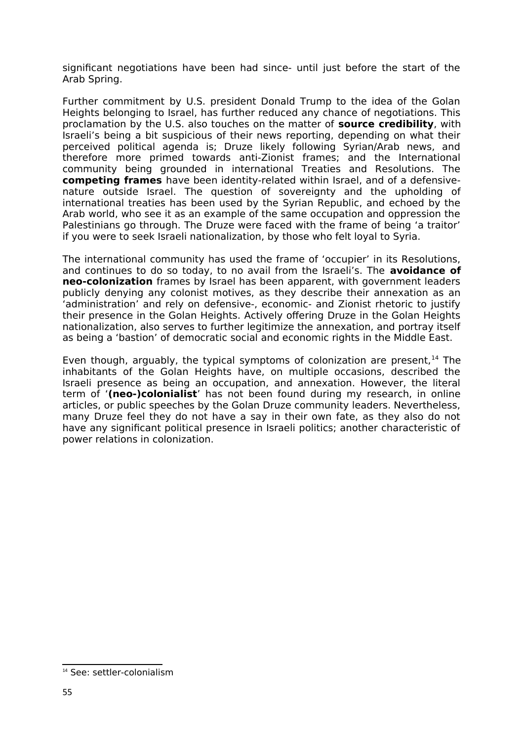significant negotiations have been had since- until just before the start of the Arab Spring.

Further commitment by U.S. president Donald Trump to the idea of the Golan Heights belonging to Israel, has further reduced any chance of negotiations. This proclamation by the U.S. also touches on the matter of **source credibility**, with Israeli's being a bit suspicious of their news reporting, depending on what their perceived political agenda is; Druze likely following Syrian/Arab news, and therefore more primed towards anti-Zionist frames; and the International community being grounded in international Treaties and Resolutions. The **competing frames** have been identity-related within Israel, and of a defensive-nature outside Israel. The question of sovereignty and the upholding of international treaties has been used by the Syrian Republic, and echoed by the Arab world, who see it as an example of the same occupation and oppression the Palestinians go through. The Druze were faced with the frame of being 'a traitor' if you were to seek Israeli nationalization, by those who felt loyal to Syria.

The international community has used the frame of 'occupier' in its Resolutions, and continues to do so today, to no avail from the Israeli's. The **avoidance of neo-colonization** frames by Israel has been apparent, with government leaders publicly denying any colonist motives, as they describe their annexation as an 'administration' and rely on defensive-, economic- and Zionist rhetoric to justify their presence in the Golan Heights. Actively offering Druze in the Golan Heights nationalization, also serves to further legitimize the annexation, and portray itself as being a 'bastion' of democratic social and economic rights in the Middle East.

Even though, arguably, the typical symptoms of colonization are present,[14] The inhabitants of the Golan Heights have, on multiple occasions, described the Israeli presence as being an occupation, and annexation. However, the literal term of '**(neo-)colonialist**' has not been found during my research, in online articles, or public speeches by the Golan Druze community leaders. Nevertheless, many Druze feel they do not have a say in their own fate, as they also do not have any significant political presence in Israeli politics; another characteristic of power relations in colonization.

[14] See: settler-colonialism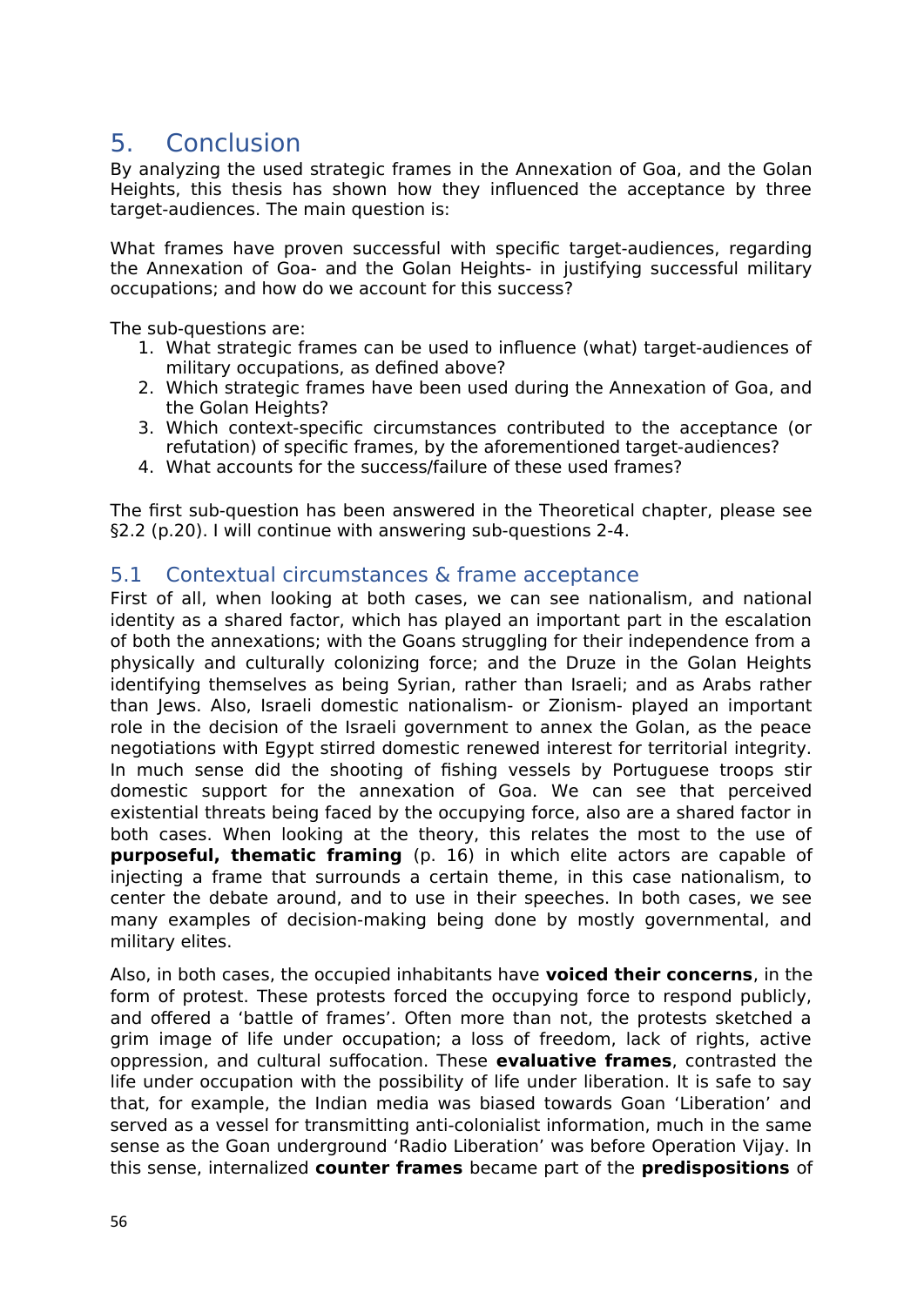# 5. Conclusion

By analyzing the used strategic frames in the Annexation of Goa, and the Golan Heights, this thesis has shown how they influenced the acceptance by three target-audiences. The main question is:

What frames have proven successful with specific target-audiences, regarding the Annexation of Goa- and the Golan Heights- in justifying successful military occupations; and how do we account for this success?

The sub-questions are:

1. What strategic frames can be used to influence (what) target-audiences of military occupations, as defined above?
2. Which strategic frames have been used during the Annexation of Goa, and the Golan Heights?
3. Which context-specific circumstances contributed to the acceptance (or refutation) of specific frames, by the aforementioned target-audiences?
4. What accounts for the success/failure of these used frames?

The first sub-question has been answered in the Theoretical chapter, please see §2.2 (p.20). I will continue with answering sub-questions 2-4.

## 5.1 Contextual circumstances & frame acceptance

First of all, when looking at both cases, we can see nationalism, and national identity as a shared factor, which has played an important part in the escalation of both the annexations; with the Goans struggling for their independence from a physically and culturally colonizing force; and the Druze in the Golan Heights identifying themselves as being Syrian, rather than Israeli; and as Arabs rather than Jews. Also, Israeli domestic nationalism- or Zionism- played an important role in the decision of the Israeli government to annex the Golan, as the peace negotiations with Egypt stirred domestic renewed interest for territorial integrity. In much sense did the shooting of fishing vessels by Portuguese troops stir domestic support for the annexation of Goa. We can see that perceived existential threats being faced by the occupying force, also are a shared factor in both cases. When looking at the theory, this relates the most to the use of **purposeful, thematic framing** (p. 16) in which elite actors are capable of injecting a frame that surrounds a certain theme, in this case nationalism, to center the debate around, and to use in their speeches. In both cases, we see many examples of decision-making being done by mostly governmental, and military elites.

Also, in both cases, the occupied inhabitants have **voiced their concerns**, in the form of protest. These protests forced the occupying force to respond publicly, and offered a 'battle of frames'. Often more than not, the protests sketched a grim image of life under occupation; a loss of freedom, lack of rights, active oppression, and cultural suffocation. These **evaluative frames**, contrasted the life under occupation with the possibility of life under liberation. It is safe to say that, for example, the Indian media was biased towards Goan 'Liberation' and served as a vessel for transmitting anti-colonialist information, much in the same sense as the Goan underground 'Radio Liberation' was before Operation Vijay. In this sense, internalized **counter frames** became part of the **predispositions** of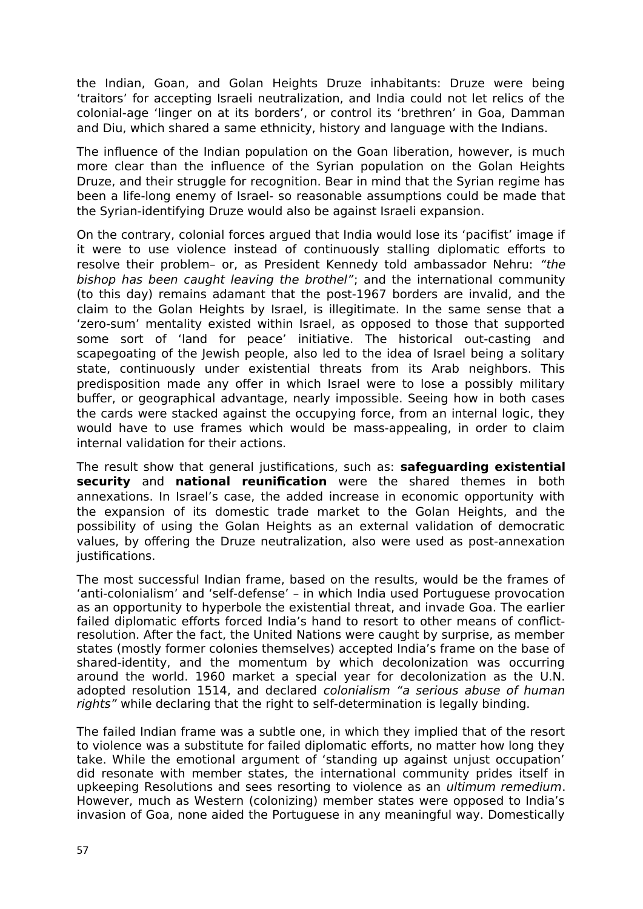the Indian, Goan, and Golan Heights Druze inhabitants: Druze were being 'traitors' for accepting Israeli neutralization, and India could not let relics of the colonial-age 'linger on at its borders', or control its 'brethren' in Goa, Damman and Diu, which shared a same ethnicity, history and language with the Indians.

The influence of the Indian population on the Goan liberation, however, is much more clear than the influence of the Syrian population on the Golan Heights Druze, and their struggle for recognition. Bear in mind that the Syrian regime has been a life-long enemy of Israel- so reasonable assumptions could be made that the Syrian-identifying Druze would also be against Israeli expansion.

On the contrary, colonial forces argued that India would lose its 'pacifist' image if it were to use violence instead of continuously stalling diplomatic efforts to resolve their problem– or, as President Kennedy told ambassador Nehru: *"the bishop has been caught leaving the brothel"*; and the international community (to this day) remains adamant that the post-1967 borders are invalid, and the claim to the Golan Heights by Israel, is illegitimate. In the same sense that a 'zero-sum' mentality existed within Israel, as opposed to those that supported some sort of 'land for peace' initiative. The historical out-casting and scapegoating of the Jewish people, also led to the idea of Israel being a solitary state, continuously under existential threats from its Arab neighbors. This predisposition made any offer in which Israel were to lose a possibly military buffer, or geographical advantage, nearly impossible. Seeing how in both cases the cards were stacked against the occupying force, from an internal logic, they would have to use frames which would be mass-appealing, in order to claim internal validation for their actions.

The result show that general justifications, such as: **safeguarding existential security** and **national reunification** were the shared themes in both annexations. In Israel's case, the added increase in economic opportunity with the expansion of its domestic trade market to the Golan Heights, and the possibility of using the Golan Heights as an external validation of democratic values, by offering the Druze neutralization, also were used as post-annexation justifications.

The most successful Indian frame, based on the results, would be the frames of 'anti-colonialism' and 'self-defense' – in which India used Portuguese provocation as an opportunity to hyperbole the existential threat, and invade Goa. The earlier failed diplomatic efforts forced India's hand to resort to other means of conflict-resolution. After the fact, the United Nations were caught by surprise, as member states (mostly former colonies themselves) accepted India's frame on the base of shared-identity, and the momentum by which decolonization was occurring around the world. 1960 market a special year for decolonization as the U.N. adopted resolution 1514, and declared *colonialism "a serious abuse of human rights"* while declaring that the right to self-determination is legally binding.

The failed Indian frame was a subtle one, in which they implied that of the resort to violence was a substitute for failed diplomatic efforts, no matter how long they take. While the emotional argument of 'standing up against unjust occupation' did resonate with member states, the international community prides itself in upkeeping Resolutions and sees resorting to violence as an *ultimum remedium*. However, much as Western (colonizing) member states were opposed to India's invasion of Goa, none aided the Portuguese in any meaningful way. Domestically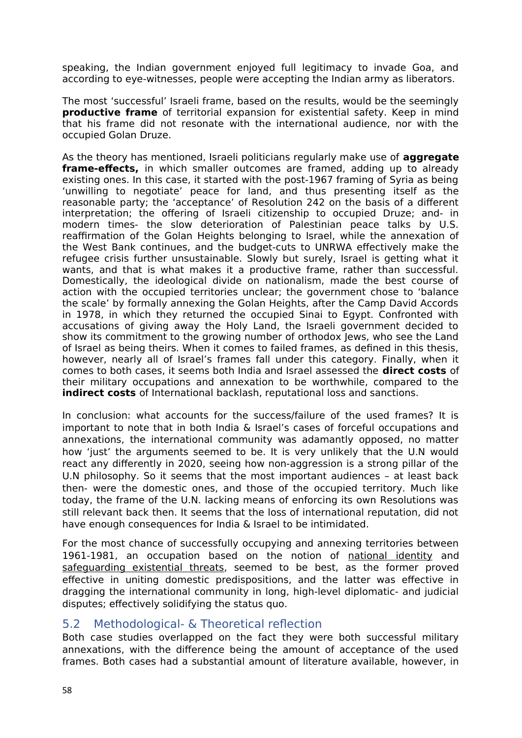speaking, the Indian government enjoyed full legitimacy to invade Goa, and according to eye-witnesses, people were accepting the Indian army as liberators.

The most 'successful' Israeli frame, based on the results, would be the seemingly **productive frame** of territorial expansion for existential safety. Keep in mind that his frame did not resonate with the international audience, nor with the occupied Golan Druze.

As the theory has mentioned, Israeli politicians regularly make use of **aggregate frame-effects,** in which smaller outcomes are framed, adding up to already existing ones. In this case, it started with the post-1967 framing of Syria as being 'unwilling to negotiate' peace for land, and thus presenting itself as the reasonable party; the 'acceptance' of Resolution 242 on the basis of a different interpretation; the offering of Israeli citizenship to occupied Druze; and- in modern times- the slow deterioration of Palestinian peace talks by U.S. reaffirmation of the Golan Heights belonging to Israel, while the annexation of the West Bank continues, and the budget-cuts to UNRWA effectively make the refugee crisis further unsustainable. Slowly but surely, Israel is getting what it wants, and that is what makes it a productive frame, rather than successful. Domestically, the ideological divide on nationalism, made the best course of action with the occupied territories unclear; the government chose to 'balance the scale' by formally annexing the Golan Heights, after the Camp David Accords in 1978, in which they returned the occupied Sinai to Egypt. Confronted with accusations of giving away the Holy Land, the Israeli government decided to show its commitment to the growing number of orthodox Jews, who see the Land of Israel as being theirs. When it comes to failed frames, as defined in this thesis, however, nearly all of Israel's frames fall under this category. Finally, when it comes to both cases, it seems both India and Israel assessed the **direct costs** of their military occupations and annexation to be worthwhile, compared to the **indirect costs** of International backlash, reputational loss and sanctions.

In conclusion: what accounts for the success/failure of the used frames? It is important to note that in both India & Israel's cases of forceful occupations and annexations, the international community was adamantly opposed, no matter how 'just' the arguments seemed to be. It is very unlikely that the U.N would react any differently in 2020, seeing how non-aggression is a strong pillar of the U.N philosophy. So it seems that the most important audiences – at least back then- were the domestic ones, and those of the occupied territory. Much like today, the frame of the U.N. lacking means of enforcing its own Resolutions was still relevant back then. It seems that the loss of international reputation, did not have enough consequences for India & Israel to be intimidated.

For the most chance of successfully occupying and annexing territories between 1961-1981, an occupation based on the notion of <u>national identity</u> and <u>safeguarding existential threats</u>, seemed to be best, as the former proved effective in uniting domestic predispositions, and the latter was effective in dragging the international community in long, high-level diplomatic- and judicial disputes; effectively solidifying the status quo.

## 5.2 Methodological- & Theoretical reflection

Both case studies overlapped on the fact they were both successful military annexations, with the difference being the amount of acceptance of the used frames. Both cases had a substantial amount of literature available, however, in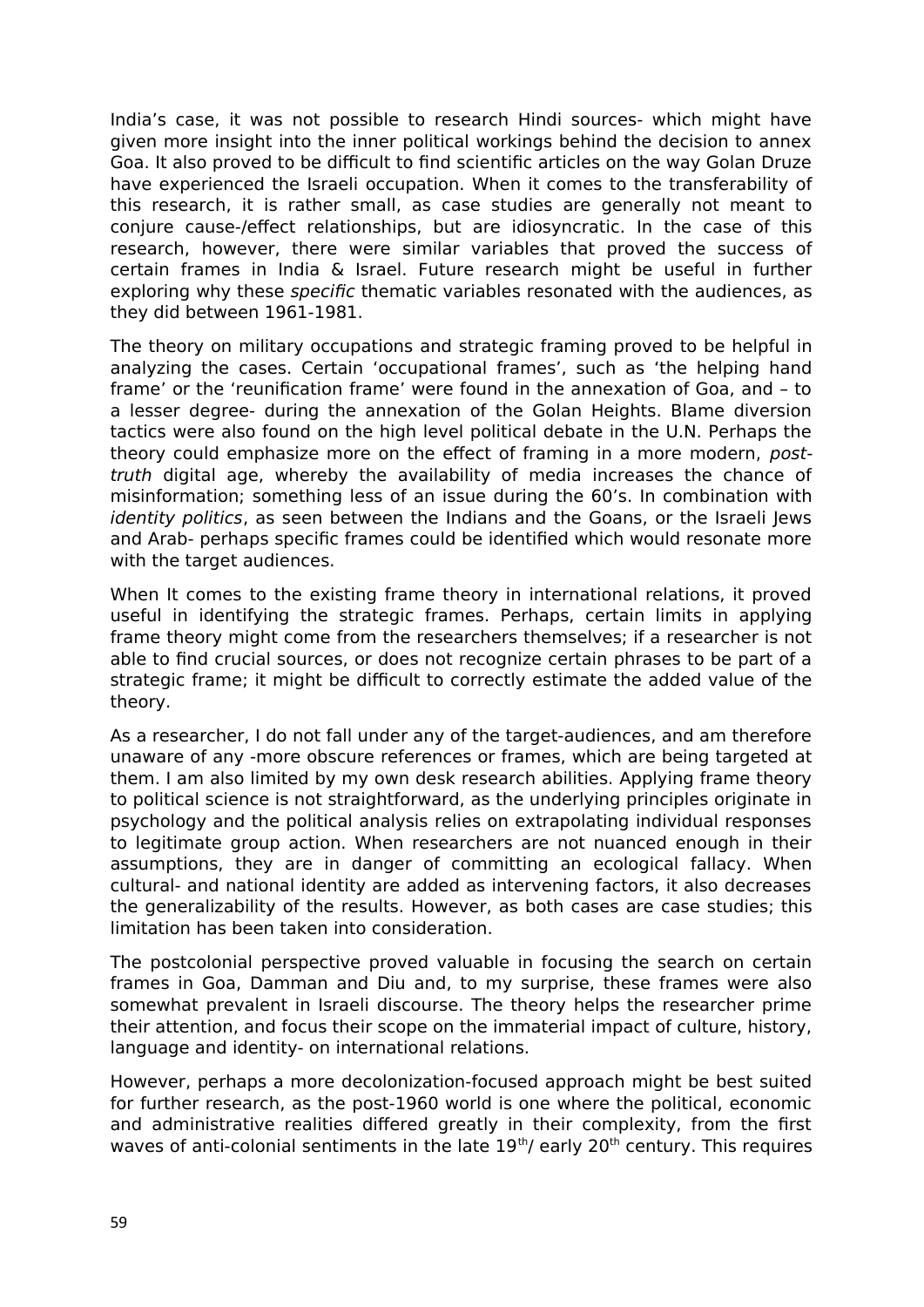India's case, it was not possible to research Hindi sources- which might have given more insight into the inner political workings behind the decision to annex Goa. It also proved to be difficult to find scientific articles on the way Golan Druze have experienced the Israeli occupation. When it comes to the transferability of this research, it is rather small, as case studies are generally not meant to conjure cause-/effect relationships, but are idiosyncratic. In the case of this research, however, there were similar variables that proved the success of certain frames in India & Israel. Future research might be useful in further exploring why these *specific* thematic variables resonated with the audiences, as they did between 1961-1981.

The theory on military occupations and strategic framing proved to be helpful in analyzing the cases. Certain 'occupational frames', such as 'the helping hand frame' or the 'reunification frame' were found in the annexation of Goa, and – to a lesser degree- during the annexation of the Golan Heights. Blame diversion tactics were also found on the high level political debate in the U.N. Perhaps the theory could emphasize more on the effect of framing in a more modern, *post-truth* digital age, whereby the availability of media increases the chance of misinformation; something less of an issue during the 60's. In combination with *identity politics*, as seen between the Indians and the Goans, or the Israeli Jews and Arab- perhaps specific frames could be identified which would resonate more with the target audiences.

When It comes to the existing frame theory in international relations, it proved useful in identifying the strategic frames. Perhaps, certain limits in applying frame theory might come from the researchers themselves; if a researcher is not able to find crucial sources, or does not recognize certain phrases to be part of a strategic frame; it might be difficult to correctly estimate the added value of the theory.

As a researcher, I do not fall under any of the target-audiences, and am therefore unaware of any -more obscure references or frames, which are being targeted at them. I am also limited by my own desk research abilities. Applying frame theory to political science is not straightforward, as the underlying principles originate in psychology and the political analysis relies on extrapolating individual responses to legitimate group action. When researchers are not nuanced enough in their assumptions, they are in danger of committing an ecological fallacy. When cultural- and national identity are added as intervening factors, it also decreases the generalizability of the results. However, as both cases are case studies; this limitation has been taken into consideration.

The postcolonial perspective proved valuable in focusing the search on certain frames in Goa, Damman and Diu and, to my surprise, these frames were also somewhat prevalent in Israeli discourse. The theory helps the researcher prime their attention, and focus their scope on the immaterial impact of culture, history, language and identity- on international relations.

However, perhaps a more decolonization-focused approach might be best suited for further research, as the post-1960 world is one where the political, economic and administrative realities differed greatly in their complexity, from the first waves of anti-colonial sentiments in the late 19th/ early 20th century. This requires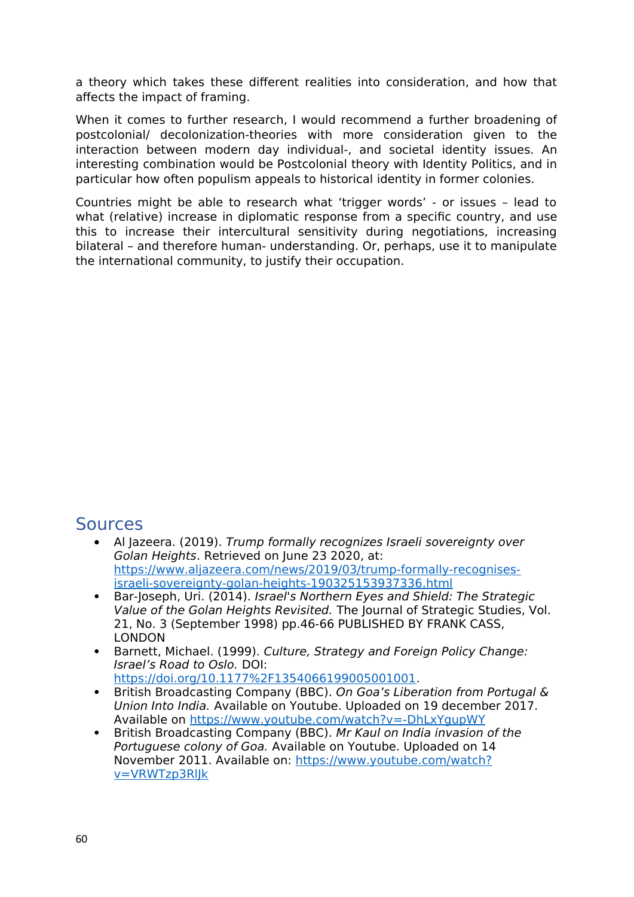a theory which takes these different realities into consideration, and how that affects the impact of framing.

When it comes to further research, I would recommend a further broadening of postcolonial/ decolonization-theories with more consideration given to the interaction between modern day individual-, and societal identity issues. An interesting combination would be Postcolonial theory with Identity Politics, and in particular how often populism appeals to historical identity in former colonies.

Countries might be able to research what 'trigger words' - or issues – lead to what (relative) increase in diplomatic response from a specific country, and use this to increase their intercultural sensitivity during negotiations, increasing bilateral – and therefore human- understanding. Or, perhaps, use it to manipulate the international community, to justify their occupation.

## Sources

- Al Jazeera. (2019). *Trump formally recognizes Israeli sovereignty over Golan Heights*. Retrieved on June 23 2020, at: https://www.aljazeera.com/news/2019/03/trump-formally-recognises-israeli-sovereignty-golan-heights-190325153937336.html
- Bar-Joseph, Uri. (2014). *Israel's Northern Eyes and Shield: The Strategic Value of the Golan Heights Revisited.* The Journal of Strategic Studies, Vol. 21, No. 3 (September 1998) pp.46-66 PUBLISHED BY FRANK CASS, LONDON
- Barnett, Michael. (1999). *Culture, Strategy and Foreign Policy Change: Israel's Road to Oslo.* DOI: https://doi.org/10.1177%2F1354066199005001001.
- British Broadcasting Company (BBC). *On Goa's Liberation from Portugal & Union Into India.* Available on Youtube. Uploaded on 19 december 2017. Available on https://www.youtube.com/watch?v=-DhLxYgupWY
- British Broadcasting Company (BBC). *Mr Kaul on India invasion of the Portuguese colony of Goa.* Available on Youtube. Uploaded on 14 November 2011. Available on: https://www.youtube.com/watch?v=VRWTzp3RlJk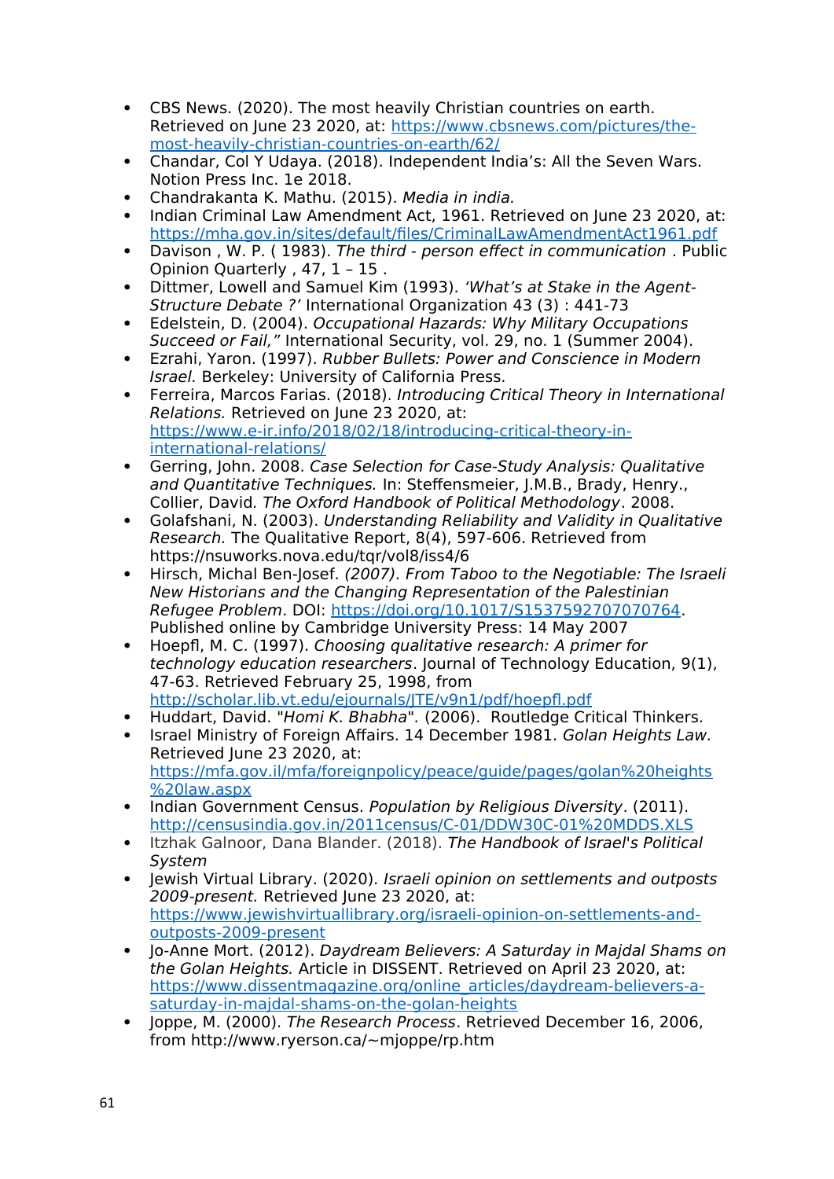- CBS News. (2020). The most heavily Christian countries on earth. Retrieved on June 23 2020, at: https://www.cbsnews.com/pictures/the-most-heavily-christian-countries-on-earth/62/
- Chandar, Col Y Udaya. (2018). Independent India's: All the Seven Wars. Notion Press Inc. 1e 2018.
- Chandrakanta K. Mathu. (2015). *Media in india.*
- Indian Criminal Law Amendment Act, 1961. Retrieved on June 23 2020, at: https://mha.gov.in/sites/default/files/CriminalLawAmendmentAct1961.pdf
- Davison , W. P. ( 1983). *The third - person effect in communication* . Public Opinion Quarterly , 47, 1 – 15 .
- Dittmer, Lowell and Samuel Kim (1993). *'What's at Stake in the Agent-Structure Debate ?'* International Organization 43 (3) : 441-73
- Edelstein, D. (2004). *Occupational Hazards: Why Military Occupations Succeed or Fail,"* International Security, vol. 29, no. 1 (Summer 2004).
- Ezrahi, Yaron. (1997). *Rubber Bullets: Power and Conscience in Modern Israel.* Berkeley: University of California Press.
- Ferreira, Marcos Farias. (2018). *Introducing Critical Theory in International Relations.* Retrieved on June 23 2020, at: https://www.e-ir.info/2018/02/18/introducing-critical-theory-in-international-relations/
- Gerring, John. 2008. *Case Selection for Case-Study Analysis: Qualitative and Quantitative Techniques.* In: Steffensmeier, J.M.B., Brady, Henry., Collier, David. *The Oxford Handbook of Political Methodology*. 2008.
- Golafshani, N. (2003). *Understanding Reliability and Validity in Qualitative Research.* The Qualitative Report, 8(4), 597-606. Retrieved from https://nsuworks.nova.edu/tqr/vol8/iss4/6
- Hirsch, Michal Ben-Josef. *(2007). From Taboo to the Negotiable: The Israeli New Historians and the Changing Representation of the Palestinian Refugee Problem*. DOI: https://doi.org/10.1017/S1537592707070764. Published online by Cambridge University Press: 14 May 2007
- Hoepfl, M. C. (1997). *Choosing qualitative research: A primer for technology education researchers*. Journal of Technology Education, 9(1), 47-63. Retrieved February 25, 1998, from http://scholar.lib.vt.edu/ejournals/JTE/v9n1/pdf/hoepfl.pdf
- Huddart, David. "*Homi K. Bhabha*". (2006). Routledge Critical Thinkers.
- Israel Ministry of Foreign Affairs. 14 December 1981. *Golan Heights Law.* Retrieved June 23 2020, at: https://mfa.gov.il/mfa/foreignpolicy/peace/guide/pages/golan%20heights%20law.aspx
- Indian Government Census. *Population by Religious Diversity*. (2011). http://censusindia.gov.in/2011census/C-01/DDW30C-01%20MDDS.XLS
- Itzhak Galnoor, Dana Blander. (2018). *The Handbook of Israel's Political System*
- Jewish Virtual Library. (2020). *Israeli opinion on settlements and outposts 2009-present.* Retrieved June 23 2020, at: https://www.jewishvirtuallibrary.org/israeli-opinion-on-settlements-and-outposts-2009-present
- Jo-Anne Mort. (2012). *Daydream Believers: A Saturday in Majdal Shams on the Golan Heights.* Article in DISSENT. Retrieved on April 23 2020, at: https://www.dissentmagazine.org/online_articles/daydream-believers-a-saturday-in-majdal-shams-on-the-golan-heights
- Joppe, M. (2000). *The Research Process*. Retrieved December 16, 2006, from http://www.ryerson.ca/~mjoppe/rp.htm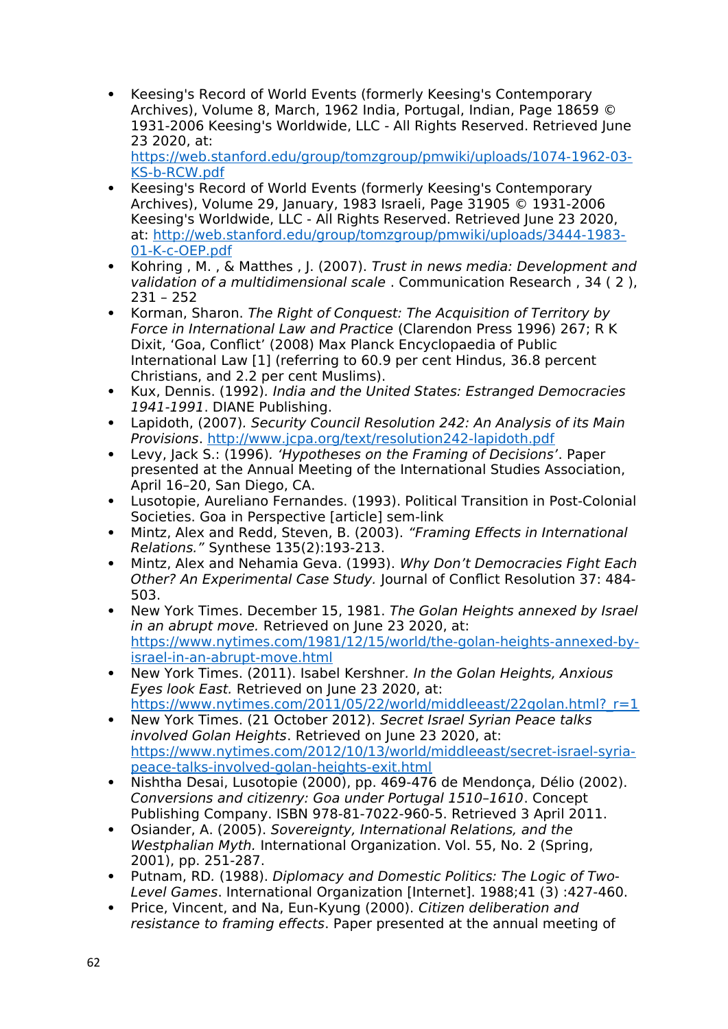- Keesing's Record of World Events (formerly Keesing's Contemporary Archives), Volume 8, March, 1962 India, Portugal, Indian, Page 18659 © 1931-2006 Keesing's Worldwide, LLC - All Rights Reserved. Retrieved June 23 2020, at: https://web.stanford.edu/group/tomzgroup/pmwiki/uploads/1074-1962-03-KS-b-RCW.pdf
- Keesing's Record of World Events (formerly Keesing's Contemporary Archives), Volume 29, January, 1983 Israeli, Page 31905 © 1931-2006 Keesing's Worldwide, LLC - All Rights Reserved. Retrieved June 23 2020, at: http://web.stanford.edu/group/tomzgroup/pmwiki/uploads/3444-1983-01-K-c-OEP.pdf
- Kohring , M. , & Matthes , J. (2007). *Trust in news media: Development and validation of a multidimensional scale* . Communication Research , 34 ( 2 ), 231 – 252
- Korman, Sharon. *The Right of Conquest: The Acquisition of Territory by Force in International Law and Practice* (Clarendon Press 1996) 267; R K Dixit, 'Goa, Conflict' (2008) Max Planck Encyclopaedia of Public International Law [1] (referring to 60.9 per cent Hindus, 36.8 percent Christians, and 2.2 per cent Muslims).
- Kux, Dennis. (1992). *India and the United States: Estranged Democracies 1941-1991*. DIANE Publishing.
- Lapidoth, (2007). *Security Council Resolution 242: An Analysis of its Main Provisions*. http://www.jcpa.org/text/resolution242-lapidoth.pdf
- Levy, Jack S.: (1996). *'Hypotheses on the Framing of Decisions'*. Paper presented at the Annual Meeting of the International Studies Association, April 16–20, San Diego, CA.
- Lusotopie, Aureliano Fernandes. (1993). Political Transition in Post-Colonial Societies. Goa in Perspective [article] sem-link
- Mintz, Alex and Redd, Steven, B. (2003). *"Framing Effects in International Relations."* Synthese 135(2):193-213.
- Mintz, Alex and Nehamia Geva. (1993). *Why Don't Democracies Fight Each Other? An Experimental Case Study.* Journal of Conflict Resolution 37: 484-503.
- New York Times. December 15, 1981. *The Golan Heights annexed by Israel in an abrupt move.* Retrieved on June 23 2020, at: https://www.nytimes.com/1981/12/15/world/the-golan-heights-annexed-by-israel-in-an-abrupt-move.html
- New York Times. (2011). Isabel Kershner. *In the Golan Heights, Anxious Eyes look East.* Retrieved on June 23 2020, at: https://www.nytimes.com/2011/05/22/world/middleeast/22golan.html?_r=1
- New York Times. (21 October 2012). *Secret Israel Syrian Peace talks involved Golan Heights*. Retrieved on June 23 2020, at: https://www.nytimes.com/2012/10/13/world/middleeast/secret-israel-syria-peace-talks-involved-golan-heights-exit.html
- Nishtha Desai, Lusotopie (2000), pp. 469-476 de Mendonça, Délio (2002). *Conversions and citizenry: Goa under Portugal 1510–1610*. Concept Publishing Company. ISBN 978-81-7022-960-5. Retrieved 3 April 2011.
- Osiander, A. (2005). *Sovereignty, International Relations, and the Westphalian Myth.* International Organization. Vol. 55, No. 2 (Spring, 2001), pp. 251-287.
- Putnam, RD. (1988). *Diplomacy and Domestic Politics: The Logic of Two-Level Games*. International Organization [Internet]. 1988;41 (3) :427-460.
- Price, Vincent, and Na, Eun-Kyung (2000). *Citizen deliberation and resistance to framing effects*. Paper presented at the annual meeting of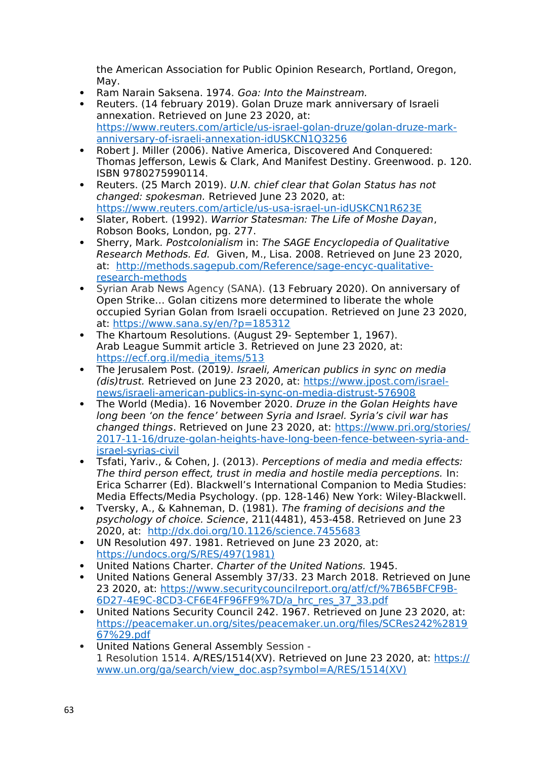the American Association for Public Opinion Research, Portland, Oregon, May.

- Ram Narain Saksena. 1974. *Goa: Into the Mainstream.*
- Reuters. (14 february 2019). Golan Druze mark anniversary of Israeli annexation. Retrieved on June 23 2020, at: https://www.reuters.com/article/us-israel-golan-druze/golan-druze-mark-anniversary-of-israeli-annexation-idUSKCN1Q3256
- Robert J. Miller (2006). Native America, Discovered And Conquered: Thomas Jefferson, Lewis & Clark, And Manifest Destiny. Greenwood. p. 120. ISBN 9780275990114.
- Reuters. (25 March 2019). *U.N. chief clear that Golan Status has not changed: spokesman.* Retrieved June 23 2020, at: https://www.reuters.com/article/us-usa-israel-un-idUSKCN1R623E
- Slater, Robert. (1992). *Warrior Statesman: The Life of Moshe Dayan*, Robson Books, London, pg. 277.
- Sherry, Mark. *Postcolonialism* in: *The SAGE Encyclopedia of Qualitative Research Methods. Ed.* Given, M., Lisa. 2008. Retrieved on June 23 2020, at: http://methods.sagepub.com/Reference/sage-encyc-qualitative-research-methods
- Syrian Arab News Agency (SANA). (13 February 2020). On anniversary of Open Strike… Golan citizens more determined to liberate the whole occupied Syrian Golan from Israeli occupation. Retrieved on June 23 2020, at: https://www.sana.sy/en/?p=185312
- The Khartoum Resolutions. (August 29- September 1, 1967). Arab League Summit article 3. Retrieved on June 23 2020, at: https://ecf.org.il/media_items/513
- The Jerusalem Post. (2019). *Israeli, American publics in sync on media (dis)trust.* Retrieved on June 23 2020, at: https://www.jpost.com/israel-news/israeli-american-publics-in-sync-on-media-distrust-576908
- The World (Media). 16 November 2020. *Druze in the Golan Heights have long been 'on the fence' between Syria and Israel. Syria's civil war has changed things*. Retrieved on June 23 2020, at: https://www.pri.org/stories/2017-11-16/druze-golan-heights-have-long-been-fence-between-syria-and-israel-syrias-civil
- Tsfati, Yariv., & Cohen, J. (2013). *Perceptions of media and media effects: The third person effect, trust in media and hostile media perceptions.* In: Erica Scharrer (Ed). Blackwell's International Companion to Media Studies: Media Effects/Media Psychology. (pp. 128-146) New York: Wiley-Blackwell.
- Tversky, A., & Kahneman, D. (1981). *The framing of decisions and the psychology of choice. Science*, 211(4481), 453-458. Retrieved on June 23 2020, at: http://dx.doi.org/10.1126/science.7455683
- UN Resolution 497. 1981. Retrieved on June 23 2020, at: https://undocs.org/S/RES/497(1981)
- United Nations Charter. *Charter of the United Nations.* 1945.
- United Nations General Assembly 37/33. 23 March 2018. Retrieved on June 23 2020, at: https://www.securitycouncilreport.org/atf/cf/%7B65BFCF9B-6D27-4E9C-8CD3-CF6E4FF96FF9%7D/a_hrc_res_37_33.pdf
- United Nations Security Council 242. 1967. Retrieved on June 23 2020, at: https://peacemaker.un.org/sites/peacemaker.un.org/files/SCRes242%281967%29.pdf
- United Nations General Assembly Session - 1 Resolution 1514. A/RES/1514(XV). Retrieved on June 23 2020, at: https://www.un.org/ga/search/view_doc.asp?symbol=A/RES/1514(XV)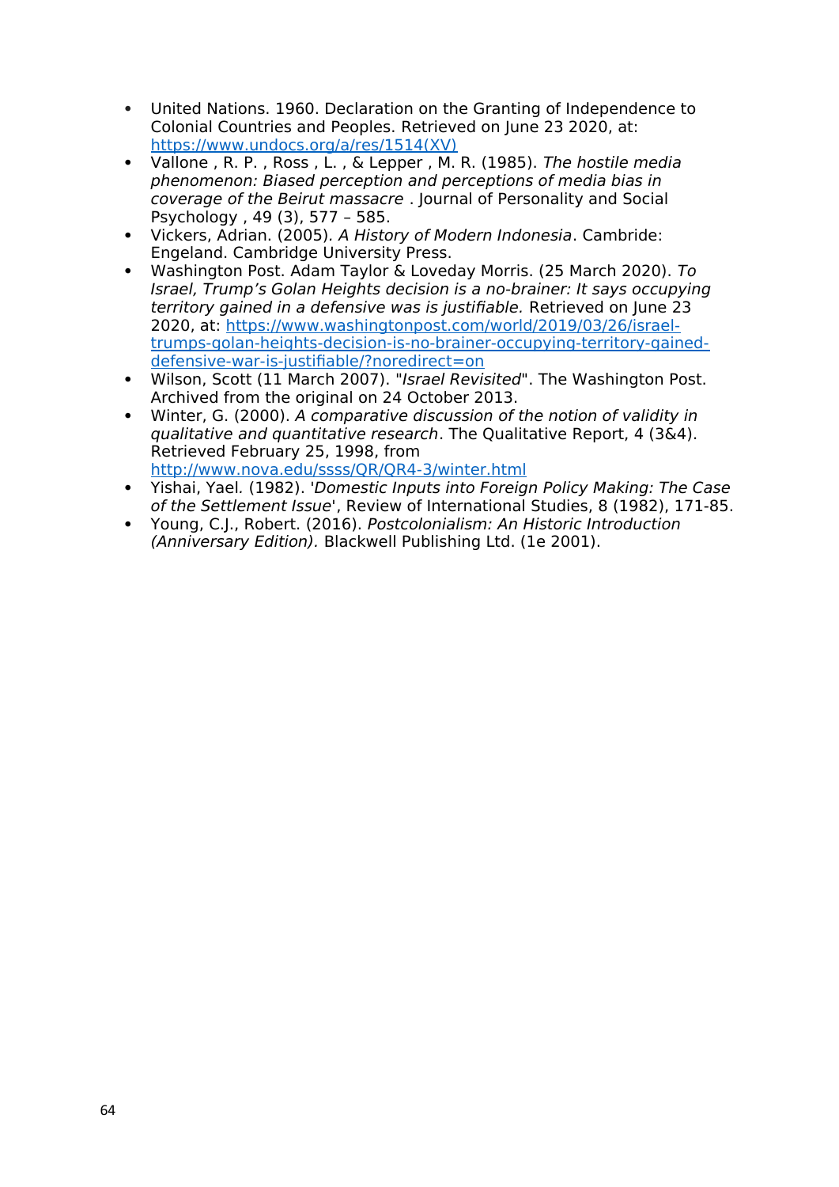- United Nations. 1960. Declaration on the Granting of Independence to Colonial Countries and Peoples. Retrieved on June 23 2020, at: https://www.undocs.org/a/res/1514(XV)
- Vallone , R. P. , Ross , L. , & Lepper , M. R. (1985). *The hostile media phenomenon: Biased perception and perceptions of media bias in coverage of the Beirut massacre* . Journal of Personality and Social Psychology , 49 (3), 577 – 585.
- Vickers, Adrian. (2005). *A History of Modern Indonesia*. Cambride: Engeland. Cambridge University Press.
- Washington Post. Adam Taylor & Loveday Morris. (25 March 2020). *To Israel, Trump's Golan Heights decision is a no-brainer: It says occupying territory gained in a defensive was is justifiable.* Retrieved on June 23 2020, at: https://www.washingtonpost.com/world/2019/03/26/israel-trumps-golan-heights-decision-is-no-brainer-occupying-territory-gained-defensive-war-is-justifiable/?noredirect=on
- Wilson, Scott (11 March 2007). "*Israel Revisited*". The Washington Post. Archived from the original on 24 October 2013.
- Winter, G. (2000). *A comparative discussion of the notion of validity in qualitative and quantitative research*. The Qualitative Report, 4 (3&4). Retrieved February 25, 1998, from http://www.nova.edu/ssss/QR/QR4-3/winter.html
- Yishai, Yael. (1982). '*Domestic Inputs into Foreign Policy Making: The Case of the Settlement Issue*', Review of International Studies, 8 (1982), 171-85.
- Young, C.J., Robert. (2016). *Postcolonialism: An Historic Introduction (Anniversary Edition).* Blackwell Publishing Ltd. (1e 2001).